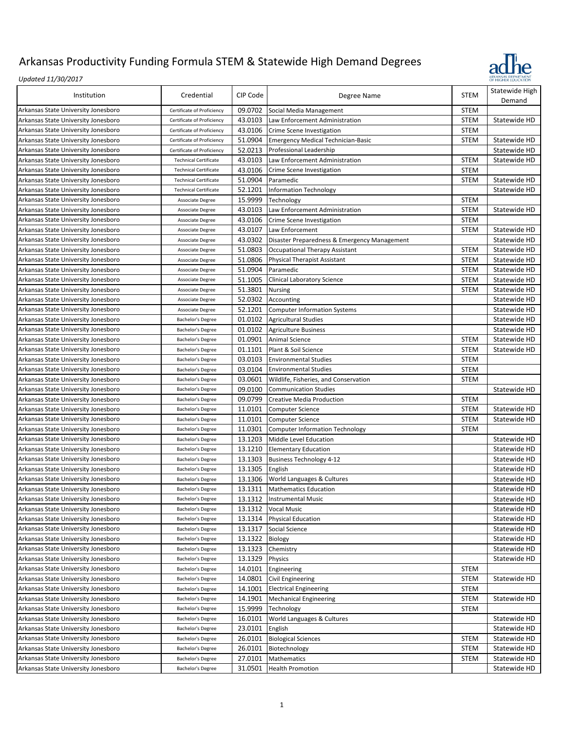# Arkansas Productivity Funding Formula STEM & Statewide High Demand Degrees

*Updated 11/30/2017*

| Institution | Credential | CIP Code | Degree Name | STEM | Statewide High Demand |
|---|---|---|---|---|---|
| Arkansas State University Jonesboro | Certificate of Proficiency | 09.0702 | Social Media Management | STEM | |
| Arkansas State University Jonesboro | Certificate of Proficiency | 43.0103 | Law Enforcement Administration | STEM | Statewide HD |
| Arkansas State University Jonesboro | Certificate of Proficiency | 43.0106 | Crime Scene Investigation | STEM | |
| Arkansas State University Jonesboro | Certificate of Proficiency | 51.0904 | Emergency Medical Technician-Basic | STEM | Statewide HD |
| Arkansas State University Jonesboro | Certificate of Proficiency | 52.0213 | Professional Leadership | | Statewide HD |
| Arkansas State University Jonesboro | Technical Certificate | 43.0103 | Law Enforcement Administration | STEM | Statewide HD |
| Arkansas State University Jonesboro | Technical Certificate | 43.0106 | Crime Scene Investigation | STEM | |
| Arkansas State University Jonesboro | Technical Certificate | 51.0904 | Paramedic | STEM | Statewide HD |
| Arkansas State University Jonesboro | Technical Certificate | 52.1201 | Information Technology | | Statewide HD |
| Arkansas State University Jonesboro | Associate Degree | 15.9999 | Technology | STEM | |
| Arkansas State University Jonesboro | Associate Degree | 43.0103 | Law Enforcement Administration | STEM | Statewide HD |
| Arkansas State University Jonesboro | Associate Degree | 43.0106 | Crime Scene Investigation | STEM | |
| Arkansas State University Jonesboro | Associate Degree | 43.0107 | Law Enforcement | STEM | Statewide HD |
| Arkansas State University Jonesboro | Associate Degree | 43.0302 | Disaster Preparedness & Emergency Management | | Statewide HD |
| Arkansas State University Jonesboro | Associate Degree | 51.0803 | Occupational Therapy Assistant | STEM | Statewide HD |
| Arkansas State University Jonesboro | Associate Degree | 51.0806 | Physical Therapist Assistant | STEM | Statewide HD |
| Arkansas State University Jonesboro | Associate Degree | 51.0904 | Paramedic | STEM | Statewide HD |
| Arkansas State University Jonesboro | Associate Degree | 51.1005 | Clinical Laboratory Science | STEM | Statewide HD |
| Arkansas State University Jonesboro | Associate Degree | 51.3801 | Nursing | STEM | Statewide HD |
| Arkansas State University Jonesboro | Associate Degree | 52.0302 | Accounting | | Statewide HD |
| Arkansas State University Jonesboro | Associate Degree | 52.1201 | Computer Information Systems | | Statewide HD |
| Arkansas State University Jonesboro | Bachelor's Degree | 01.0102 | Agricultural Studies | | Statewide HD |
| Arkansas State University Jonesboro | Bachelor's Degree | 01.0102 | Agriculture Business | | Statewide HD |
| Arkansas State University Jonesboro | Bachelor's Degree | 01.0901 | Animal Science | STEM | Statewide HD |
| Arkansas State University Jonesboro | Bachelor's Degree | 01.1101 | Plant & Soil Science | STEM | Statewide HD |
| Arkansas State University Jonesboro | Bachelor's Degree | 03.0103 | Environmental Studies | STEM | |
| Arkansas State University Jonesboro | Bachelor's Degree | 03.0104 | Environmental Studies | STEM | |
| Arkansas State University Jonesboro | Bachelor's Degree | 03.0601 | Wildlife, Fisheries, and Conservation | STEM | |
| Arkansas State University Jonesboro | Bachelor's Degree | 09.0100 | Communication Studies | | Statewide HD |
| Arkansas State University Jonesboro | Bachelor's Degree | 09.0799 | Creative Media Production | STEM | |
| Arkansas State University Jonesboro | Bachelor's Degree | 11.0101 | Computer Science | STEM | Statewide HD |
| Arkansas State University Jonesboro | Bachelor's Degree | 11.0101 | Computer Science | STEM | Statewide HD |
| Arkansas State University Jonesboro | Bachelor's Degree | 11.0301 | Computer Information Technology | STEM | |
| Arkansas State University Jonesboro | Bachelor's Degree | 13.1203 | Middle Level Education | | Statewide HD |
| Arkansas State University Jonesboro | Bachelor's Degree | 13.1210 | Elementary Education | | Statewide HD |
| Arkansas State University Jonesboro | Bachelor's Degree | 13.1303 | Business Technology 4-12 | | Statewide HD |
| Arkansas State University Jonesboro | Bachelor's Degree | 13.1305 | English | | Statewide HD |
| Arkansas State University Jonesboro | Bachelor's Degree | 13.1306 | World Languages & Cultures | | Statewide HD |
| Arkansas State University Jonesboro | Bachelor's Degree | 13.1311 | Mathematics Education | | Statewide HD |
| Arkansas State University Jonesboro | Bachelor's Degree | 13.1312 | Instrumental Music | | Statewide HD |
| Arkansas State University Jonesboro | Bachelor's Degree | 13.1312 | Vocal Music | | Statewide HD |
| Arkansas State University Jonesboro | Bachelor's Degree | 13.1314 | Physical Education | | Statewide HD |
| Arkansas State University Jonesboro | Bachelor's Degree | 13.1317 | Social Science | | Statewide HD |
| Arkansas State University Jonesboro | Bachelor's Degree | 13.1322 | Biology | | Statewide HD |
| Arkansas State University Jonesboro | Bachelor's Degree | 13.1323 | Chemistry | | Statewide HD |
| Arkansas State University Jonesboro | Bachelor's Degree | 13.1329 | Physics | | Statewide HD |
| Arkansas State University Jonesboro | Bachelor's Degree | 14.0101 | Engineering | STEM | |
| Arkansas State University Jonesboro | Bachelor's Degree | 14.0801 | Civil Engineering | STEM | Statewide HD |
| Arkansas State University Jonesboro | Bachelor's Degree | 14.1001 | Electrical Engineering | STEM | |
| Arkansas State University Jonesboro | Bachelor's Degree | 14.1901 | Mechanical Engineering | STEM | Statewide HD |
| Arkansas State University Jonesboro | Bachelor's Degree | 15.9999 | Technology | STEM | |
| Arkansas State University Jonesboro | Bachelor's Degree | 16.0101 | World Languages & Cultures | | Statewide HD |
| Arkansas State University Jonesboro | Bachelor's Degree | 23.0101 | English | | Statewide HD |
| Arkansas State University Jonesboro | Bachelor's Degree | 26.0101 | Biological Sciences | STEM | Statewide HD |
| Arkansas State University Jonesboro | Bachelor's Degree | 26.0101 | Biotechnology | STEM | Statewide HD |
| Arkansas State University Jonesboro | Bachelor's Degree | 27.0101 | Mathematics | STEM | Statewide HD |
| Arkansas State University Jonesboro | Bachelor's Degree | 31.0501 | Health Promotion | | Statewide HD |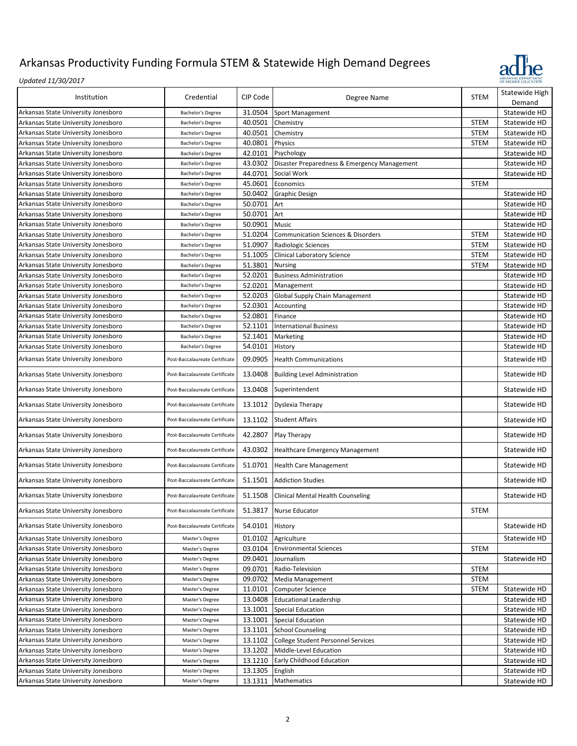# Arkansas Productivity Funding Formula STEM & Statewide High Demand Degrees

*Updated 11/30/2017*

| Institution | Credential | CIP Code | Degree Name | STEM | Statewide High Demand |
|---|---|---|---|---|---|
| Arkansas State University Jonesboro | Bachelor's Degree | 31.0504 | Sport Management | | Statewide HD |
| Arkansas State University Jonesboro | Bachelor's Degree | 40.0501 | Chemistry | STEM | Statewide HD |
| Arkansas State University Jonesboro | Bachelor's Degree | 40.0501 | Chemistry | STEM | Statewide HD |
| Arkansas State University Jonesboro | Bachelor's Degree | 40.0801 | Physics | STEM | Statewide HD |
| Arkansas State University Jonesboro | Bachelor's Degree | 42.0101 | Psychology | | Statewide HD |
| Arkansas State University Jonesboro | Bachelor's Degree | 43.0302 | Disaster Preparedness & Emergency Management | | Statewide HD |
| Arkansas State University Jonesboro | Bachelor's Degree | 44.0701 | Social Work | | Statewide HD |
| Arkansas State University Jonesboro | Bachelor's Degree | 45.0601 | Economics | STEM | |
| Arkansas State University Jonesboro | Bachelor's Degree | 50.0402 | Graphic Design | | Statewide HD |
| Arkansas State University Jonesboro | Bachelor's Degree | 50.0701 | Art | | Statewide HD |
| Arkansas State University Jonesboro | Bachelor's Degree | 50.0701 | Art | | Statewide HD |
| Arkansas State University Jonesboro | Bachelor's Degree | 50.0901 | Music | | Statewide HD |
| Arkansas State University Jonesboro | Bachelor's Degree | 51.0204 | Communication Sciences & Disorders | STEM | Statewide HD |
| Arkansas State University Jonesboro | Bachelor's Degree | 51.0907 | Radiologic Sciences | STEM | Statewide HD |
| Arkansas State University Jonesboro | Bachelor's Degree | 51.1005 | Clinical Laboratory Science | STEM | Statewide HD |
| Arkansas State University Jonesboro | Bachelor's Degree | 51.3801 | Nursing | STEM | Statewide HD |
| Arkansas State University Jonesboro | Bachelor's Degree | 52.0201 | Business Administration | | Statewide HD |
| Arkansas State University Jonesboro | Bachelor's Degree | 52.0201 | Management | | Statewide HD |
| Arkansas State University Jonesboro | Bachelor's Degree | 52.0203 | Global Supply Chain Management | | Statewide HD |
| Arkansas State University Jonesboro | Bachelor's Degree | 52.0301 | Accounting | | Statewide HD |
| Arkansas State University Jonesboro | Bachelor's Degree | 52.0801 | Finance | | Statewide HD |
| Arkansas State University Jonesboro | Bachelor's Degree | 52.1101 | International Business | | Statewide HD |
| Arkansas State University Jonesboro | Bachelor's Degree | 52.1401 | Marketing | | Statewide HD |
| Arkansas State University Jonesboro | Bachelor's Degree | 54.0101 | History | | Statewide HD |
| Arkansas State University Jonesboro | Post-Baccalaureate Certificate | 09.0905 | Health Communications | | Statewide HD |
| Arkansas State University Jonesboro | Post-Baccalaureate Certificate | 13.0408 | Building Level Administration | | Statewide HD |
| Arkansas State University Jonesboro | Post-Baccalaureate Certificate | 13.0408 | Superintendent | | Statewide HD |
| Arkansas State University Jonesboro | Post-Baccalaureate Certificate | 13.1012 | Dyslexia Therapy | | Statewide HD |
| Arkansas State University Jonesboro | Post-Baccalaureate Certificate | 13.1102 | Student Affairs | | Statewide HD |
| Arkansas State University Jonesboro | Post-Baccalaureate Certificate | 42.2807 | Play Therapy | | Statewide HD |
| Arkansas State University Jonesboro | Post-Baccalaureate Certificate | 43.0302 | Healthcare Emergency Management | | Statewide HD |
| Arkansas State University Jonesboro | Post-Baccalaureate Certificate | 51.0701 | Health Care Management | | Statewide HD |
| Arkansas State University Jonesboro | Post-Baccalaureate Certificate | 51.1501 | Addiction Studies | | Statewide HD |
| Arkansas State University Jonesboro | Post-Baccalaureate Certificate | 51.1508 | Clinical Mental Health Counseling | | Statewide HD |
| Arkansas State University Jonesboro | Post-Baccalaureate Certificate | 51.3817 | Nurse Educator | STEM | |
| Arkansas State University Jonesboro | Post-Baccalaureate Certificate | 54.0101 | History | | Statewide HD |
| Arkansas State University Jonesboro | Master's Degree | 01.0102 | Agriculture | | Statewide HD |
| Arkansas State University Jonesboro | Master's Degree | 03.0104 | Environmental Sciences | STEM | |
| Arkansas State University Jonesboro | Master's Degree | 09.0401 | Journalism | | Statewide HD |
| Arkansas State University Jonesboro | Master's Degree | 09.0701 | Radio-Television | STEM | |
| Arkansas State University Jonesboro | Master's Degree | 09.0702 | Media Management | STEM | |
| Arkansas State University Jonesboro | Master's Degree | 11.0101 | Computer Science | STEM | Statewide HD |
| Arkansas State University Jonesboro | Master's Degree | 13.0408 | Educational Leadership | | Statewide HD |
| Arkansas State University Jonesboro | Master's Degree | 13.1001 | Special Education | | Statewide HD |
| Arkansas State University Jonesboro | Master's Degree | 13.1001 | Special Education | | Statewide HD |
| Arkansas State University Jonesboro | Master's Degree | 13.1101 | School Counseling | | Statewide HD |
| Arkansas State University Jonesboro | Master's Degree | 13.1102 | College Student Personnel Services | | Statewide HD |
| Arkansas State University Jonesboro | Master's Degree | 13.1202 | Middle-Level Education | | Statewide HD |
| Arkansas State University Jonesboro | Master's Degree | 13.1210 | Early Childhood Education | | Statewide HD |
| Arkansas State University Jonesboro | Master's Degree | 13.1305 | English | | Statewide HD |
| Arkansas State University Jonesboro | Master's Degree | 13.1311 | Mathematics | | Statewide HD |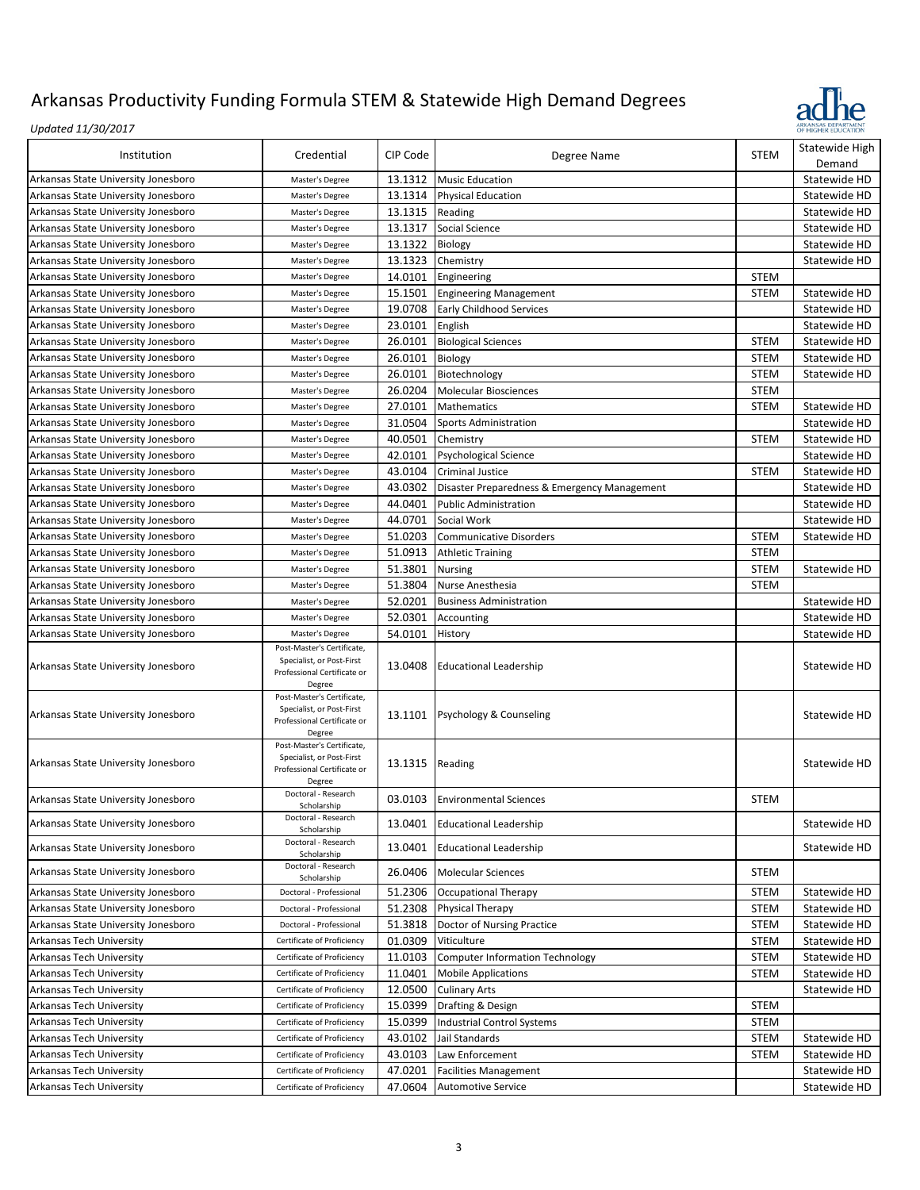# Arkansas Productivity Funding Formula STEM & Statewide High Demand Degrees

*Updated 11/30/2017*

| Institution | Credential | CIP Code | Degree Name | STEM | Statewide High Demand |
|---|---|---|---|---|---|
| Arkansas State University Jonesboro | Master's Degree | 13.1312 | Music Education | | Statewide HD |
| Arkansas State University Jonesboro | Master's Degree | 13.1314 | Physical Education | | Statewide HD |
| Arkansas State University Jonesboro | Master's Degree | 13.1315 | Reading | | Statewide HD |
| Arkansas State University Jonesboro | Master's Degree | 13.1317 | Social Science | | Statewide HD |
| Arkansas State University Jonesboro | Master's Degree | 13.1322 | Biology | | Statewide HD |
| Arkansas State University Jonesboro | Master's Degree | 13.1323 | Chemistry | | Statewide HD |
| Arkansas State University Jonesboro | Master's Degree | 14.0101 | Engineering | STEM | |
| Arkansas State University Jonesboro | Master's Degree | 15.1501 | Engineering Management | STEM | Statewide HD |
| Arkansas State University Jonesboro | Master's Degree | 19.0708 | Early Childhood Services | | Statewide HD |
| Arkansas State University Jonesboro | Master's Degree | 23.0101 | English | | Statewide HD |
| Arkansas State University Jonesboro | Master's Degree | 26.0101 | Biological Sciences | STEM | Statewide HD |
| Arkansas State University Jonesboro | Master's Degree | 26.0101 | Biology | STEM | Statewide HD |
| Arkansas State University Jonesboro | Master's Degree | 26.0101 | Biotechnology | STEM | Statewide HD |
| Arkansas State University Jonesboro | Master's Degree | 26.0204 | Molecular Biosciences | STEM | |
| Arkansas State University Jonesboro | Master's Degree | 27.0101 | Mathematics | STEM | Statewide HD |
| Arkansas State University Jonesboro | Master's Degree | 31.0504 | Sports Administration | | Statewide HD |
| Arkansas State University Jonesboro | Master's Degree | 40.0501 | Chemistry | STEM | Statewide HD |
| Arkansas State University Jonesboro | Master's Degree | 42.0101 | Psychological Science | | Statewide HD |
| Arkansas State University Jonesboro | Master's Degree | 43.0104 | Criminal Justice | STEM | Statewide HD |
| Arkansas State University Jonesboro | Master's Degree | 43.0302 | Disaster Preparedness & Emergency Management | | Statewide HD |
| Arkansas State University Jonesboro | Master's Degree | 44.0401 | Public Administration | | Statewide HD |
| Arkansas State University Jonesboro | Master's Degree | 44.0701 | Social Work | | Statewide HD |
| Arkansas State University Jonesboro | Master's Degree | 51.0203 | Communicative Disorders | STEM | Statewide HD |
| Arkansas State University Jonesboro | Master's Degree | 51.0913 | Athletic Training | STEM | |
| Arkansas State University Jonesboro | Master's Degree | 51.3801 | Nursing | STEM | Statewide HD |
| Arkansas State University Jonesboro | Master's Degree | 51.3804 | Nurse Anesthesia | STEM | |
| Arkansas State University Jonesboro | Master's Degree | 52.0201 | Business Administration | | Statewide HD |
| Arkansas State University Jonesboro | Master's Degree | 52.0301 | Accounting | | Statewide HD |
| Arkansas State University Jonesboro | Master's Degree | 54.0101 | History | | Statewide HD |
| Arkansas State University Jonesboro | Post-Master's Certificate, Specialist, or Post-First Professional Certificate or Degree | 13.0408 | Educational Leadership | | Statewide HD |
| Arkansas State University Jonesboro | Post-Master's Certificate, Specialist, or Post-First Professional Certificate or Degree | 13.1101 | Psychology & Counseling | | Statewide HD |
| Arkansas State University Jonesboro | Post-Master's Certificate, Specialist, or Post-First Professional Certificate or Degree | 13.1315 | Reading | | Statewide HD |
| Arkansas State University Jonesboro | Doctoral - Research Scholarship | 03.0103 | Environmental Sciences | STEM | |
| Arkansas State University Jonesboro | Doctoral - Research Scholarship | 13.0401 | Educational Leadership | | Statewide HD |
| Arkansas State University Jonesboro | Doctoral - Research Scholarship | 13.0401 | Educational Leadership | | Statewide HD |
| Arkansas State University Jonesboro | Doctoral - Research Scholarship | 26.0406 | Molecular Sciences | STEM | |
| Arkansas State University Jonesboro | Doctoral - Professional | 51.2306 | Occupational Therapy | STEM | Statewide HD |
| Arkansas State University Jonesboro | Doctoral - Professional | 51.2308 | Physical Therapy | STEM | Statewide HD |
| Arkansas State University Jonesboro | Doctoral - Professional | 51.3818 | Doctor of Nursing Practice | STEM | Statewide HD |
| Arkansas Tech University | Certificate of Proficiency | 01.0309 | Viticulture | STEM | Statewide HD |
| Arkansas Tech University | Certificate of Proficiency | 11.0103 | Computer Information Technology | STEM | Statewide HD |
| Arkansas Tech University | Certificate of Proficiency | 11.0401 | Mobile Applications | STEM | Statewide HD |
| Arkansas Tech University | Certificate of Proficiency | 12.0500 | Culinary Arts | | Statewide HD |
| Arkansas Tech University | Certificate of Proficiency | 15.0399 | Drafting & Design | STEM | |
| Arkansas Tech University | Certificate of Proficiency | 15.0399 | Industrial Control Systems | STEM | |
| Arkansas Tech University | Certificate of Proficiency | 43.0102 | Jail Standards | STEM | Statewide HD |
| Arkansas Tech University | Certificate of Proficiency | 43.0103 | Law Enforcement | STEM | Statewide HD |
| Arkansas Tech University | Certificate of Proficiency | 47.0201 | Facilities Management | | Statewide HD |
| Arkansas Tech University | Certificate of Proficiency | 47.0604 | Automotive Service | | Statewide HD |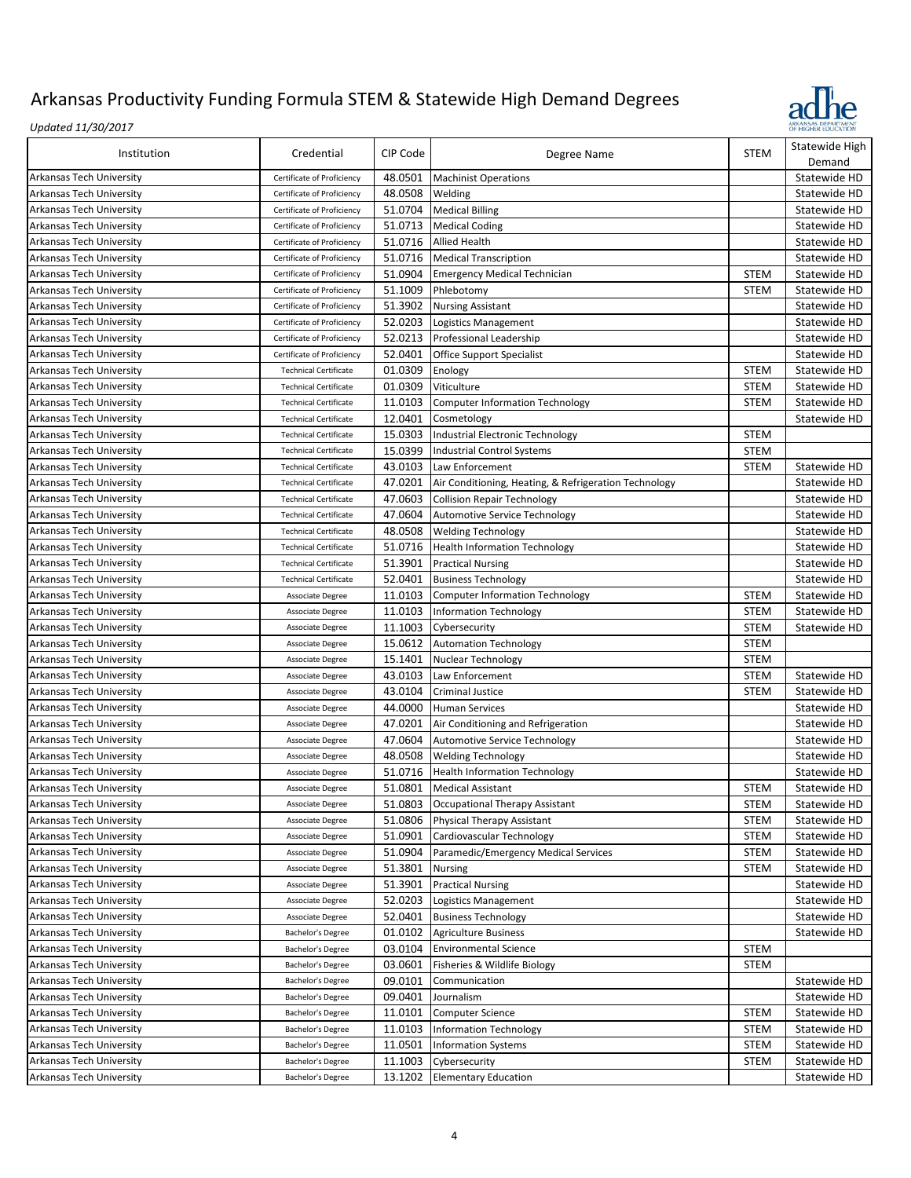# Arkansas Productivity Funding Formula STEM & Statewide High Demand Degrees

*Updated 11/30/2017*

| Institution | Credential | CIP Code | Degree Name | STEM | Statewide High Demand |
|---|---|---|---|---|---|
| Arkansas Tech University | Certificate of Proficiency | 48.0501 | Machinist Operations | | Statewide HD |
| Arkansas Tech University | Certificate of Proficiency | 48.0508 | Welding | | Statewide HD |
| Arkansas Tech University | Certificate of Proficiency | 51.0704 | Medical Billing | | Statewide HD |
| Arkansas Tech University | Certificate of Proficiency | 51.0713 | Medical Coding | | Statewide HD |
| Arkansas Tech University | Certificate of Proficiency | 51.0716 | Allied Health | | Statewide HD |
| Arkansas Tech University | Certificate of Proficiency | 51.0716 | Medical Transcription | | Statewide HD |
| Arkansas Tech University | Certificate of Proficiency | 51.0904 | Emergency Medical Technician | STEM | Statewide HD |
| Arkansas Tech University | Certificate of Proficiency | 51.1009 | Phlebotomy | STEM | Statewide HD |
| Arkansas Tech University | Certificate of Proficiency | 51.3902 | Nursing Assistant | | Statewide HD |
| Arkansas Tech University | Certificate of Proficiency | 52.0203 | Logistics Management | | Statewide HD |
| Arkansas Tech University | Certificate of Proficiency | 52.0213 | Professional Leadership | | Statewide HD |
| Arkansas Tech University | Certificate of Proficiency | 52.0401 | Office Support Specialist | | Statewide HD |
| Arkansas Tech University | Technical Certificate | 01.0309 | Enology | STEM | Statewide HD |
| Arkansas Tech University | Technical Certificate | 01.0309 | Viticulture | STEM | Statewide HD |
| Arkansas Tech University | Technical Certificate | 11.0103 | Computer Information Technology | STEM | Statewide HD |
| Arkansas Tech University | Technical Certificate | 12.0401 | Cosmetology | | Statewide HD |
| Arkansas Tech University | Technical Certificate | 15.0303 | Industrial Electronic Technology | STEM | |
| Arkansas Tech University | Technical Certificate | 15.0399 | Industrial Control Systems | STEM | |
| Arkansas Tech University | Technical Certificate | 43.0103 | Law Enforcement | STEM | Statewide HD |
| Arkansas Tech University | Technical Certificate | 47.0201 | Air Conditioning, Heating, & Refrigeration Technology | | Statewide HD |
| Arkansas Tech University | Technical Certificate | 47.0603 | Collision Repair Technology | | Statewide HD |
| Arkansas Tech University | Technical Certificate | 47.0604 | Automotive Service Technology | | Statewide HD |
| Arkansas Tech University | Technical Certificate | 48.0508 | Welding Technology | | Statewide HD |
| Arkansas Tech University | Technical Certificate | 51.0716 | Health Information Technology | | Statewide HD |
| Arkansas Tech University | Technical Certificate | 51.3901 | Practical Nursing | | Statewide HD |
| Arkansas Tech University | Technical Certificate | 52.0401 | Business Technology | | Statewide HD |
| Arkansas Tech University | Associate Degree | 11.0103 | Computer Information Technology | STEM | Statewide HD |
| Arkansas Tech University | Associate Degree | 11.0103 | Information Technology | STEM | Statewide HD |
| Arkansas Tech University | Associate Degree | 11.1003 | Cybersecurity | STEM | Statewide HD |
| Arkansas Tech University | Associate Degree | 15.0612 | Automation Technology | STEM | |
| Arkansas Tech University | Associate Degree | 15.1401 | Nuclear Technology | STEM | |
| Arkansas Tech University | Associate Degree | 43.0103 | Law Enforcement | STEM | Statewide HD |
| Arkansas Tech University | Associate Degree | 43.0104 | Criminal Justice | STEM | Statewide HD |
| Arkansas Tech University | Associate Degree | 44.0000 | Human Services | | Statewide HD |
| Arkansas Tech University | Associate Degree | 47.0201 | Air Conditioning and Refrigeration | | Statewide HD |
| Arkansas Tech University | Associate Degree | 47.0604 | Automotive Service Technology | | Statewide HD |
| Arkansas Tech University | Associate Degree | 48.0508 | Welding Technology | | Statewide HD |
| Arkansas Tech University | Associate Degree | 51.0716 | Health Information Technology | | Statewide HD |
| Arkansas Tech University | Associate Degree | 51.0801 | Medical Assistant | STEM | Statewide HD |
| Arkansas Tech University | Associate Degree | 51.0803 | Occupational Therapy Assistant | STEM | Statewide HD |
| Arkansas Tech University | Associate Degree | 51.0806 | Physical Therapy Assistant | STEM | Statewide HD |
| Arkansas Tech University | Associate Degree | 51.0901 | Cardiovascular Technology | STEM | Statewide HD |
| Arkansas Tech University | Associate Degree | 51.0904 | Paramedic/Emergency Medical Services | STEM | Statewide HD |
| Arkansas Tech University | Associate Degree | 51.3801 | Nursing | STEM | Statewide HD |
| Arkansas Tech University | Associate Degree | 51.3901 | Practical Nursing | | Statewide HD |
| Arkansas Tech University | Associate Degree | 52.0203 | Logistics Management | | Statewide HD |
| Arkansas Tech University | Associate Degree | 52.0401 | Business Technology | | Statewide HD |
| Arkansas Tech University | Bachelor's Degree | 01.0102 | Agriculture Business | | Statewide HD |
| Arkansas Tech University | Bachelor's Degree | 03.0104 | Environmental Science | STEM | |
| Arkansas Tech University | Bachelor's Degree | 03.0601 | Fisheries & Wildlife Biology | STEM | |
| Arkansas Tech University | Bachelor's Degree | 09.0101 | Communication | | Statewide HD |
| Arkansas Tech University | Bachelor's Degree | 09.0401 | Journalism | | Statewide HD |
| Arkansas Tech University | Bachelor's Degree | 11.0101 | Computer Science | STEM | Statewide HD |
| Arkansas Tech University | Bachelor's Degree | 11.0103 | Information Technology | STEM | Statewide HD |
| Arkansas Tech University | Bachelor's Degree | 11.0501 | Information Systems | STEM | Statewide HD |
| Arkansas Tech University | Bachelor's Degree | 11.1003 | Cybersecurity | STEM | Statewide HD |
| Arkansas Tech University | Bachelor's Degree | 13.1202 | Elementary Education | | Statewide HD |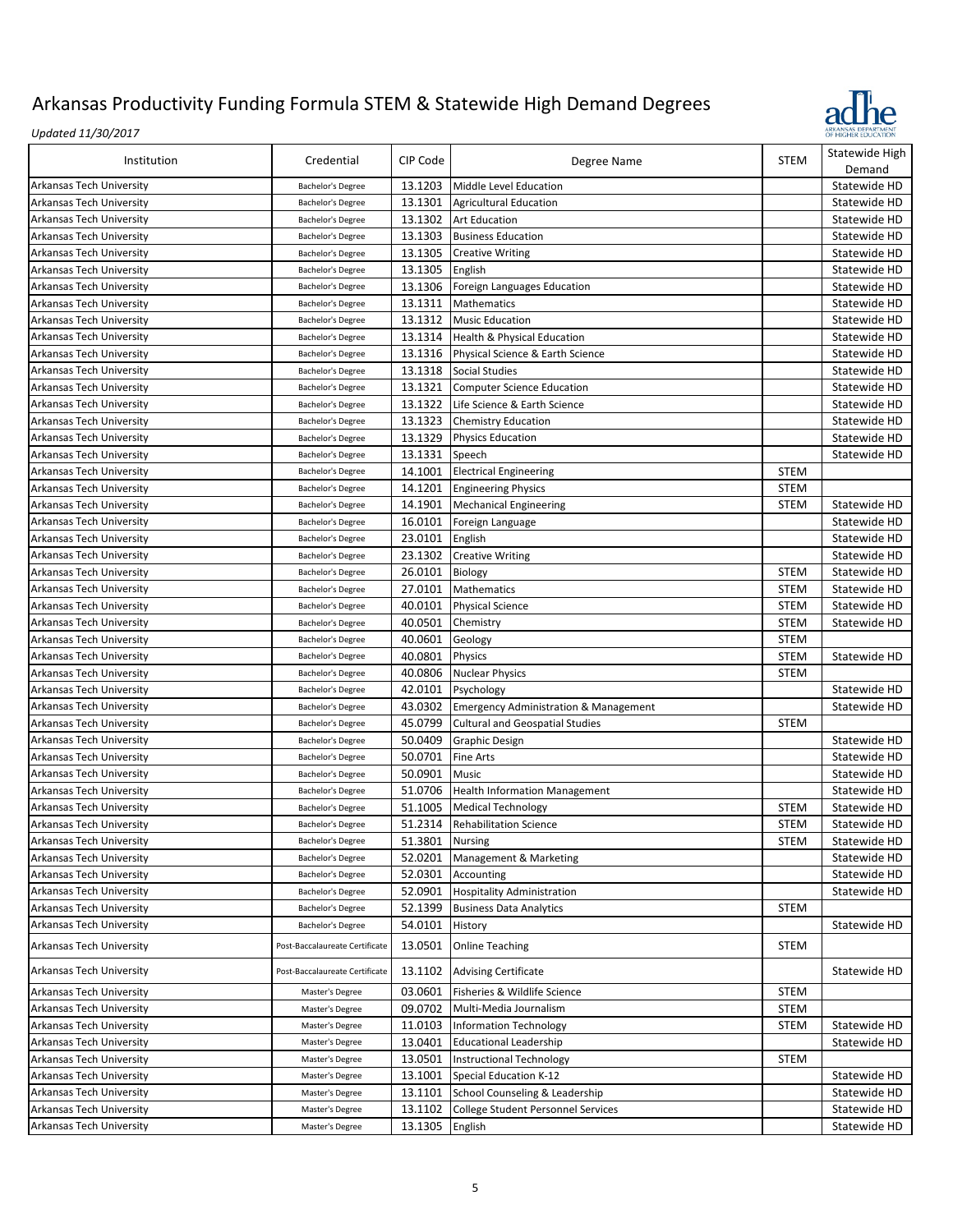# Arkansas Productivity Funding Formula STEM & Statewide High Demand Degrees

*Updated 11/30/2017*

| Institution | Credential | CIP Code | Degree Name | STEM | Statewide High Demand |
|---|---|---|---|---|---|
| Arkansas Tech University | Bachelor's Degree | 13.1203 | Middle Level Education | | Statewide HD |
| Arkansas Tech University | Bachelor's Degree | 13.1301 | Agricultural Education | | Statewide HD |
| Arkansas Tech University | Bachelor's Degree | 13.1302 | Art Education | | Statewide HD |
| Arkansas Tech University | Bachelor's Degree | 13.1303 | Business Education | | Statewide HD |
| Arkansas Tech University | Bachelor's Degree | 13.1305 | Creative Writing | | Statewide HD |
| Arkansas Tech University | Bachelor's Degree | 13.1305 | English | | Statewide HD |
| Arkansas Tech University | Bachelor's Degree | 13.1306 | Foreign Languages Education | | Statewide HD |
| Arkansas Tech University | Bachelor's Degree | 13.1311 | Mathematics | | Statewide HD |
| Arkansas Tech University | Bachelor's Degree | 13.1312 | Music Education | | Statewide HD |
| Arkansas Tech University | Bachelor's Degree | 13.1314 | Health & Physical Education | | Statewide HD |
| Arkansas Tech University | Bachelor's Degree | 13.1316 | Physical Science & Earth Science | | Statewide HD |
| Arkansas Tech University | Bachelor's Degree | 13.1318 | Social Studies | | Statewide HD |
| Arkansas Tech University | Bachelor's Degree | 13.1321 | Computer Science Education | | Statewide HD |
| Arkansas Tech University | Bachelor's Degree | 13.1322 | Life Science & Earth Science | | Statewide HD |
| Arkansas Tech University | Bachelor's Degree | 13.1323 | Chemistry Education | | Statewide HD |
| Arkansas Tech University | Bachelor's Degree | 13.1329 | Physics Education | | Statewide HD |
| Arkansas Tech University | Bachelor's Degree | 13.1331 | Speech | | Statewide HD |
| Arkansas Tech University | Bachelor's Degree | 14.1001 | Electrical Engineering | STEM | |
| Arkansas Tech University | Bachelor's Degree | 14.1201 | Engineering Physics | STEM | |
| Arkansas Tech University | Bachelor's Degree | 14.1901 | Mechanical Engineering | STEM | Statewide HD |
| Arkansas Tech University | Bachelor's Degree | 16.0101 | Foreign Language | | Statewide HD |
| Arkansas Tech University | Bachelor's Degree | 23.0101 | English | | Statewide HD |
| Arkansas Tech University | Bachelor's Degree | 23.1302 | Creative Writing | | Statewide HD |
| Arkansas Tech University | Bachelor's Degree | 26.0101 | Biology | STEM | Statewide HD |
| Arkansas Tech University | Bachelor's Degree | 27.0101 | Mathematics | STEM | Statewide HD |
| Arkansas Tech University | Bachelor's Degree | 40.0101 | Physical Science | STEM | Statewide HD |
| Arkansas Tech University | Bachelor's Degree | 40.0501 | Chemistry | STEM | Statewide HD |
| Arkansas Tech University | Bachelor's Degree | 40.0601 | Geology | STEM | |
| Arkansas Tech University | Bachelor's Degree | 40.0801 | Physics | STEM | Statewide HD |
| Arkansas Tech University | Bachelor's Degree | 40.0806 | Nuclear Physics | STEM | |
| Arkansas Tech University | Bachelor's Degree | 42.0101 | Psychology | | Statewide HD |
| Arkansas Tech University | Bachelor's Degree | 43.0302 | Emergency Administration & Management | | Statewide HD |
| Arkansas Tech University | Bachelor's Degree | 45.0799 | Cultural and Geospatial Studies | STEM | |
| Arkansas Tech University | Bachelor's Degree | 50.0409 | Graphic Design | | Statewide HD |
| Arkansas Tech University | Bachelor's Degree | 50.0701 | Fine Arts | | Statewide HD |
| Arkansas Tech University | Bachelor's Degree | 50.0901 | Music | | Statewide HD |
| Arkansas Tech University | Bachelor's Degree | 51.0706 | Health Information Management | | Statewide HD |
| Arkansas Tech University | Bachelor's Degree | 51.1005 | Medical Technology | STEM | Statewide HD |
| Arkansas Tech University | Bachelor's Degree | 51.2314 | Rehabilitation Science | STEM | Statewide HD |
| Arkansas Tech University | Bachelor's Degree | 51.3801 | Nursing | STEM | Statewide HD |
| Arkansas Tech University | Bachelor's Degree | 52.0201 | Management & Marketing | | Statewide HD |
| Arkansas Tech University | Bachelor's Degree | 52.0301 | Accounting | | Statewide HD |
| Arkansas Tech University | Bachelor's Degree | 52.0901 | Hospitality Administration | | Statewide HD |
| Arkansas Tech University | Bachelor's Degree | 52.1399 | Business Data Analytics | STEM | |
| Arkansas Tech University | Bachelor's Degree | 54.0101 | History | | Statewide HD |
| Arkansas Tech University | Post-Baccalaureate Certificate | 13.0501 | Online Teaching | STEM | |
| Arkansas Tech University | Post-Baccalaureate Certificate | 13.1102 | Advising Certificate | | Statewide HD |
| Arkansas Tech University | Master's Degree | 03.0601 | Fisheries & Wildlife Science | STEM | |
| Arkansas Tech University | Master's Degree | 09.0702 | Multi-Media Journalism | STEM | |
| Arkansas Tech University | Master's Degree | 11.0103 | Information Technology | STEM | Statewide HD |
| Arkansas Tech University | Master's Degree | 13.0401 | Educational Leadership | | Statewide HD |
| Arkansas Tech University | Master's Degree | 13.0501 | Instructional Technology | STEM | |
| Arkansas Tech University | Master's Degree | 13.1001 | Special Education K-12 | | Statewide HD |
| Arkansas Tech University | Master's Degree | 13.1101 | School Counseling & Leadership | | Statewide HD |
| Arkansas Tech University | Master's Degree | 13.1102 | College Student Personnel Services | | Statewide HD |
| Arkansas Tech University | Master's Degree | 13.1305 | English | | Statewide HD |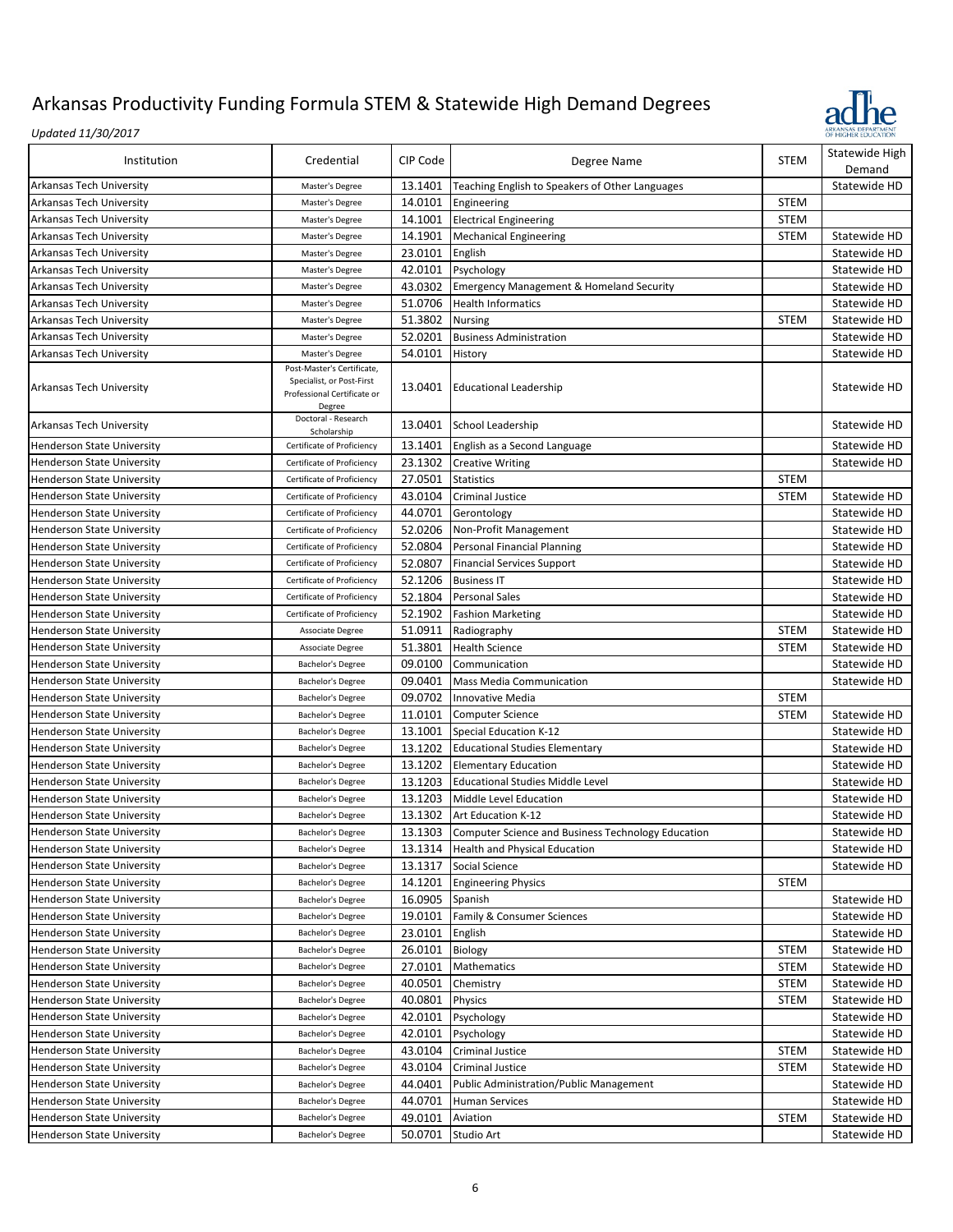# Arkansas Productivity Funding Formula STEM & Statewide High Demand Degrees

*Updated 11/30/2017*

| Institution | Credential | CIP Code | Degree Name | STEM | Statewide High Demand |
|---|---|---|---|---|---|
| Arkansas Tech University | Master's Degree | 13.1401 | Teaching English to Speakers of Other Languages | | Statewide HD |
| Arkansas Tech University | Master's Degree | 14.0101 | Engineering | STEM | |
| Arkansas Tech University | Master's Degree | 14.1001 | Electrical Engineering | STEM | |
| Arkansas Tech University | Master's Degree | 14.1901 | Mechanical Engineering | STEM | Statewide HD |
| Arkansas Tech University | Master's Degree | 23.0101 | English | | Statewide HD |
| Arkansas Tech University | Master's Degree | 42.0101 | Psychology | | Statewide HD |
| Arkansas Tech University | Master's Degree | 43.0302 | Emergency Management & Homeland Security | | Statewide HD |
| Arkansas Tech University | Master's Degree | 51.0706 | Health Informatics | | Statewide HD |
| Arkansas Tech University | Master's Degree | 51.3802 | Nursing | STEM | Statewide HD |
| Arkansas Tech University | Master's Degree | 52.0201 | Business Administration | | Statewide HD |
| Arkansas Tech University | Master's Degree | 54.0101 | History | | Statewide HD |
| Arkansas Tech University | Post-Master's Certificate, Specialist, or Post-First Professional Certificate or Degree | 13.0401 | Educational Leadership | | Statewide HD |
| Arkansas Tech University | Doctoral - Research Scholarship | 13.0401 | School Leadership | | Statewide HD |
| Henderson State University | Certificate of Proficiency | 13.1401 | English as a Second Language | | Statewide HD |
| Henderson State University | Certificate of Proficiency | 23.1302 | Creative Writing | | Statewide HD |
| Henderson State University | Certificate of Proficiency | 27.0501 | Statistics | STEM | |
| Henderson State University | Certificate of Proficiency | 43.0104 | Criminal Justice | STEM | Statewide HD |
| Henderson State University | Certificate of Proficiency | 44.0701 | Gerontology | | Statewide HD |
| Henderson State University | Certificate of Proficiency | 52.0206 | Non-Profit Management | | Statewide HD |
| Henderson State University | Certificate of Proficiency | 52.0804 | Personal Financial Planning | | Statewide HD |
| Henderson State University | Certificate of Proficiency | 52.0807 | Financial Services Support | | Statewide HD |
| Henderson State University | Certificate of Proficiency | 52.1206 | Business IT | | Statewide HD |
| Henderson State University | Certificate of Proficiency | 52.1804 | Personal Sales | | Statewide HD |
| Henderson State University | Certificate of Proficiency | 52.1902 | Fashion Marketing | | Statewide HD |
| Henderson State University | Associate Degree | 51.0911 | Radiography | STEM | Statewide HD |
| Henderson State University | Associate Degree | 51.3801 | Health Science | STEM | Statewide HD |
| Henderson State University | Bachelor's Degree | 09.0100 | Communication | | Statewide HD |
| Henderson State University | Bachelor's Degree | 09.0401 | Mass Media Communication | | Statewide HD |
| Henderson State University | Bachelor's Degree | 09.0702 | Innovative Media | STEM | |
| Henderson State University | Bachelor's Degree | 11.0101 | Computer Science | STEM | Statewide HD |
| Henderson State University | Bachelor's Degree | 13.1001 | Special Education K-12 | | Statewide HD |
| Henderson State University | Bachelor's Degree | 13.1202 | Educational Studies Elementary | | Statewide HD |
| Henderson State University | Bachelor's Degree | 13.1202 | Elementary Education | | Statewide HD |
| Henderson State University | Bachelor's Degree | 13.1203 | Educational Studies Middle Level | | Statewide HD |
| Henderson State University | Bachelor's Degree | 13.1203 | Middle Level Education | | Statewide HD |
| Henderson State University | Bachelor's Degree | 13.1302 | Art Education K-12 | | Statewide HD |
| Henderson State University | Bachelor's Degree | 13.1303 | Computer Science and Business Technology Education | | Statewide HD |
| Henderson State University | Bachelor's Degree | 13.1314 | Health and Physical Education | | Statewide HD |
| Henderson State University | Bachelor's Degree | 13.1317 | Social Science | | Statewide HD |
| Henderson State University | Bachelor's Degree | 14.1201 | Engineering Physics | STEM | |
| Henderson State University | Bachelor's Degree | 16.0905 | Spanish | | Statewide HD |
| Henderson State University | Bachelor's Degree | 19.0101 | Family & Consumer Sciences | | Statewide HD |
| Henderson State University | Bachelor's Degree | 23.0101 | English | | Statewide HD |
| Henderson State University | Bachelor's Degree | 26.0101 | Biology | STEM | Statewide HD |
| Henderson State University | Bachelor's Degree | 27.0101 | Mathematics | STEM | Statewide HD |
| Henderson State University | Bachelor's Degree | 40.0501 | Chemistry | STEM | Statewide HD |
| Henderson State University | Bachelor's Degree | 40.0801 | Physics | STEM | Statewide HD |
| Henderson State University | Bachelor's Degree | 42.0101 | Psychology | | Statewide HD |
| Henderson State University | Bachelor's Degree | 42.0101 | Psychology | | Statewide HD |
| Henderson State University | Bachelor's Degree | 43.0104 | Criminal Justice | STEM | Statewide HD |
| Henderson State University | Bachelor's Degree | 43.0104 | Criminal Justice | STEM | Statewide HD |
| Henderson State University | Bachelor's Degree | 44.0401 | Public Administration/Public Management | | Statewide HD |
| Henderson State University | Bachelor's Degree | 44.0701 | Human Services | | Statewide HD |
| Henderson State University | Bachelor's Degree | 49.0101 | Aviation | STEM | Statewide HD |
| Henderson State University | Bachelor's Degree | 50.0701 | Studio Art | | Statewide HD |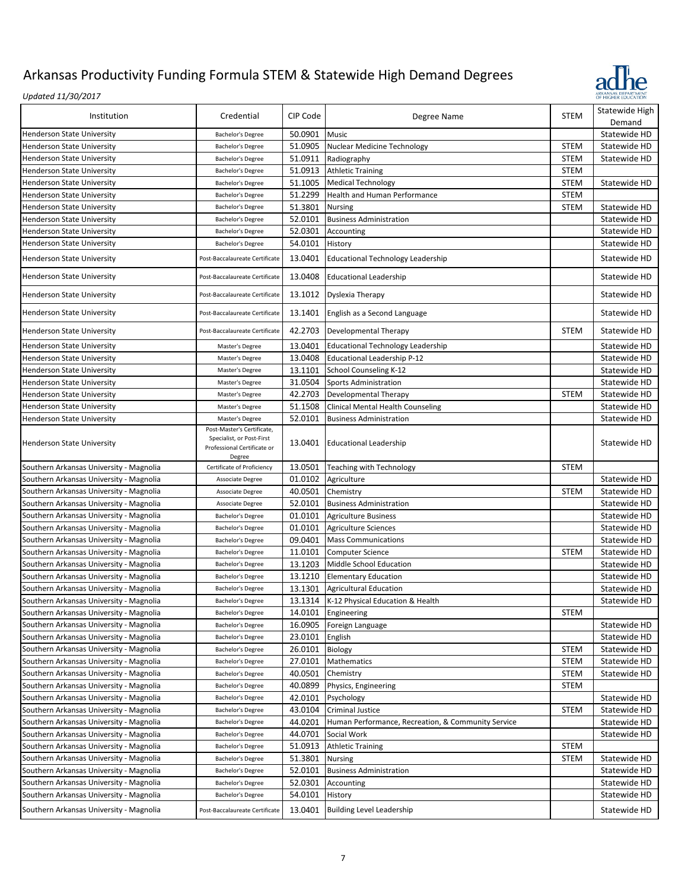# Arkansas Productivity Funding Formula STEM & Statewide High Demand Degrees

*Updated 11/30/2017*

| Institution | Credential | CIP Code | Degree Name | STEM | Statewide High Demand |
|---|---|---|---|---|---|
| Henderson State University | Bachelor's Degree | 50.0901 | Music | | Statewide HD |
| Henderson State University | Bachelor's Degree | 51.0905 | Nuclear Medicine Technology | STEM | Statewide HD |
| Henderson State University | Bachelor's Degree | 51.0911 | Radiography | STEM | Statewide HD |
| Henderson State University | Bachelor's Degree | 51.0913 | Athletic Training | STEM | |
| Henderson State University | Bachelor's Degree | 51.1005 | Medical Technology | STEM | Statewide HD |
| Henderson State University | Bachelor's Degree | 51.2299 | Health and Human Performance | STEM | |
| Henderson State University | Bachelor's Degree | 51.3801 | Nursing | STEM | Statewide HD |
| Henderson State University | Bachelor's Degree | 52.0101 | Business Administration | | Statewide HD |
| Henderson State University | Bachelor's Degree | 52.0301 | Accounting | | Statewide HD |
| Henderson State University | Bachelor's Degree | 54.0101 | History | | Statewide HD |
| Henderson State University | Post-Baccalaureate Certificate | 13.0401 | Educational Technology Leadership | | Statewide HD |
| Henderson State University | Post-Baccalaureate Certificate | 13.0408 | Educational Leadership | | Statewide HD |
| Henderson State University | Post-Baccalaureate Certificate | 13.1012 | Dyslexia Therapy | | Statewide HD |
| Henderson State University | Post-Baccalaureate Certificate | 13.1401 | English as a Second Language | | Statewide HD |
| Henderson State University | Post-Baccalaureate Certificate | 42.2703 | Developmental Therapy | STEM | Statewide HD |
| Henderson State University | Master's Degree | 13.0401 | Educational Technology Leadership | | Statewide HD |
| Henderson State University | Master's Degree | 13.0408 | Educational Leadership P-12 | | Statewide HD |
| Henderson State University | Master's Degree | 13.1101 | School Counseling K-12 | | Statewide HD |
| Henderson State University | Master's Degree | 31.0504 | Sports Administration | | Statewide HD |
| Henderson State University | Master's Degree | 42.2703 | Developmental Therapy | STEM | Statewide HD |
| Henderson State University | Master's Degree | 51.1508 | Clinical Mental Health Counseling | | Statewide HD |
| Henderson State University | Master's Degree | 52.0101 | Business Administration | | Statewide HD |
| Henderson State University | Post-Master's Certificate, Specialist, or Post-First Professional Certificate or Degree | 13.0401 | Educational Leadership | | Statewide HD |
| Southern Arkansas University - Magnolia | Certificate of Proficiency | 13.0501 | Teaching with Technology | STEM | |
| Southern Arkansas University - Magnolia | Associate Degree | 01.0102 | Agriculture | | Statewide HD |
| Southern Arkansas University - Magnolia | Associate Degree | 40.0501 | Chemistry | STEM | Statewide HD |
| Southern Arkansas University - Magnolia | Associate Degree | 52.0101 | Business Administration | | Statewide HD |
| Southern Arkansas University - Magnolia | Bachelor's Degree | 01.0101 | Agriculture Business | | Statewide HD |
| Southern Arkansas University - Magnolia | Bachelor's Degree | 01.0101 | Agriculture Sciences | | Statewide HD |
| Southern Arkansas University - Magnolia | Bachelor's Degree | 09.0401 | Mass Communications | | Statewide HD |
| Southern Arkansas University - Magnolia | Bachelor's Degree | 11.0101 | Computer Science | STEM | Statewide HD |
| Southern Arkansas University - Magnolia | Bachelor's Degree | 13.1203 | Middle School Education | | Statewide HD |
| Southern Arkansas University - Magnolia | Bachelor's Degree | 13.1210 | Elementary Education | | Statewide HD |
| Southern Arkansas University - Magnolia | Bachelor's Degree | 13.1301 | Agricultural Education | | Statewide HD |
| Southern Arkansas University - Magnolia | Bachelor's Degree | 13.1314 | K-12 Physical Education & Health | | Statewide HD |
| Southern Arkansas University - Magnolia | Bachelor's Degree | 14.0101 | Engineering | STEM | |
| Southern Arkansas University - Magnolia | Bachelor's Degree | 16.0905 | Foreign Language | | Statewide HD |
| Southern Arkansas University - Magnolia | Bachelor's Degree | 23.0101 | English | | Statewide HD |
| Southern Arkansas University - Magnolia | Bachelor's Degree | 26.0101 | Biology | STEM | Statewide HD |
| Southern Arkansas University - Magnolia | Bachelor's Degree | 27.0101 | Mathematics | STEM | Statewide HD |
| Southern Arkansas University - Magnolia | Bachelor's Degree | 40.0501 | Chemistry | STEM | Statewide HD |
| Southern Arkansas University - Magnolia | Bachelor's Degree | 40.0899 | Physics, Engineering | STEM | |
| Southern Arkansas University - Magnolia | Bachelor's Degree | 42.0101 | Psychology | | Statewide HD |
| Southern Arkansas University - Magnolia | Bachelor's Degree | 43.0104 | Criminal Justice | STEM | Statewide HD |
| Southern Arkansas University - Magnolia | Bachelor's Degree | 44.0201 | Human Performance, Recreation, & Community Service | | Statewide HD |
| Southern Arkansas University - Magnolia | Bachelor's Degree | 44.0701 | Social Work | | Statewide HD |
| Southern Arkansas University - Magnolia | Bachelor's Degree | 51.0913 | Athletic Training | STEM | |
| Southern Arkansas University - Magnolia | Bachelor's Degree | 51.3801 | Nursing | STEM | Statewide HD |
| Southern Arkansas University - Magnolia | Bachelor's Degree | 52.0101 | Business Administration | | Statewide HD |
| Southern Arkansas University - Magnolia | Bachelor's Degree | 52.0301 | Accounting | | Statewide HD |
| Southern Arkansas University - Magnolia | Bachelor's Degree | 54.0101 | History | | Statewide HD |
| Southern Arkansas University - Magnolia | Post-Baccalaureate Certificate | 13.0401 | Building Level Leadership | | Statewide HD |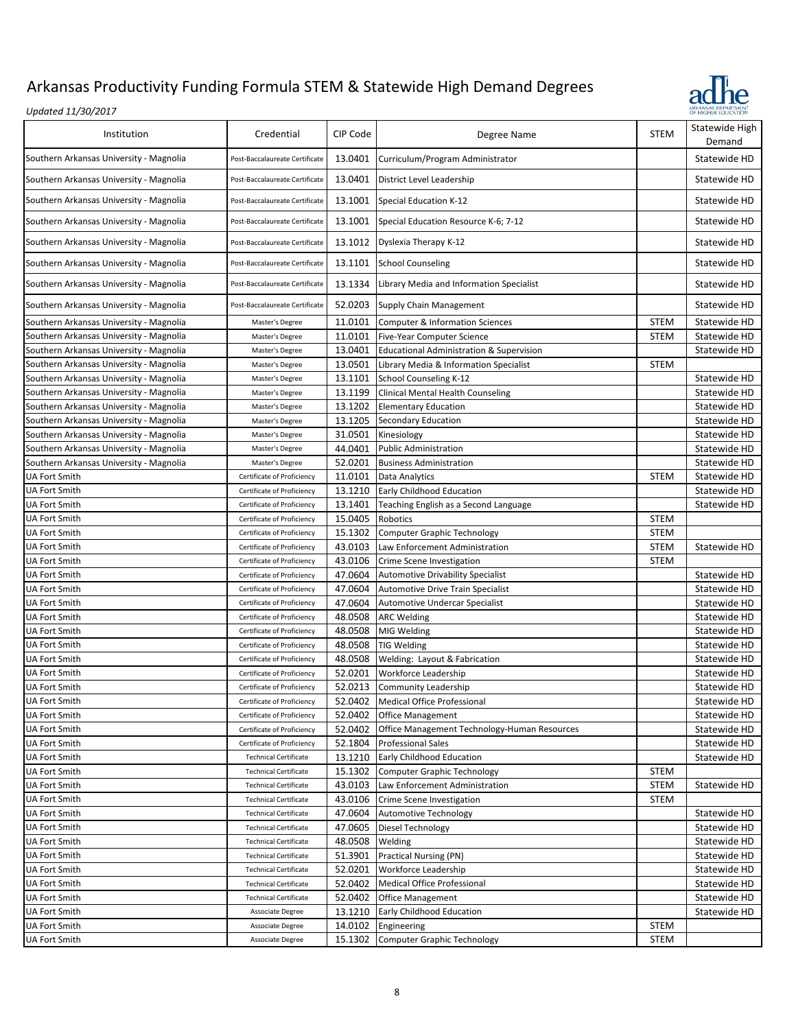# Arkansas Productivity Funding Formula STEM & Statewide High Demand Degrees

*Updated 11/30/2017*

| Institution | Credential | CIP Code | Degree Name | STEM | Statewide High Demand |
|---|---|---|---|---|---|
| Southern Arkansas University - Magnolia | Post-Baccalaureate Certificate | 13.0401 | Curriculum/Program Administrator | | Statewide HD |
| Southern Arkansas University - Magnolia | Post-Baccalaureate Certificate | 13.0401 | District Level Leadership | | Statewide HD |
| Southern Arkansas University - Magnolia | Post-Baccalaureate Certificate | 13.1001 | Special Education K-12 | | Statewide HD |
| Southern Arkansas University - Magnolia | Post-Baccalaureate Certificate | 13.1001 | Special Education Resource K-6; 7-12 | | Statewide HD |
| Southern Arkansas University - Magnolia | Post-Baccalaureate Certificate | 13.1012 | Dyslexia Therapy K-12 | | Statewide HD |
| Southern Arkansas University - Magnolia | Post-Baccalaureate Certificate | 13.1101 | School Counseling | | Statewide HD |
| Southern Arkansas University - Magnolia | Post-Baccalaureate Certificate | 13.1334 | Library Media and Information Specialist | | Statewide HD |
| Southern Arkansas University - Magnolia | Post-Baccalaureate Certificate | 52.0203 | Supply Chain Management | | Statewide HD |
| Southern Arkansas University - Magnolia | Master's Degree | 11.0101 | Computer & Information Sciences | STEM | Statewide HD |
| Southern Arkansas University - Magnolia | Master's Degree | 11.0101 | Five-Year Computer Science | STEM | Statewide HD |
| Southern Arkansas University - Magnolia | Master's Degree | 13.0401 | Educational Administration & Supervision | | Statewide HD |
| Southern Arkansas University - Magnolia | Master's Degree | 13.0501 | Library Media & Information Specialist | STEM | |
| Southern Arkansas University - Magnolia | Master's Degree | 13.1101 | School Counseling K-12 | | Statewide HD |
| Southern Arkansas University - Magnolia | Master's Degree | 13.1199 | Clinical Mental Health Counseling | | Statewide HD |
| Southern Arkansas University - Magnolia | Master's Degree | 13.1202 | Elementary Education | | Statewide HD |
| Southern Arkansas University - Magnolia | Master's Degree | 13.1205 | Secondary Education | | Statewide HD |
| Southern Arkansas University - Magnolia | Master's Degree | 31.0501 | Kinesiology | | Statewide HD |
| Southern Arkansas University - Magnolia | Master's Degree | 44.0401 | Public Administration | | Statewide HD |
| Southern Arkansas University - Magnolia | Master's Degree | 52.0201 | Business Administration | | Statewide HD |
| UA Fort Smith | Certificate of Proficiency | 11.0101 | Data Analytics | STEM | Statewide HD |
| UA Fort Smith | Certificate of Proficiency | 13.1210 | Early Childhood Education | | Statewide HD |
| UA Fort Smith | Certificate of Proficiency | 13.1401 | Teaching English as a Second Language | | Statewide HD |
| UA Fort Smith | Certificate of Proficiency | 15.0405 | Robotics | STEM | |
| UA Fort Smith | Certificate of Proficiency | 15.1302 | Computer Graphic Technology | STEM | |
| UA Fort Smith | Certificate of Proficiency | 43.0103 | Law Enforcement Administration | STEM | Statewide HD |
| UA Fort Smith | Certificate of Proficiency | 43.0106 | Crime Scene Investigation | STEM | |
| UA Fort Smith | Certificate of Proficiency | 47.0604 | Automotive Drivability Specialist | | Statewide HD |
| UA Fort Smith | Certificate of Proficiency | 47.0604 | Automotive Drive Train Specialist | | Statewide HD |
| UA Fort Smith | Certificate of Proficiency | 47.0604 | Automotive Undercar Specialist | | Statewide HD |
| UA Fort Smith | Certificate of Proficiency | 48.0508 | ARC Welding | | Statewide HD |
| UA Fort Smith | Certificate of Proficiency | 48.0508 | MIG Welding | | Statewide HD |
| UA Fort Smith | Certificate of Proficiency | 48.0508 | TIG Welding | | Statewide HD |
| UA Fort Smith | Certificate of Proficiency | 48.0508 | Welding: Layout & Fabrication | | Statewide HD |
| UA Fort Smith | Certificate of Proficiency | 52.0201 | Workforce Leadership | | Statewide HD |
| UA Fort Smith | Certificate of Proficiency | 52.0213 | Community Leadership | | Statewide HD |
| UA Fort Smith | Certificate of Proficiency | 52.0402 | Medical Office Professional | | Statewide HD |
| UA Fort Smith | Certificate of Proficiency | 52.0402 | Office Management | | Statewide HD |
| UA Fort Smith | Certificate of Proficiency | 52.0402 | Office Management Technology-Human Resources | | Statewide HD |
| UA Fort Smith | Certificate of Proficiency | 52.1804 | Professional Sales | | Statewide HD |
| UA Fort Smith | Technical Certificate | 13.1210 | Early Childhood Education | | Statewide HD |
| UA Fort Smith | Technical Certificate | 15.1302 | Computer Graphic Technology | STEM | |
| UA Fort Smith | Technical Certificate | 43.0103 | Law Enforcement Administration | STEM | Statewide HD |
| UA Fort Smith | Technical Certificate | 43.0106 | Crime Scene Investigation | STEM | |
| UA Fort Smith | Technical Certificate | 47.0604 | Automotive Technology | | Statewide HD |
| UA Fort Smith | Technical Certificate | 47.0605 | Diesel Technology | | Statewide HD |
| UA Fort Smith | Technical Certificate | 48.0508 | Welding | | Statewide HD |
| UA Fort Smith | Technical Certificate | 51.3901 | Practical Nursing (PN) | | Statewide HD |
| UA Fort Smith | Technical Certificate | 52.0201 | Workforce Leadership | | Statewide HD |
| UA Fort Smith | Technical Certificate | 52.0402 | Medical Office Professional | | Statewide HD |
| UA Fort Smith | Technical Certificate | 52.0402 | Office Management | | Statewide HD |
| UA Fort Smith | Associate Degree | 13.1210 | Early Childhood Education | | Statewide HD |
| UA Fort Smith | Associate Degree | 14.0102 | Engineering | STEM | |
| UA Fort Smith | Associate Degree | 15.1302 | Computer Graphic Technology | STEM | |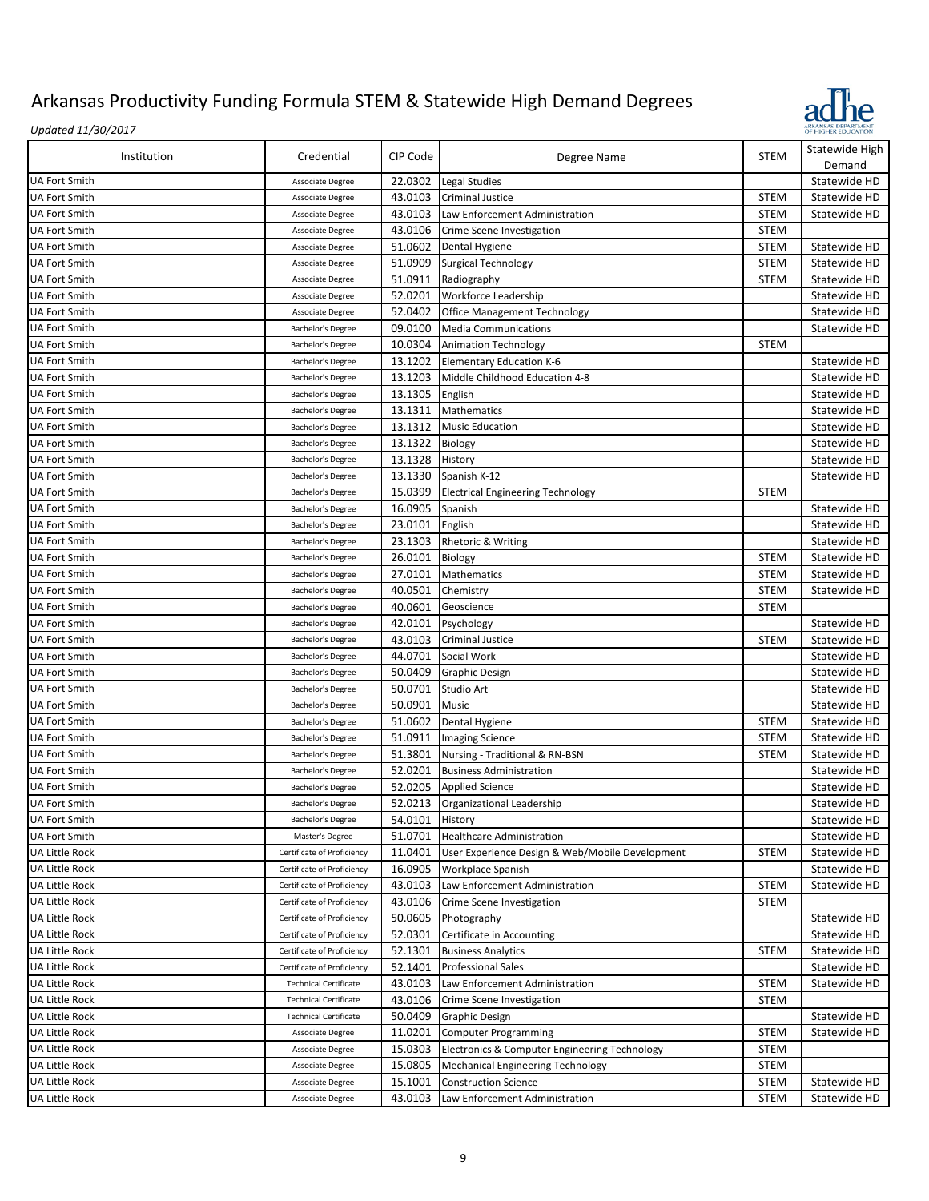# Arkansas Productivity Funding Formula STEM & Statewide High Demand Degrees

*Updated 11/30/2017*

| Institution | Credential | CIP Code | Degree Name | STEM | Statewide High Demand |
|---|---|---|---|---|---|
| UA Fort Smith | Associate Degree | 22.0302 | Legal Studies | | Statewide HD |
| UA Fort Smith | Associate Degree | 43.0103 | Criminal Justice | STEM | Statewide HD |
| UA Fort Smith | Associate Degree | 43.0103 | Law Enforcement Administration | STEM | Statewide HD |
| UA Fort Smith | Associate Degree | 43.0106 | Crime Scene Investigation | STEM | |
| UA Fort Smith | Associate Degree | 51.0602 | Dental Hygiene | STEM | Statewide HD |
| UA Fort Smith | Associate Degree | 51.0909 | Surgical Technology | STEM | Statewide HD |
| UA Fort Smith | Associate Degree | 51.0911 | Radiography | STEM | Statewide HD |
| UA Fort Smith | Associate Degree | 52.0201 | Workforce Leadership | | Statewide HD |
| UA Fort Smith | Associate Degree | 52.0402 | Office Management Technology | | Statewide HD |
| UA Fort Smith | Bachelor's Degree | 09.0100 | Media Communications | | Statewide HD |
| UA Fort Smith | Bachelor's Degree | 10.0304 | Animation Technology | STEM | |
| UA Fort Smith | Bachelor's Degree | 13.1202 | Elementary Education K-6 | | Statewide HD |
| UA Fort Smith | Bachelor's Degree | 13.1203 | Middle Childhood Education 4-8 | | Statewide HD |
| UA Fort Smith | Bachelor's Degree | 13.1305 | English | | Statewide HD |
| UA Fort Smith | Bachelor's Degree | 13.1311 | Mathematics | | Statewide HD |
| UA Fort Smith | Bachelor's Degree | 13.1312 | Music Education | | Statewide HD |
| UA Fort Smith | Bachelor's Degree | 13.1322 | Biology | | Statewide HD |
| UA Fort Smith | Bachelor's Degree | 13.1328 | History | | Statewide HD |
| UA Fort Smith | Bachelor's Degree | 13.1330 | Spanish K-12 | | Statewide HD |
| UA Fort Smith | Bachelor's Degree | 15.0399 | Electrical Engineering Technology | STEM | |
| UA Fort Smith | Bachelor's Degree | 16.0905 | Spanish | | Statewide HD |
| UA Fort Smith | Bachelor's Degree | 23.0101 | English | | Statewide HD |
| UA Fort Smith | Bachelor's Degree | 23.1303 | Rhetoric & Writing | | Statewide HD |
| UA Fort Smith | Bachelor's Degree | 26.0101 | Biology | STEM | Statewide HD |
| UA Fort Smith | Bachelor's Degree | 27.0101 | Mathematics | STEM | Statewide HD |
| UA Fort Smith | Bachelor's Degree | 40.0501 | Chemistry | STEM | Statewide HD |
| UA Fort Smith | Bachelor's Degree | 40.0601 | Geoscience | STEM | |
| UA Fort Smith | Bachelor's Degree | 42.0101 | Psychology | | Statewide HD |
| UA Fort Smith | Bachelor's Degree | 43.0103 | Criminal Justice | STEM | Statewide HD |
| UA Fort Smith | Bachelor's Degree | 44.0701 | Social Work | | Statewide HD |
| UA Fort Smith | Bachelor's Degree | 50.0409 | Graphic Design | | Statewide HD |
| UA Fort Smith | Bachelor's Degree | 50.0701 | Studio Art | | Statewide HD |
| UA Fort Smith | Bachelor's Degree | 50.0901 | Music | | Statewide HD |
| UA Fort Smith | Bachelor's Degree | 51.0602 | Dental Hygiene | STEM | Statewide HD |
| UA Fort Smith | Bachelor's Degree | 51.0911 | Imaging Science | STEM | Statewide HD |
| UA Fort Smith | Bachelor's Degree | 51.3801 | Nursing - Traditional & RN-BSN | STEM | Statewide HD |
| UA Fort Smith | Bachelor's Degree | 52.0201 | Business Administration | | Statewide HD |
| UA Fort Smith | Bachelor's Degree | 52.0205 | Applied Science | | Statewide HD |
| UA Fort Smith | Bachelor's Degree | 52.0213 | Organizational Leadership | | Statewide HD |
| UA Fort Smith | Bachelor's Degree | 54.0101 | History | | Statewide HD |
| UA Fort Smith | Master's Degree | 51.0701 | Healthcare Administration | | Statewide HD |
| UA Little Rock | Certificate of Proficiency | 11.0401 | User Experience Design & Web/Mobile Development | STEM | Statewide HD |
| UA Little Rock | Certificate of Proficiency | 16.0905 | Workplace Spanish | | Statewide HD |
| UA Little Rock | Certificate of Proficiency | 43.0103 | Law Enforcement Administration | STEM | Statewide HD |
| UA Little Rock | Certificate of Proficiency | 43.0106 | Crime Scene Investigation | STEM | |
| UA Little Rock | Certificate of Proficiency | 50.0605 | Photography | | Statewide HD |
| UA Little Rock | Certificate of Proficiency | 52.0301 | Certificate in Accounting | | Statewide HD |
| UA Little Rock | Certificate of Proficiency | 52.1301 | Business Analytics | STEM | Statewide HD |
| UA Little Rock | Certificate of Proficiency | 52.1401 | Professional Sales | | Statewide HD |
| UA Little Rock | Technical Certificate | 43.0103 | Law Enforcement Administration | STEM | Statewide HD |
| UA Little Rock | Technical Certificate | 43.0106 | Crime Scene Investigation | STEM | |
| UA Little Rock | Technical Certificate | 50.0409 | Graphic Design | | Statewide HD |
| UA Little Rock | Associate Degree | 11.0201 | Computer Programming | STEM | Statewide HD |
| UA Little Rock | Associate Degree | 15.0303 | Electronics & Computer Engineering Technology | STEM | |
| UA Little Rock | Associate Degree | 15.0805 | Mechanical Engineering Technology | STEM | |
| UA Little Rock | Associate Degree | 15.1001 | Construction Science | STEM | Statewide HD |
| UA Little Rock | Associate Degree | 43.0103 | Law Enforcement Administration | STEM | Statewide HD |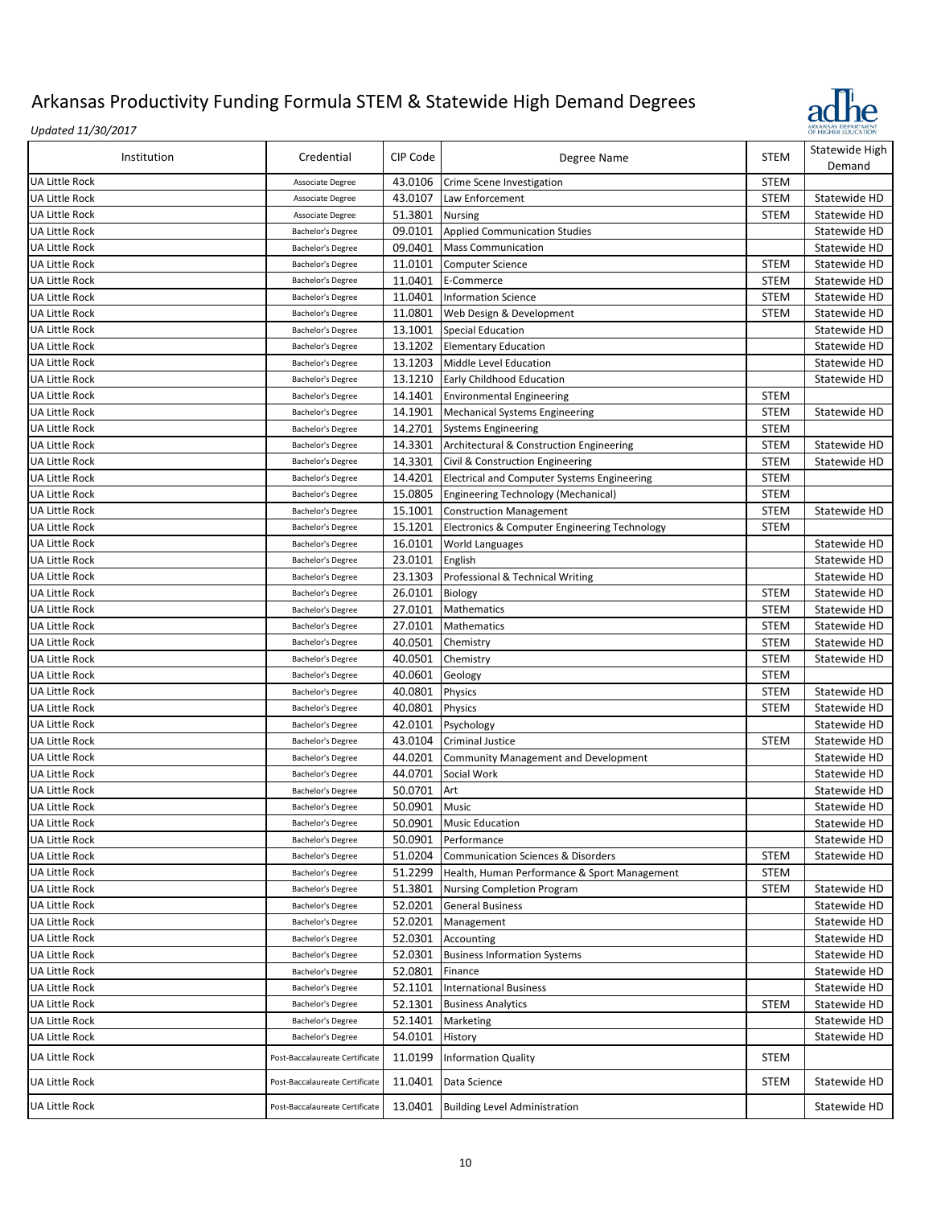# Arkansas Productivity Funding Formula STEM & Statewide High Demand Degrees

*Updated 11/30/2017*

| Institution | Credential | CIP Code | Degree Name | STEM | Statewide High Demand |
|---|---|---|---|---|---|
| UA Little Rock | Associate Degree | 43.0106 | Crime Scene Investigation | STEM | |
| UA Little Rock | Associate Degree | 43.0107 | Law Enforcement | STEM | Statewide HD |
| UA Little Rock | Associate Degree | 51.3801 | Nursing | STEM | Statewide HD |
| UA Little Rock | Bachelor's Degree | 09.0101 | Applied Communication Studies | | Statewide HD |
| UA Little Rock | Bachelor's Degree | 09.0401 | Mass Communication | | Statewide HD |
| UA Little Rock | Bachelor's Degree | 11.0101 | Computer Science | STEM | Statewide HD |
| UA Little Rock | Bachelor's Degree | 11.0401 | E-Commerce | STEM | Statewide HD |
| UA Little Rock | Bachelor's Degree | 11.0401 | Information Science | STEM | Statewide HD |
| UA Little Rock | Bachelor's Degree | 11.0801 | Web Design & Development | STEM | Statewide HD |
| UA Little Rock | Bachelor's Degree | 13.1001 | Special Education | | Statewide HD |
| UA Little Rock | Bachelor's Degree | 13.1202 | Elementary Education | | Statewide HD |
| UA Little Rock | Bachelor's Degree | 13.1203 | Middle Level Education | | Statewide HD |
| UA Little Rock | Bachelor's Degree | 13.1210 | Early Childhood Education | | Statewide HD |
| UA Little Rock | Bachelor's Degree | 14.1401 | Environmental Engineering | STEM | |
| UA Little Rock | Bachelor's Degree | 14.1901 | Mechanical Systems Engineering | STEM | Statewide HD |
| UA Little Rock | Bachelor's Degree | 14.2701 | Systems Engineering | STEM | |
| UA Little Rock | Bachelor's Degree | 14.3301 | Architectural & Construction Engineering | STEM | Statewide HD |
| UA Little Rock | Bachelor's Degree | 14.3301 | Civil & Construction Engineering | STEM | Statewide HD |
| UA Little Rock | Bachelor's Degree | 14.4201 | Electrical and Computer Systems Engineering | STEM | |
| UA Little Rock | Bachelor's Degree | 15.0805 | Engineering Technology (Mechanical) | STEM | |
| UA Little Rock | Bachelor's Degree | 15.1001 | Construction Management | STEM | Statewide HD |
| UA Little Rock | Bachelor's Degree | 15.1201 | Electronics & Computer Engineering Technology | STEM | |
| UA Little Rock | Bachelor's Degree | 16.0101 | World Languages | | Statewide HD |
| UA Little Rock | Bachelor's Degree | 23.0101 | English | | Statewide HD |
| UA Little Rock | Bachelor's Degree | 23.1303 | Professional & Technical Writing | | Statewide HD |
| UA Little Rock | Bachelor's Degree | 26.0101 | Biology | STEM | Statewide HD |
| UA Little Rock | Bachelor's Degree | 27.0101 | Mathematics | STEM | Statewide HD |
| UA Little Rock | Bachelor's Degree | 27.0101 | Mathematics | STEM | Statewide HD |
| UA Little Rock | Bachelor's Degree | 40.0501 | Chemistry | STEM | Statewide HD |
| UA Little Rock | Bachelor's Degree | 40.0501 | Chemistry | STEM | Statewide HD |
| UA Little Rock | Bachelor's Degree | 40.0601 | Geology | STEM | |
| UA Little Rock | Bachelor's Degree | 40.0801 | Physics | STEM | Statewide HD |
| UA Little Rock | Bachelor's Degree | 40.0801 | Physics | STEM | Statewide HD |
| UA Little Rock | Bachelor's Degree | 42.0101 | Psychology | | Statewide HD |
| UA Little Rock | Bachelor's Degree | 43.0104 | Criminal Justice | STEM | Statewide HD |
| UA Little Rock | Bachelor's Degree | 44.0201 | Community Management and Development | | Statewide HD |
| UA Little Rock | Bachelor's Degree | 44.0701 | Social Work | | Statewide HD |
| UA Little Rock | Bachelor's Degree | 50.0701 | Art | | Statewide HD |
| UA Little Rock | Bachelor's Degree | 50.0901 | Music | | Statewide HD |
| UA Little Rock | Bachelor's Degree | 50.0901 | Music Education | | Statewide HD |
| UA Little Rock | Bachelor's Degree | 50.0901 | Performance | | Statewide HD |
| UA Little Rock | Bachelor's Degree | 51.0204 | Communication Sciences & Disorders | STEM | Statewide HD |
| UA Little Rock | Bachelor's Degree | 51.2299 | Health, Human Performance & Sport Management | STEM | |
| UA Little Rock | Bachelor's Degree | 51.3801 | Nursing Completion Program | STEM | Statewide HD |
| UA Little Rock | Bachelor's Degree | 52.0201 | General Business | | Statewide HD |
| UA Little Rock | Bachelor's Degree | 52.0201 | Management | | Statewide HD |
| UA Little Rock | Bachelor's Degree | 52.0301 | Accounting | | Statewide HD |
| UA Little Rock | Bachelor's Degree | 52.0301 | Business Information Systems | | Statewide HD |
| UA Little Rock | Bachelor's Degree | 52.0801 | Finance | | Statewide HD |
| UA Little Rock | Bachelor's Degree | 52.1101 | International Business | | Statewide HD |
| UA Little Rock | Bachelor's Degree | 52.1301 | Business Analytics | STEM | Statewide HD |
| UA Little Rock | Bachelor's Degree | 52.1401 | Marketing | | Statewide HD |
| UA Little Rock | Bachelor's Degree | 54.0101 | History | | Statewide HD |
| UA Little Rock | Post-Baccalaureate Certificate | 11.0199 | Information Quality | STEM | |
| UA Little Rock | Post-Baccalaureate Certificate | 11.0401 | Data Science | STEM | Statewide HD |
| UA Little Rock | Post-Baccalaureate Certificate | 13.0401 | Building Level Administration | | Statewide HD |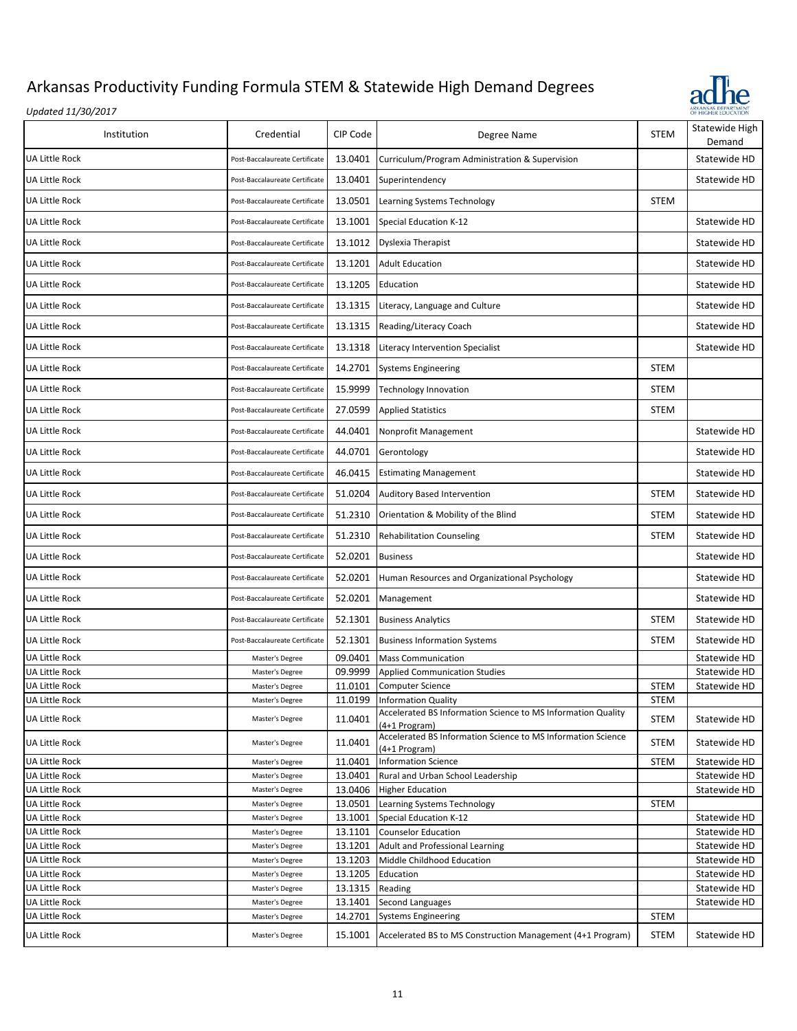# Arkansas Productivity Funding Formula STEM & Statewide High Demand Degrees

*Updated 11/30/2017*

| Institution | Credential | CIP Code | Degree Name | STEM | Statewide High Demand |
|---|---|---|---|---|---|
| UA Little Rock | Post-Baccalaureate Certificate | 13.0401 | Curriculum/Program Administration & Supervision | | Statewide HD |
| UA Little Rock | Post-Baccalaureate Certificate | 13.0401 | Superintendency | | Statewide HD |
| UA Little Rock | Post-Baccalaureate Certificate | 13.0501 | Learning Systems Technology | STEM | |
| UA Little Rock | Post-Baccalaureate Certificate | 13.1001 | Special Education K-12 | | Statewide HD |
| UA Little Rock | Post-Baccalaureate Certificate | 13.1012 | Dyslexia Therapist | | Statewide HD |
| UA Little Rock | Post-Baccalaureate Certificate | 13.1201 | Adult Education | | Statewide HD |
| UA Little Rock | Post-Baccalaureate Certificate | 13.1205 | Education | | Statewide HD |
| UA Little Rock | Post-Baccalaureate Certificate | 13.1315 | Literacy, Language and Culture | | Statewide HD |
| UA Little Rock | Post-Baccalaureate Certificate | 13.1315 | Reading/Literacy Coach | | Statewide HD |
| UA Little Rock | Post-Baccalaureate Certificate | 13.1318 | Literacy Intervention Specialist | | Statewide HD |
| UA Little Rock | Post-Baccalaureate Certificate | 14.2701 | Systems Engineering | STEM | |
| UA Little Rock | Post-Baccalaureate Certificate | 15.9999 | Technology Innovation | STEM | |
| UA Little Rock | Post-Baccalaureate Certificate | 27.0599 | Applied Statistics | STEM | |
| UA Little Rock | Post-Baccalaureate Certificate | 44.0401 | Nonprofit Management | | Statewide HD |
| UA Little Rock | Post-Baccalaureate Certificate | 44.0701 | Gerontology | | Statewide HD |
| UA Little Rock | Post-Baccalaureate Certificate | 46.0415 | Estimating Management | | Statewide HD |
| UA Little Rock | Post-Baccalaureate Certificate | 51.0204 | Auditory Based Intervention | STEM | Statewide HD |
| UA Little Rock | Post-Baccalaureate Certificate | 51.2310 | Orientation & Mobility of the Blind | STEM | Statewide HD |
| UA Little Rock | Post-Baccalaureate Certificate | 51.2310 | Rehabilitation Counseling | STEM | Statewide HD |
| UA Little Rock | Post-Baccalaureate Certificate | 52.0201 | Business | | Statewide HD |
| UA Little Rock | Post-Baccalaureate Certificate | 52.0201 | Human Resources and Organizational Psychology | | Statewide HD |
| UA Little Rock | Post-Baccalaureate Certificate | 52.0201 | Management | | Statewide HD |
| UA Little Rock | Post-Baccalaureate Certificate | 52.1301 | Business Analytics | STEM | Statewide HD |
| UA Little Rock | Post-Baccalaureate Certificate | 52.1301 | Business Information Systems | STEM | Statewide HD |
| UA Little Rock | Master's Degree | 09.0401 | Mass Communication | | Statewide HD |
| UA Little Rock | Master's Degree | 09.9999 | Applied Communication Studies | | Statewide HD |
| UA Little Rock | Master's Degree | 11.0101 | Computer Science | STEM | Statewide HD |
| UA Little Rock | Master's Degree | 11.0199 | Information Quality | STEM | |
| UA Little Rock | Master's Degree | 11.0401 | Accelerated BS Information Science to MS Information Quality (4+1 Program) | STEM | Statewide HD |
| UA Little Rock | Master's Degree | 11.0401 | Accelerated BS Information Science to MS Information Science (4+1 Program) | STEM | Statewide HD |
| UA Little Rock | Master's Degree | 11.0401 | Information Science | STEM | Statewide HD |
| UA Little Rock | Master's Degree | 13.0401 | Rural and Urban School Leadership | | Statewide HD |
| UA Little Rock | Master's Degree | 13.0406 | Higher Education | | Statewide HD |
| UA Little Rock | Master's Degree | 13.0501 | Learning Systems Technology | STEM | |
| UA Little Rock | Master's Degree | 13.1001 | Special Education K-12 | | Statewide HD |
| UA Little Rock | Master's Degree | 13.1101 | Counselor Education | | Statewide HD |
| UA Little Rock | Master's Degree | 13.1201 | Adult and Professional Learning | | Statewide HD |
| UA Little Rock | Master's Degree | 13.1203 | Middle Childhood Education | | Statewide HD |
| UA Little Rock | Master's Degree | 13.1205 | Education | | Statewide HD |
| UA Little Rock | Master's Degree | 13.1315 | Reading | | Statewide HD |
| UA Little Rock | Master's Degree | 13.1401 | Second Languages | | Statewide HD |
| UA Little Rock | Master's Degree | 14.2701 | Systems Engineering | STEM | |
| UA Little Rock | Master's Degree | 15.1001 | Accelerated BS to MS Construction Management (4+1 Program) | STEM | Statewide HD |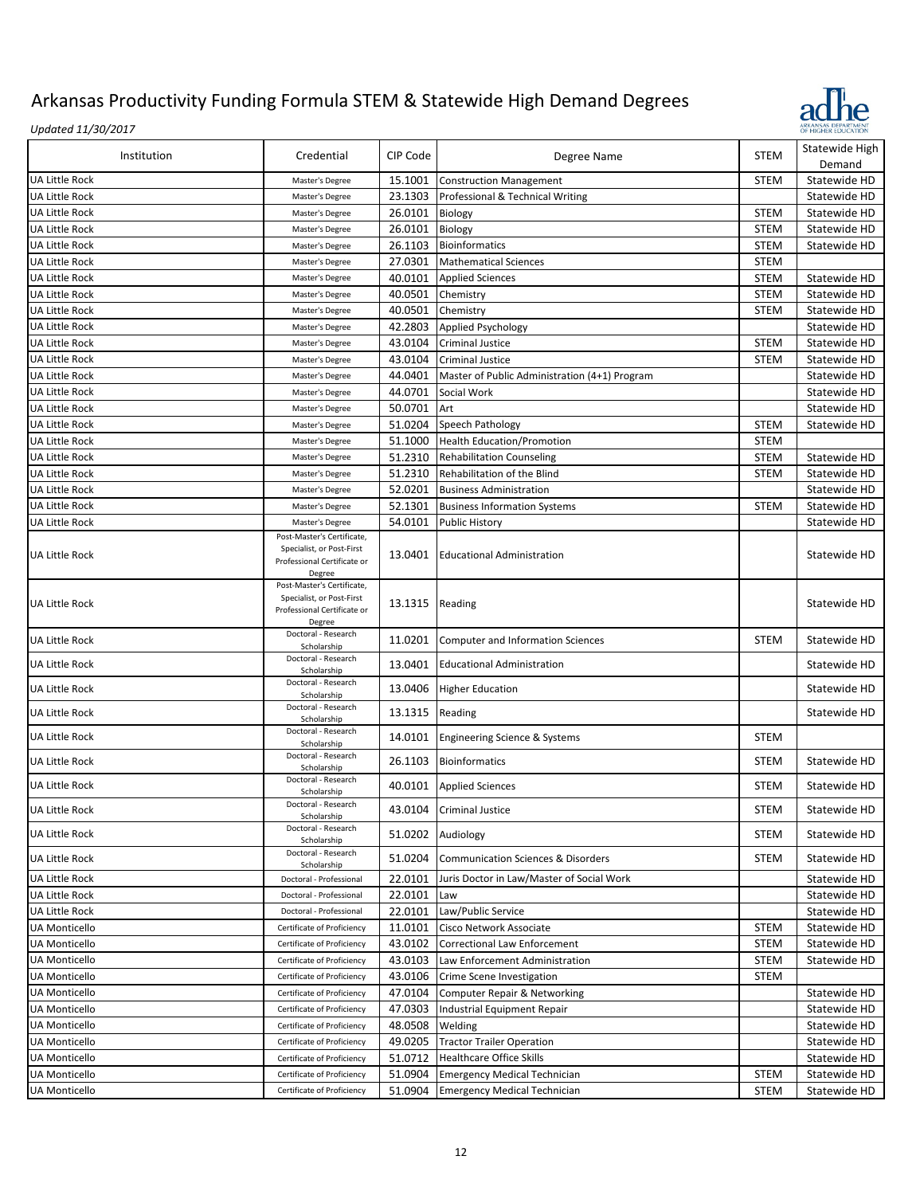# Arkansas Productivity Funding Formula STEM & Statewide High Demand Degrees

*Updated 11/30/2017*

| Institution | Credential | CIP Code | Degree Name | STEM | Statewide High Demand |
|---|---|---|---|---|---|
| UA Little Rock | Master's Degree | 15.1001 | Construction Management | STEM | Statewide HD |
| UA Little Rock | Master's Degree | 23.1303 | Professional & Technical Writing | | Statewide HD |
| UA Little Rock | Master's Degree | 26.0101 | Biology | STEM | Statewide HD |
| UA Little Rock | Master's Degree | 26.0101 | Biology | STEM | Statewide HD |
| UA Little Rock | Master's Degree | 26.1103 | Bioinformatics | STEM | Statewide HD |
| UA Little Rock | Master's Degree | 27.0301 | Mathematical Sciences | STEM | |
| UA Little Rock | Master's Degree | 40.0101 | Applied Sciences | STEM | Statewide HD |
| UA Little Rock | Master's Degree | 40.0501 | Chemistry | STEM | Statewide HD |
| UA Little Rock | Master's Degree | 40.0501 | Chemistry | STEM | Statewide HD |
| UA Little Rock | Master's Degree | 42.2803 | Applied Psychology | | Statewide HD |
| UA Little Rock | Master's Degree | 43.0104 | Criminal Justice | STEM | Statewide HD |
| UA Little Rock | Master's Degree | 43.0104 | Criminal Justice | STEM | Statewide HD |
| UA Little Rock | Master's Degree | 44.0401 | Master of Public Administration (4+1) Program | | Statewide HD |
| UA Little Rock | Master's Degree | 44.0701 | Social Work | | Statewide HD |
| UA Little Rock | Master's Degree | 50.0701 | Art | | Statewide HD |
| UA Little Rock | Master's Degree | 51.0204 | Speech Pathology | STEM | Statewide HD |
| UA Little Rock | Master's Degree | 51.1000 | Health Education/Promotion | STEM | |
| UA Little Rock | Master's Degree | 51.2310 | Rehabilitation Counseling | STEM | Statewide HD |
| UA Little Rock | Master's Degree | 51.2310 | Rehabilitation of the Blind | STEM | Statewide HD |
| UA Little Rock | Master's Degree | 52.0201 | Business Administration | | Statewide HD |
| UA Little Rock | Master's Degree | 52.1301 | Business Information Systems | STEM | Statewide HD |
| UA Little Rock | Master's Degree | 54.0101 | Public History | | Statewide HD |
| UA Little Rock | Post-Master's Certificate, Specialist, or Post-First Professional Certificate or Degree | 13.0401 | Educational Administration | | Statewide HD |
| UA Little Rock | Post-Master's Certificate, Specialist, or Post-First Professional Certificate or Degree | 13.1315 | Reading | | Statewide HD |
| UA Little Rock | Doctoral - Research Scholarship | 11.0201 | Computer and Information Sciences | STEM | Statewide HD |
| UA Little Rock | Doctoral - Research Scholarship | 13.0401 | Educational Administration | | Statewide HD |
| UA Little Rock | Doctoral - Research Scholarship | 13.0406 | Higher Education | | Statewide HD |
| UA Little Rock | Doctoral - Research Scholarship | 13.1315 | Reading | | Statewide HD |
| UA Little Rock | Doctoral - Research Scholarship | 14.0101 | Engineering Science & Systems | STEM | |
| UA Little Rock | Doctoral - Research Scholarship | 26.1103 | Bioinformatics | STEM | Statewide HD |
| UA Little Rock | Doctoral - Research Scholarship | 40.0101 | Applied Sciences | STEM | Statewide HD |
| UA Little Rock | Doctoral - Research Scholarship | 43.0104 | Criminal Justice | STEM | Statewide HD |
| UA Little Rock | Doctoral - Research Scholarship | 51.0202 | Audiology | STEM | Statewide HD |
| UA Little Rock | Doctoral - Research Scholarship | 51.0204 | Communication Sciences & Disorders | STEM | Statewide HD |
| UA Little Rock | Doctoral - Professional | 22.0101 | Juris Doctor in Law/Master of Social Work | | Statewide HD |
| UA Little Rock | Doctoral - Professional | 22.0101 | Law | | Statewide HD |
| UA Little Rock | Doctoral - Professional | 22.0101 | Law/Public Service | | Statewide HD |
| UA Monticello | Certificate of Proficiency | 11.0101 | Cisco Network Associate | STEM | Statewide HD |
| UA Monticello | Certificate of Proficiency | 43.0102 | Correctional Law Enforcement | STEM | Statewide HD |
| UA Monticello | Certificate of Proficiency | 43.0103 | Law Enforcement Administration | STEM | Statewide HD |
| UA Monticello | Certificate of Proficiency | 43.0106 | Crime Scene Investigation | STEM | |
| UA Monticello | Certificate of Proficiency | 47.0104 | Computer Repair & Networking | | Statewide HD |
| UA Monticello | Certificate of Proficiency | 47.0303 | Industrial Equipment Repair | | Statewide HD |
| UA Monticello | Certificate of Proficiency | 48.0508 | Welding | | Statewide HD |
| UA Monticello | Certificate of Proficiency | 49.0205 | Tractor Trailer Operation | | Statewide HD |
| UA Monticello | Certificate of Proficiency | 51.0712 | Healthcare Office Skills | | Statewide HD |
| UA Monticello | Certificate of Proficiency | 51.0904 | Emergency Medical Technician | STEM | Statewide HD |
| UA Monticello | Certificate of Proficiency | 51.0904 | Emergency Medical Technician | STEM | Statewide HD |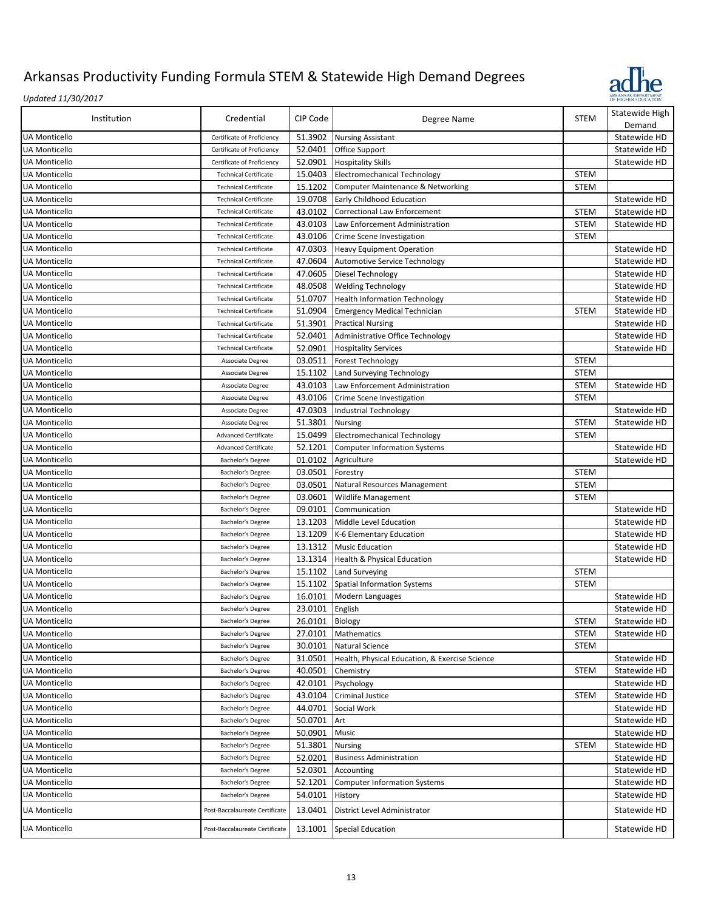# Arkansas Productivity Funding Formula STEM & Statewide High Demand Degrees

*Updated 11/30/2017*

| Institution | Credential | CIP Code | Degree Name | STEM | Statewide High Demand |
|---|---|---|---|---|---|
| UA Monticello | Certificate of Proficiency | 51.3902 | Nursing Assistant | | Statewide HD |
| UA Monticello | Certificate of Proficiency | 52.0401 | Office Support | | Statewide HD |
| UA Monticello | Certificate of Proficiency | 52.0901 | Hospitality Skills | | Statewide HD |
| UA Monticello | Technical Certificate | 15.0403 | Electromechanical Technology | STEM | |
| UA Monticello | Technical Certificate | 15.1202 | Computer Maintenance & Networking | STEM | |
| UA Monticello | Technical Certificate | 19.0708 | Early Childhood Education | | Statewide HD |
| UA Monticello | Technical Certificate | 43.0102 | Correctional Law Enforcement | STEM | Statewide HD |
| UA Monticello | Technical Certificate | 43.0103 | Law Enforcement Administration | STEM | Statewide HD |
| UA Monticello | Technical Certificate | 43.0106 | Crime Scene Investigation | STEM | |
| UA Monticello | Technical Certificate | 47.0303 | Heavy Equipment Operation | | Statewide HD |
| UA Monticello | Technical Certificate | 47.0604 | Automotive Service Technology | | Statewide HD |
| UA Monticello | Technical Certificate | 47.0605 | Diesel Technology | | Statewide HD |
| UA Monticello | Technical Certificate | 48.0508 | Welding Technology | | Statewide HD |
| UA Monticello | Technical Certificate | 51.0707 | Health Information Technology | | Statewide HD |
| UA Monticello | Technical Certificate | 51.0904 | Emergency Medical Technician | STEM | Statewide HD |
| UA Monticello | Technical Certificate | 51.3901 | Practical Nursing | | Statewide HD |
| UA Monticello | Technical Certificate | 52.0401 | Administrative Office Technology | | Statewide HD |
| UA Monticello | Technical Certificate | 52.0901 | Hospitality Services | | Statewide HD |
| UA Monticello | Associate Degree | 03.0511 | Forest Technology | STEM | |
| UA Monticello | Associate Degree | 15.1102 | Land Surveying Technology | STEM | |
| UA Monticello | Associate Degree | 43.0103 | Law Enforcement Administration | STEM | Statewide HD |
| UA Monticello | Associate Degree | 43.0106 | Crime Scene Investigation | STEM | |
| UA Monticello | Associate Degree | 47.0303 | Industrial Technology | | Statewide HD |
| UA Monticello | Associate Degree | 51.3801 | Nursing | STEM | Statewide HD |
| UA Monticello | Advanced Certificate | 15.0499 | Electromechanical Technology | STEM | |
| UA Monticello | Advanced Certificate | 52.1201 | Computer Information Systems | | Statewide HD |
| UA Monticello | Bachelor's Degree | 01.0102 | Agriculture | | Statewide HD |
| UA Monticello | Bachelor's Degree | 03.0501 | Forestry | STEM | |
| UA Monticello | Bachelor's Degree | 03.0501 | Natural Resources Management | STEM | |
| UA Monticello | Bachelor's Degree | 03.0601 | Wildlife Management | STEM | |
| UA Monticello | Bachelor's Degree | 09.0101 | Communication | | Statewide HD |
| UA Monticello | Bachelor's Degree | 13.1203 | Middle Level Education | | Statewide HD |
| UA Monticello | Bachelor's Degree | 13.1209 | K-6 Elementary Education | | Statewide HD |
| UA Monticello | Bachelor's Degree | 13.1312 | Music Education | | Statewide HD |
| UA Monticello | Bachelor's Degree | 13.1314 | Health & Physical Education | | Statewide HD |
| UA Monticello | Bachelor's Degree | 15.1102 | Land Surveying | STEM | |
| UA Monticello | Bachelor's Degree | 15.1102 | Spatial Information Systems | STEM | |
| UA Monticello | Bachelor's Degree | 16.0101 | Modern Languages | | Statewide HD |
| UA Monticello | Bachelor's Degree | 23.0101 | English | | Statewide HD |
| UA Monticello | Bachelor's Degree | 26.0101 | Biology | STEM | Statewide HD |
| UA Monticello | Bachelor's Degree | 27.0101 | Mathematics | STEM | Statewide HD |
| UA Monticello | Bachelor's Degree | 30.0101 | Natural Science | STEM | |
| UA Monticello | Bachelor's Degree | 31.0501 | Health, Physical Education, & Exercise Science | | Statewide HD |
| UA Monticello | Bachelor's Degree | 40.0501 | Chemistry | STEM | Statewide HD |
| UA Monticello | Bachelor's Degree | 42.0101 | Psychology | | Statewide HD |
| UA Monticello | Bachelor's Degree | 43.0104 | Criminal Justice | STEM | Statewide HD |
| UA Monticello | Bachelor's Degree | 44.0701 | Social Work | | Statewide HD |
| UA Monticello | Bachelor's Degree | 50.0701 | Art | | Statewide HD |
| UA Monticello | Bachelor's Degree | 50.0901 | Music | | Statewide HD |
| UA Monticello | Bachelor's Degree | 51.3801 | Nursing | STEM | Statewide HD |
| UA Monticello | Bachelor's Degree | 52.0201 | Business Administration | | Statewide HD |
| UA Monticello | Bachelor's Degree | 52.0301 | Accounting | | Statewide HD |
| UA Monticello | Bachelor's Degree | 52.1201 | Computer Information Systems | | Statewide HD |
| UA Monticello | Bachelor's Degree | 54.0101 | History | | Statewide HD |
| UA Monticello | Post-Baccalaureate Certificate | 13.0401 | District Level Administrator | | Statewide HD |
| UA Monticello | Post-Baccalaureate Certificate | 13.1001 | Special Education | | Statewide HD |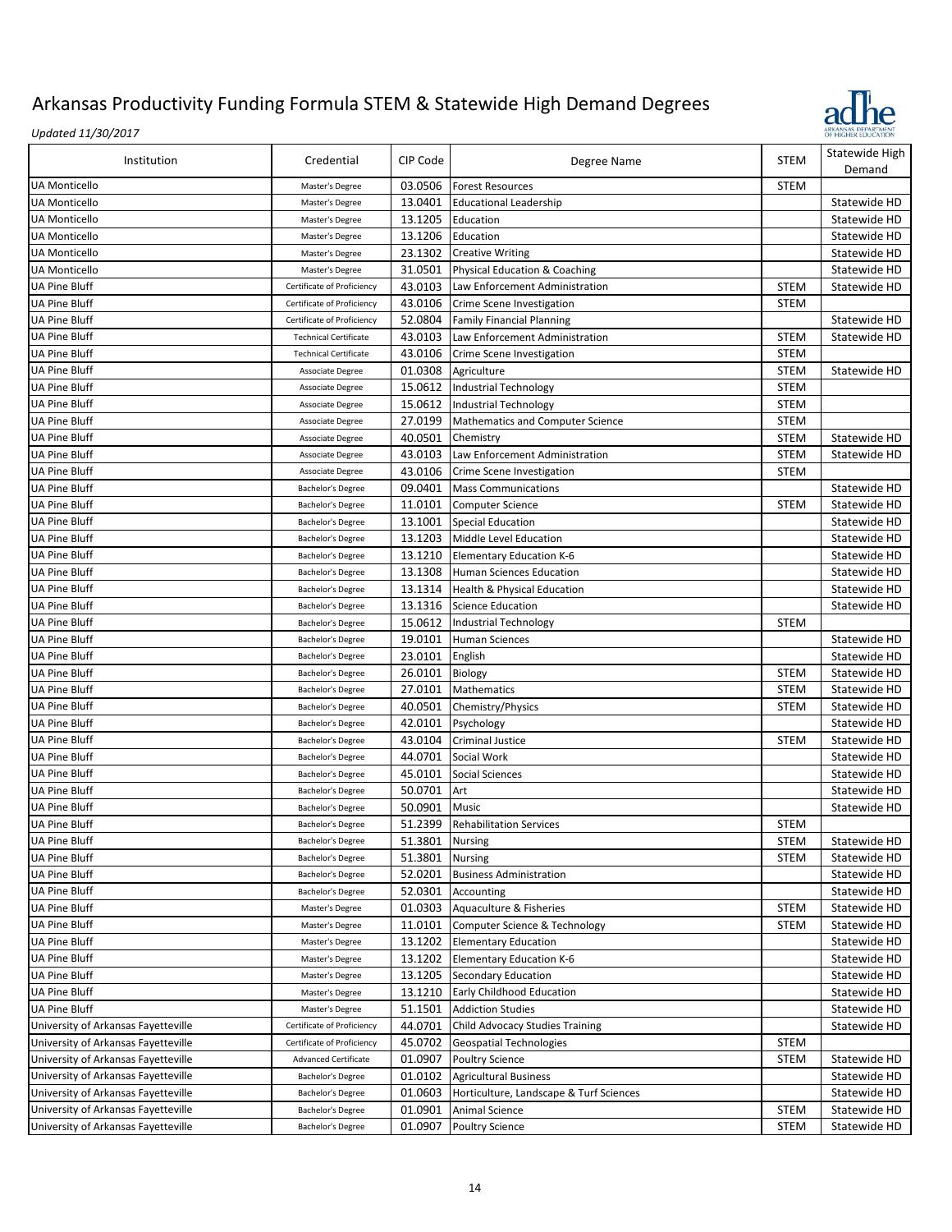# Arkansas Productivity Funding Formula STEM & Statewide High Demand Degrees

*Updated 11/30/2017*

| Institution | Credential | CIP Code | Degree Name | STEM | Statewide High Demand |
|---|---|---|---|---|---|
| UA Monticello | Master's Degree | 03.0506 | Forest Resources | STEM | |
| UA Monticello | Master's Degree | 13.0401 | Educational Leadership | | Statewide HD |
| UA Monticello | Master's Degree | 13.1205 | Education | | Statewide HD |
| UA Monticello | Master's Degree | 13.1206 | Education | | Statewide HD |
| UA Monticello | Master's Degree | 23.1302 | Creative Writing | | Statewide HD |
| UA Monticello | Master's Degree | 31.0501 | Physical Education & Coaching | | Statewide HD |
| UA Pine Bluff | Certificate of Proficiency | 43.0103 | Law Enforcement Administration | STEM | Statewide HD |
| UA Pine Bluff | Certificate of Proficiency | 43.0106 | Crime Scene Investigation | STEM | |
| UA Pine Bluff | Certificate of Proficiency | 52.0804 | Family Financial Planning | | Statewide HD |
| UA Pine Bluff | Technical Certificate | 43.0103 | Law Enforcement Administration | STEM | Statewide HD |
| UA Pine Bluff | Technical Certificate | 43.0106 | Crime Scene Investigation | STEM | |
| UA Pine Bluff | Associate Degree | 01.0308 | Agriculture | STEM | Statewide HD |
| UA Pine Bluff | Associate Degree | 15.0612 | Industrial Technology | STEM | |
| UA Pine Bluff | Associate Degree | 15.0612 | Industrial Technology | STEM | |
| UA Pine Bluff | Associate Degree | 27.0199 | Mathematics and Computer Science | STEM | |
| UA Pine Bluff | Associate Degree | 40.0501 | Chemistry | STEM | Statewide HD |
| UA Pine Bluff | Associate Degree | 43.0103 | Law Enforcement Administration | STEM | Statewide HD |
| UA Pine Bluff | Associate Degree | 43.0106 | Crime Scene Investigation | STEM | |
| UA Pine Bluff | Bachelor's Degree | 09.0401 | Mass Communications | | Statewide HD |
| UA Pine Bluff | Bachelor's Degree | 11.0101 | Computer Science | STEM | Statewide HD |
| UA Pine Bluff | Bachelor's Degree | 13.1001 | Special Education | | Statewide HD |
| UA Pine Bluff | Bachelor's Degree | 13.1203 | Middle Level Education | | Statewide HD |
| UA Pine Bluff | Bachelor's Degree | 13.1210 | Elementary Education K-6 | | Statewide HD |
| UA Pine Bluff | Bachelor's Degree | 13.1308 | Human Sciences Education | | Statewide HD |
| UA Pine Bluff | Bachelor's Degree | 13.1314 | Health & Physical Education | | Statewide HD |
| UA Pine Bluff | Bachelor's Degree | 13.1316 | Science Education | | Statewide HD |
| UA Pine Bluff | Bachelor's Degree | 15.0612 | Industrial Technology | STEM | |
| UA Pine Bluff | Bachelor's Degree | 19.0101 | Human Sciences | | Statewide HD |
| UA Pine Bluff | Bachelor's Degree | 23.0101 | English | | Statewide HD |
| UA Pine Bluff | Bachelor's Degree | 26.0101 | Biology | STEM | Statewide HD |
| UA Pine Bluff | Bachelor's Degree | 27.0101 | Mathematics | STEM | Statewide HD |
| UA Pine Bluff | Bachelor's Degree | 40.0501 | Chemistry/Physics | STEM | Statewide HD |
| UA Pine Bluff | Bachelor's Degree | 42.0101 | Psychology | | Statewide HD |
| UA Pine Bluff | Bachelor's Degree | 43.0104 | Criminal Justice | STEM | Statewide HD |
| UA Pine Bluff | Bachelor's Degree | 44.0701 | Social Work | | Statewide HD |
| UA Pine Bluff | Bachelor's Degree | 45.0101 | Social Sciences | | Statewide HD |
| UA Pine Bluff | Bachelor's Degree | 50.0701 | Art | | Statewide HD |
| UA Pine Bluff | Bachelor's Degree | 50.0901 | Music | | Statewide HD |
| UA Pine Bluff | Bachelor's Degree | 51.2399 | Rehabilitation Services | STEM | |
| UA Pine Bluff | Bachelor's Degree | 51.3801 | Nursing | STEM | Statewide HD |
| UA Pine Bluff | Bachelor's Degree | 51.3801 | Nursing | STEM | Statewide HD |
| UA Pine Bluff | Bachelor's Degree | 52.0201 | Business Administration | | Statewide HD |
| UA Pine Bluff | Bachelor's Degree | 52.0301 | Accounting | | Statewide HD |
| UA Pine Bluff | Master's Degree | 01.0303 | Aquaculture & Fisheries | STEM | Statewide HD |
| UA Pine Bluff | Master's Degree | 11.0101 | Computer Science & Technology | STEM | Statewide HD |
| UA Pine Bluff | Master's Degree | 13.1202 | Elementary Education | | Statewide HD |
| UA Pine Bluff | Master's Degree | 13.1202 | Elementary Education K-6 | | Statewide HD |
| UA Pine Bluff | Master's Degree | 13.1205 | Secondary Education | | Statewide HD |
| UA Pine Bluff | Master's Degree | 13.1210 | Early Childhood Education | | Statewide HD |
| UA Pine Bluff | Master's Degree | 51.1501 | Addiction Studies | | Statewide HD |
| University of Arkansas Fayetteville | Certificate of Proficiency | 44.0701 | Child Advocacy Studies Training | | Statewide HD |
| University of Arkansas Fayetteville | Certificate of Proficiency | 45.0702 | Geospatial Technologies | STEM | |
| University of Arkansas Fayetteville | Advanced Certificate | 01.0907 | Poultry Science | STEM | Statewide HD |
| University of Arkansas Fayetteville | Bachelor's Degree | 01.0102 | Agricultural Business | | Statewide HD |
| University of Arkansas Fayetteville | Bachelor's Degree | 01.0603 | Horticulture, Landscape & Turf Sciences | | Statewide HD |
| University of Arkansas Fayetteville | Bachelor's Degree | 01.0901 | Animal Science | STEM | Statewide HD |
| University of Arkansas Fayetteville | Bachelor's Degree | 01.0907 | Poultry Science | STEM | Statewide HD |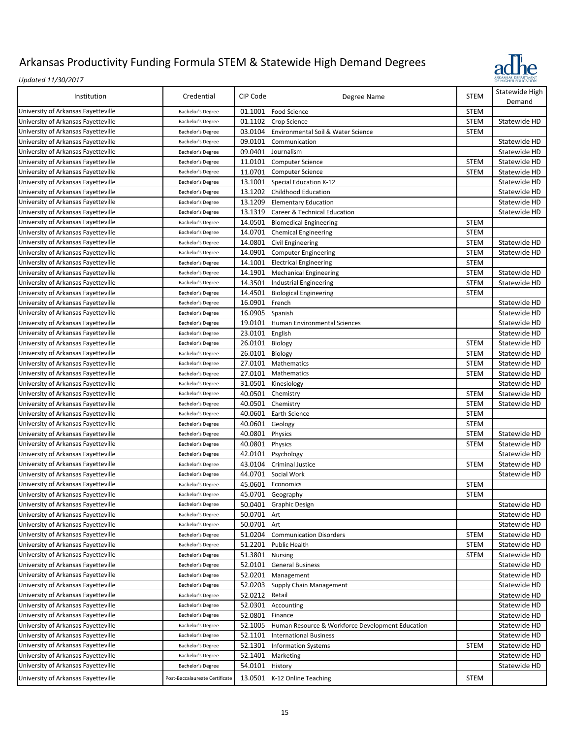# Arkansas Productivity Funding Formula STEM & Statewide High Demand Degrees

*Updated 11/30/2017*

| Institution | Credential | CIP Code | Degree Name | STEM | Statewide High Demand |
|---|---|---|---|---|---|
| University of Arkansas Fayetteville | Bachelor's Degree | 01.1001 | Food Science | STEM | |
| University of Arkansas Fayetteville | Bachelor's Degree | 01.1102 | Crop Science | STEM | Statewide HD |
| University of Arkansas Fayetteville | Bachelor's Degree | 03.0104 | Environmental Soil & Water Science | STEM | |
| University of Arkansas Fayetteville | Bachelor's Degree | 09.0101 | Communication | | Statewide HD |
| University of Arkansas Fayetteville | Bachelor's Degree | 09.0401 | Journalism | | Statewide HD |
| University of Arkansas Fayetteville | Bachelor's Degree | 11.0101 | Computer Science | STEM | Statewide HD |
| University of Arkansas Fayetteville | Bachelor's Degree | 11.0701 | Computer Science | STEM | Statewide HD |
| University of Arkansas Fayetteville | Bachelor's Degree | 13.1001 | Special Education K-12 | | Statewide HD |
| University of Arkansas Fayetteville | Bachelor's Degree | 13.1202 | Childhood Education | | Statewide HD |
| University of Arkansas Fayetteville | Bachelor's Degree | 13.1209 | Elementary Education | | Statewide HD |
| University of Arkansas Fayetteville | Bachelor's Degree | 13.1319 | Career & Technical Education | | Statewide HD |
| University of Arkansas Fayetteville | Bachelor's Degree | 14.0501 | Biomedical Engineering | STEM | |
| University of Arkansas Fayetteville | Bachelor's Degree | 14.0701 | Chemical Engineering | STEM | |
| University of Arkansas Fayetteville | Bachelor's Degree | 14.0801 | Civil Engineering | STEM | Statewide HD |
| University of Arkansas Fayetteville | Bachelor's Degree | 14.0901 | Computer Engineering | STEM | Statewide HD |
| University of Arkansas Fayetteville | Bachelor's Degree | 14.1001 | Electrical Engineering | STEM | |
| University of Arkansas Fayetteville | Bachelor's Degree | 14.1901 | Mechanical Engineering | STEM | Statewide HD |
| University of Arkansas Fayetteville | Bachelor's Degree | 14.3501 | Industrial Engineering | STEM | Statewide HD |
| University of Arkansas Fayetteville | Bachelor's Degree | 14.4501 | Biological Engineering | STEM | |
| University of Arkansas Fayetteville | Bachelor's Degree | 16.0901 | French | | Statewide HD |
| University of Arkansas Fayetteville | Bachelor's Degree | 16.0905 | Spanish | | Statewide HD |
| University of Arkansas Fayetteville | Bachelor's Degree | 19.0101 | Human Environmental Sciences | | Statewide HD |
| University of Arkansas Fayetteville | Bachelor's Degree | 23.0101 | English | | Statewide HD |
| University of Arkansas Fayetteville | Bachelor's Degree | 26.0101 | Biology | STEM | Statewide HD |
| University of Arkansas Fayetteville | Bachelor's Degree | 26.0101 | Biology | STEM | Statewide HD |
| University of Arkansas Fayetteville | Bachelor's Degree | 27.0101 | Mathematics | STEM | Statewide HD |
| University of Arkansas Fayetteville | Bachelor's Degree | 27.0101 | Mathematics | STEM | Statewide HD |
| University of Arkansas Fayetteville | Bachelor's Degree | 31.0501 | Kinesiology | | Statewide HD |
| University of Arkansas Fayetteville | Bachelor's Degree | 40.0501 | Chemistry | STEM | Statewide HD |
| University of Arkansas Fayetteville | Bachelor's Degree | 40.0501 | Chemistry | STEM | Statewide HD |
| University of Arkansas Fayetteville | Bachelor's Degree | 40.0601 | Earth Science | STEM | |
| University of Arkansas Fayetteville | Bachelor's Degree | 40.0601 | Geology | STEM | |
| University of Arkansas Fayetteville | Bachelor's Degree | 40.0801 | Physics | STEM | Statewide HD |
| University of Arkansas Fayetteville | Bachelor's Degree | 40.0801 | Physics | STEM | Statewide HD |
| University of Arkansas Fayetteville | Bachelor's Degree | 42.0101 | Psychology | | Statewide HD |
| University of Arkansas Fayetteville | Bachelor's Degree | 43.0104 | Criminal Justice | STEM | Statewide HD |
| University of Arkansas Fayetteville | Bachelor's Degree | 44.0701 | Social Work | | Statewide HD |
| University of Arkansas Fayetteville | Bachelor's Degree | 45.0601 | Economics | STEM | |
| University of Arkansas Fayetteville | Bachelor's Degree | 45.0701 | Geography | STEM | |
| University of Arkansas Fayetteville | Bachelor's Degree | 50.0401 | Graphic Design | | Statewide HD |
| University of Arkansas Fayetteville | Bachelor's Degree | 50.0701 | Art | | Statewide HD |
| University of Arkansas Fayetteville | Bachelor's Degree | 50.0701 | Art | | Statewide HD |
| University of Arkansas Fayetteville | Bachelor's Degree | 51.0204 | Communication Disorders | STEM | Statewide HD |
| University of Arkansas Fayetteville | Bachelor's Degree | 51.2201 | Public Health | STEM | Statewide HD |
| University of Arkansas Fayetteville | Bachelor's Degree | 51.3801 | Nursing | STEM | Statewide HD |
| University of Arkansas Fayetteville | Bachelor's Degree | 52.0101 | General Business | | Statewide HD |
| University of Arkansas Fayetteville | Bachelor's Degree | 52.0201 | Management | | Statewide HD |
| University of Arkansas Fayetteville | Bachelor's Degree | 52.0203 | Supply Chain Management | | Statewide HD |
| University of Arkansas Fayetteville | Bachelor's Degree | 52.0212 | Retail | | Statewide HD |
| University of Arkansas Fayetteville | Bachelor's Degree | 52.0301 | Accounting | | Statewide HD |
| University of Arkansas Fayetteville | Bachelor's Degree | 52.0801 | Finance | | Statewide HD |
| University of Arkansas Fayetteville | Bachelor's Degree | 52.1005 | Human Resource & Workforce Development Education | | Statewide HD |
| University of Arkansas Fayetteville | Bachelor's Degree | 52.1101 | International Business | | Statewide HD |
| University of Arkansas Fayetteville | Bachelor's Degree | 52.1301 | Information Systems | STEM | Statewide HD |
| University of Arkansas Fayetteville | Bachelor's Degree | 52.1401 | Marketing | | Statewide HD |
| University of Arkansas Fayetteville | Bachelor's Degree | 54.0101 | History | | Statewide HD |
| University of Arkansas Fayetteville | Post-Baccalaureate Certificate | 13.0501 | K-12 Online Teaching | STEM | |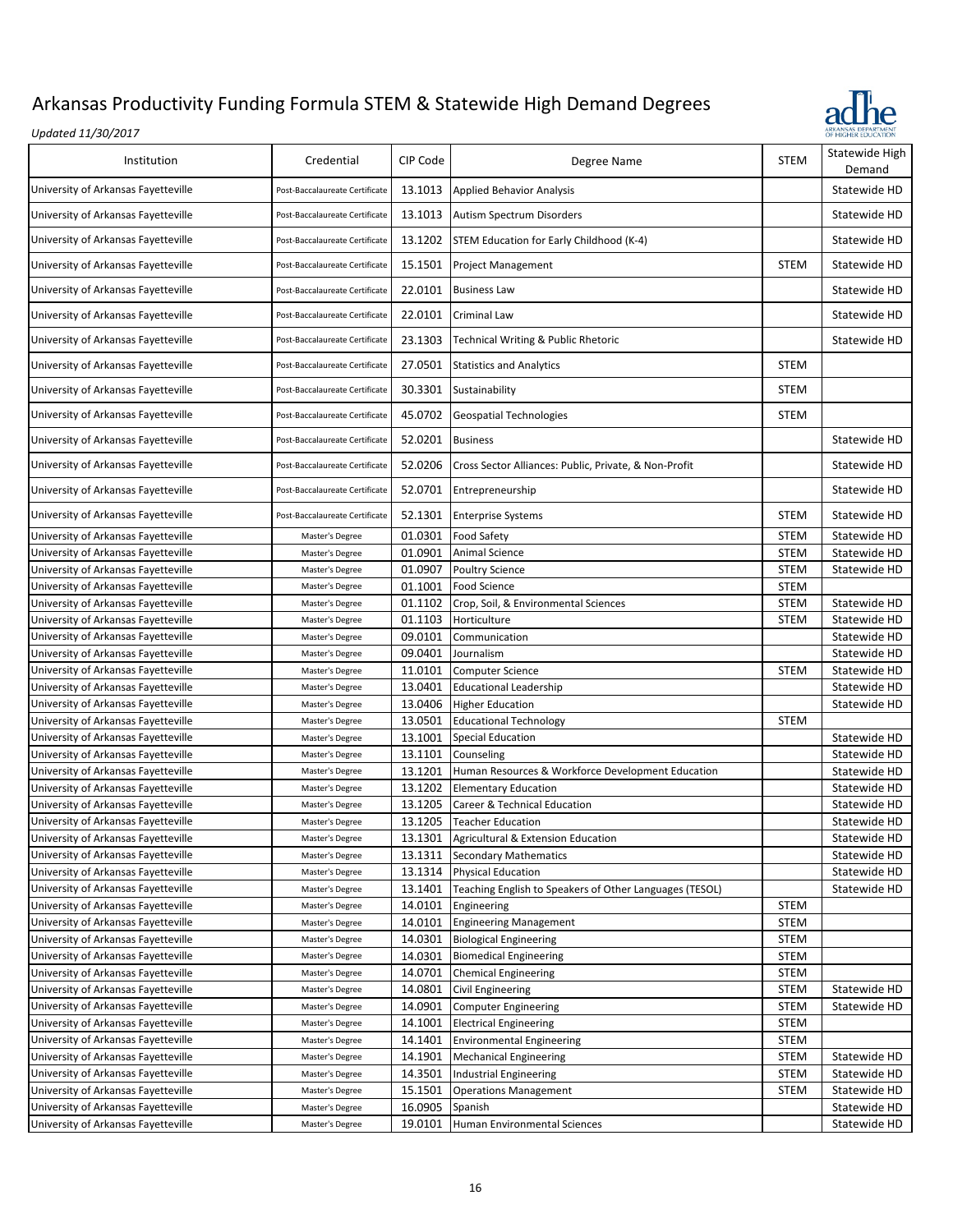# Arkansas Productivity Funding Formula STEM & Statewide High Demand Degrees

*Updated 11/30/2017*

| Institution | Credential | CIP Code | Degree Name | STEM | Statewide High Demand |
|---|---|---|---|---|---|
| University of Arkansas Fayetteville | Post-Baccalaureate Certificate | 13.1013 | Applied Behavior Analysis | | Statewide HD |
| University of Arkansas Fayetteville | Post-Baccalaureate Certificate | 13.1013 | Autism Spectrum Disorders | | Statewide HD |
| University of Arkansas Fayetteville | Post-Baccalaureate Certificate | 13.1202 | STEM Education for Early Childhood (K-4) | | Statewide HD |
| University of Arkansas Fayetteville | Post-Baccalaureate Certificate | 15.1501 | Project Management | STEM | Statewide HD |
| University of Arkansas Fayetteville | Post-Baccalaureate Certificate | 22.0101 | Business Law | | Statewide HD |
| University of Arkansas Fayetteville | Post-Baccalaureate Certificate | 22.0101 | Criminal Law | | Statewide HD |
| University of Arkansas Fayetteville | Post-Baccalaureate Certificate | 23.1303 | Technical Writing & Public Rhetoric | | Statewide HD |
| University of Arkansas Fayetteville | Post-Baccalaureate Certificate | 27.0501 | Statistics and Analytics | STEM | |
| University of Arkansas Fayetteville | Post-Baccalaureate Certificate | 30.3301 | Sustainability | STEM | |
| University of Arkansas Fayetteville | Post-Baccalaureate Certificate | 45.0702 | Geospatial Technologies | STEM | |
| University of Arkansas Fayetteville | Post-Baccalaureate Certificate | 52.0201 | Business | | Statewide HD |
| University of Arkansas Fayetteville | Post-Baccalaureate Certificate | 52.0206 | Cross Sector Alliances: Public, Private, & Non-Profit | | Statewide HD |
| University of Arkansas Fayetteville | Post-Baccalaureate Certificate | 52.0701 | Entrepreneurship | | Statewide HD |
| University of Arkansas Fayetteville | Post-Baccalaureate Certificate | 52.1301 | Enterprise Systems | STEM | Statewide HD |
| University of Arkansas Fayetteville | Master's Degree | 01.0301 | Food Safety | STEM | Statewide HD |
| University of Arkansas Fayetteville | Master's Degree | 01.0901 | Animal Science | STEM | Statewide HD |
| University of Arkansas Fayetteville | Master's Degree | 01.0907 | Poultry Science | STEM | Statewide HD |
| University of Arkansas Fayetteville | Master's Degree | 01.1001 | Food Science | STEM | |
| University of Arkansas Fayetteville | Master's Degree | 01.1102 | Crop, Soil, & Environmental Sciences | STEM | Statewide HD |
| University of Arkansas Fayetteville | Master's Degree | 01.1103 | Horticulture | STEM | Statewide HD |
| University of Arkansas Fayetteville | Master's Degree | 09.0101 | Communication | | Statewide HD |
| University of Arkansas Fayetteville | Master's Degree | 09.0401 | Journalism | | Statewide HD |
| University of Arkansas Fayetteville | Master's Degree | 11.0101 | Computer Science | STEM | Statewide HD |
| University of Arkansas Fayetteville | Master's Degree | 13.0401 | Educational Leadership | | Statewide HD |
| University of Arkansas Fayetteville | Master's Degree | 13.0406 | Higher Education | | Statewide HD |
| University of Arkansas Fayetteville | Master's Degree | 13.0501 | Educational Technology | STEM | |
| University of Arkansas Fayetteville | Master's Degree | 13.1001 | Special Education | | Statewide HD |
| University of Arkansas Fayetteville | Master's Degree | 13.1101 | Counseling | | Statewide HD |
| University of Arkansas Fayetteville | Master's Degree | 13.1201 | Human Resources & Workforce Development Education | | Statewide HD |
| University of Arkansas Fayetteville | Master's Degree | 13.1202 | Elementary Education | | Statewide HD |
| University of Arkansas Fayetteville | Master's Degree | 13.1205 | Career & Technical Education | | Statewide HD |
| University of Arkansas Fayetteville | Master's Degree | 13.1205 | Teacher Education | | Statewide HD |
| University of Arkansas Fayetteville | Master's Degree | 13.1301 | Agricultural & Extension Education | | Statewide HD |
| University of Arkansas Fayetteville | Master's Degree | 13.1311 | Secondary Mathematics | | Statewide HD |
| University of Arkansas Fayetteville | Master's Degree | 13.1314 | Physical Education | | Statewide HD |
| University of Arkansas Fayetteville | Master's Degree | 13.1401 | Teaching English to Speakers of Other Languages (TESOL) | | Statewide HD |
| University of Arkansas Fayetteville | Master's Degree | 14.0101 | Engineering | STEM | |
| University of Arkansas Fayetteville | Master's Degree | 14.0101 | Engineering Management | STEM | |
| University of Arkansas Fayetteville | Master's Degree | 14.0301 | Biological Engineering | STEM | |
| University of Arkansas Fayetteville | Master's Degree | 14.0301 | Biomedical Engineering | STEM | |
| University of Arkansas Fayetteville | Master's Degree | 14.0701 | Chemical Engineering | STEM | |
| University of Arkansas Fayetteville | Master's Degree | 14.0801 | Civil Engineering | STEM | Statewide HD |
| University of Arkansas Fayetteville | Master's Degree | 14.0901 | Computer Engineering | STEM | Statewide HD |
| University of Arkansas Fayetteville | Master's Degree | 14.1001 | Electrical Engineering | STEM | |
| University of Arkansas Fayetteville | Master's Degree | 14.1401 | Environmental Engineering | STEM | |
| University of Arkansas Fayetteville | Master's Degree | 14.1901 | Mechanical Engineering | STEM | Statewide HD |
| University of Arkansas Fayetteville | Master's Degree | 14.3501 | Industrial Engineering | STEM | Statewide HD |
| University of Arkansas Fayetteville | Master's Degree | 15.1501 | Operations Management | STEM | Statewide HD |
| University of Arkansas Fayetteville | Master's Degree | 16.0905 | Spanish | | Statewide HD |
| University of Arkansas Fayetteville | Master's Degree | 19.0101 | Human Environmental Sciences | | Statewide HD |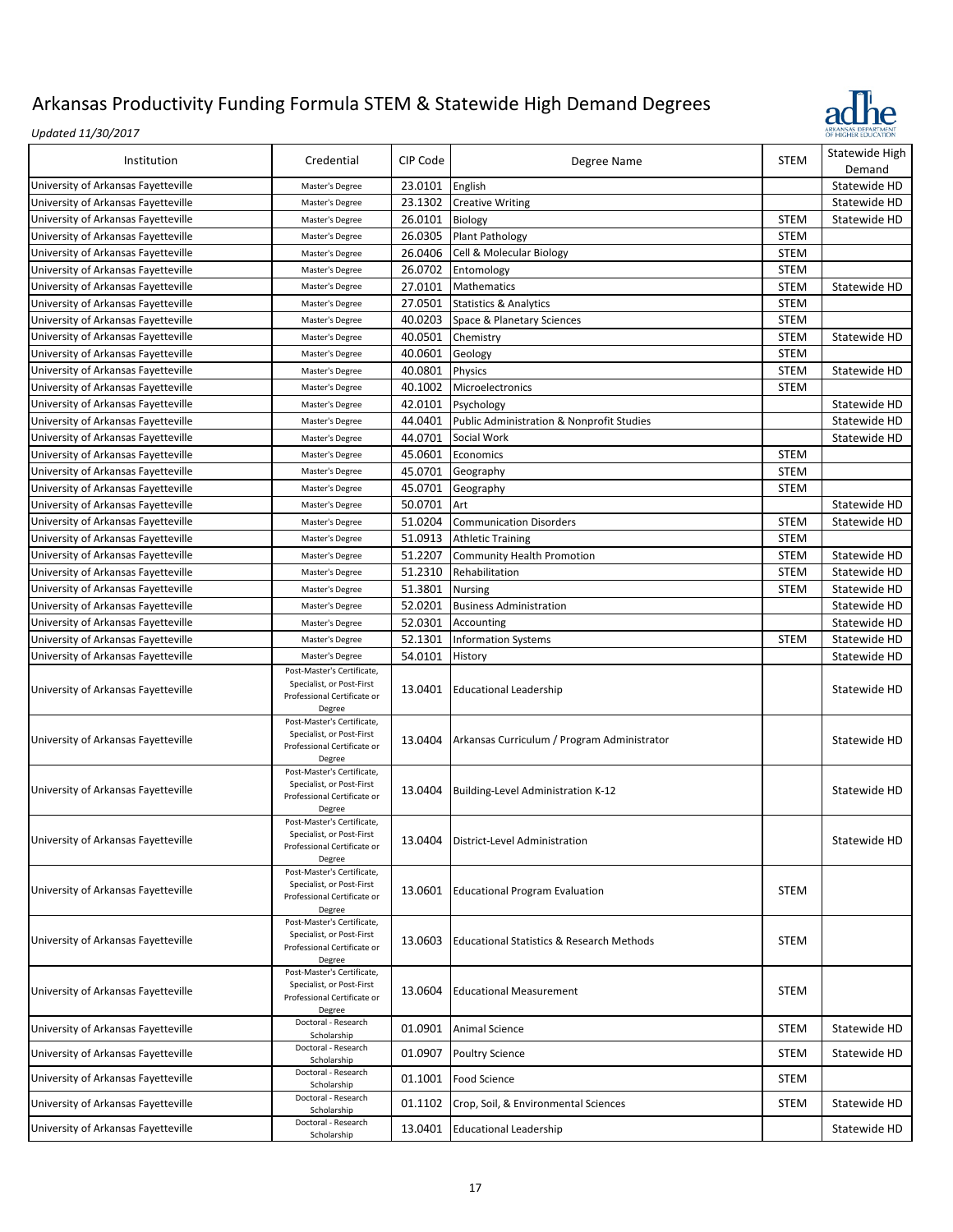# Arkansas Productivity Funding Formula STEM & Statewide High Demand Degrees

*Updated 11/30/2017*

| Institution | Credential | CIP Code | Degree Name | STEM | Statewide High Demand |
|---|---|---|---|---|---|
| University of Arkansas Fayetteville | Master's Degree | 23.0101 | English | | Statewide HD |
| University of Arkansas Fayetteville | Master's Degree | 23.1302 | Creative Writing | | Statewide HD |
| University of Arkansas Fayetteville | Master's Degree | 26.0101 | Biology | STEM | Statewide HD |
| University of Arkansas Fayetteville | Master's Degree | 26.0305 | Plant Pathology | STEM | |
| University of Arkansas Fayetteville | Master's Degree | 26.0406 | Cell & Molecular Biology | STEM | |
| University of Arkansas Fayetteville | Master's Degree | 26.0702 | Entomology | STEM | |
| University of Arkansas Fayetteville | Master's Degree | 27.0101 | Mathematics | STEM | Statewide HD |
| University of Arkansas Fayetteville | Master's Degree | 27.0501 | Statistics & Analytics | STEM | |
| University of Arkansas Fayetteville | Master's Degree | 40.0203 | Space & Planetary Sciences | STEM | |
| University of Arkansas Fayetteville | Master's Degree | 40.0501 | Chemistry | STEM | Statewide HD |
| University of Arkansas Fayetteville | Master's Degree | 40.0601 | Geology | STEM | |
| University of Arkansas Fayetteville | Master's Degree | 40.0801 | Physics | STEM | Statewide HD |
| University of Arkansas Fayetteville | Master's Degree | 40.1002 | Microelectronics | STEM | |
| University of Arkansas Fayetteville | Master's Degree | 42.0101 | Psychology | | Statewide HD |
| University of Arkansas Fayetteville | Master's Degree | 44.0401 | Public Administration & Nonprofit Studies | | Statewide HD |
| University of Arkansas Fayetteville | Master's Degree | 44.0701 | Social Work | | Statewide HD |
| University of Arkansas Fayetteville | Master's Degree | 45.0601 | Economics | STEM | |
| University of Arkansas Fayetteville | Master's Degree | 45.0701 | Geography | STEM | |
| University of Arkansas Fayetteville | Master's Degree | 45.0701 | Geography | STEM | |
| University of Arkansas Fayetteville | Master's Degree | 50.0701 | Art | | Statewide HD |
| University of Arkansas Fayetteville | Master's Degree | 51.0204 | Communication Disorders | STEM | Statewide HD |
| University of Arkansas Fayetteville | Master's Degree | 51.0913 | Athletic Training | STEM | |
| University of Arkansas Fayetteville | Master's Degree | 51.2207 | Community Health Promotion | STEM | Statewide HD |
| University of Arkansas Fayetteville | Master's Degree | 51.2310 | Rehabilitation | STEM | Statewide HD |
| University of Arkansas Fayetteville | Master's Degree | 51.3801 | Nursing | STEM | Statewide HD |
| University of Arkansas Fayetteville | Master's Degree | 52.0201 | Business Administration | | Statewide HD |
| University of Arkansas Fayetteville | Master's Degree | 52.0301 | Accounting | | Statewide HD |
| University of Arkansas Fayetteville | Master's Degree | 52.1301 | Information Systems | STEM | Statewide HD |
| University of Arkansas Fayetteville | Master's Degree | 54.0101 | History | | Statewide HD |
| University of Arkansas Fayetteville | Post-Master's Certificate, Specialist, or Post-First Professional Certificate or Degree | 13.0401 | Educational Leadership | | Statewide HD |
| University of Arkansas Fayetteville | Post-Master's Certificate, Specialist, or Post-First Professional Certificate or Degree | 13.0404 | Arkansas Curriculum / Program Administrator | | Statewide HD |
| University of Arkansas Fayetteville | Post-Master's Certificate, Specialist, or Post-First Professional Certificate or Degree | 13.0404 | Building-Level Administration K-12 | | Statewide HD |
| University of Arkansas Fayetteville | Post-Master's Certificate, Specialist, or Post-First Professional Certificate or Degree | 13.0404 | District-Level Administration | | Statewide HD |
| University of Arkansas Fayetteville | Post-Master's Certificate, Specialist, or Post-First Professional Certificate or Degree | 13.0601 | Educational Program Evaluation | STEM | |
| University of Arkansas Fayetteville | Post-Master's Certificate, Specialist, or Post-First Professional Certificate or Degree | 13.0603 | Educational Statistics & Research Methods | STEM | |
| University of Arkansas Fayetteville | Post-Master's Certificate, Specialist, or Post-First Professional Certificate or Degree | 13.0604 | Educational Measurement | STEM | |
| University of Arkansas Fayetteville | Doctoral - Research Scholarship | 01.0901 | Animal Science | STEM | Statewide HD |
| University of Arkansas Fayetteville | Doctoral - Research Scholarship | 01.0907 | Poultry Science | STEM | Statewide HD |
| University of Arkansas Fayetteville | Doctoral - Research Scholarship | 01.1001 | Food Science | STEM | |
| University of Arkansas Fayetteville | Doctoral - Research Scholarship | 01.1102 | Crop, Soil, & Environmental Sciences | STEM | Statewide HD |
| University of Arkansas Fayetteville | Doctoral - Research Scholarship | 13.0401 | Educational Leadership | | Statewide HD |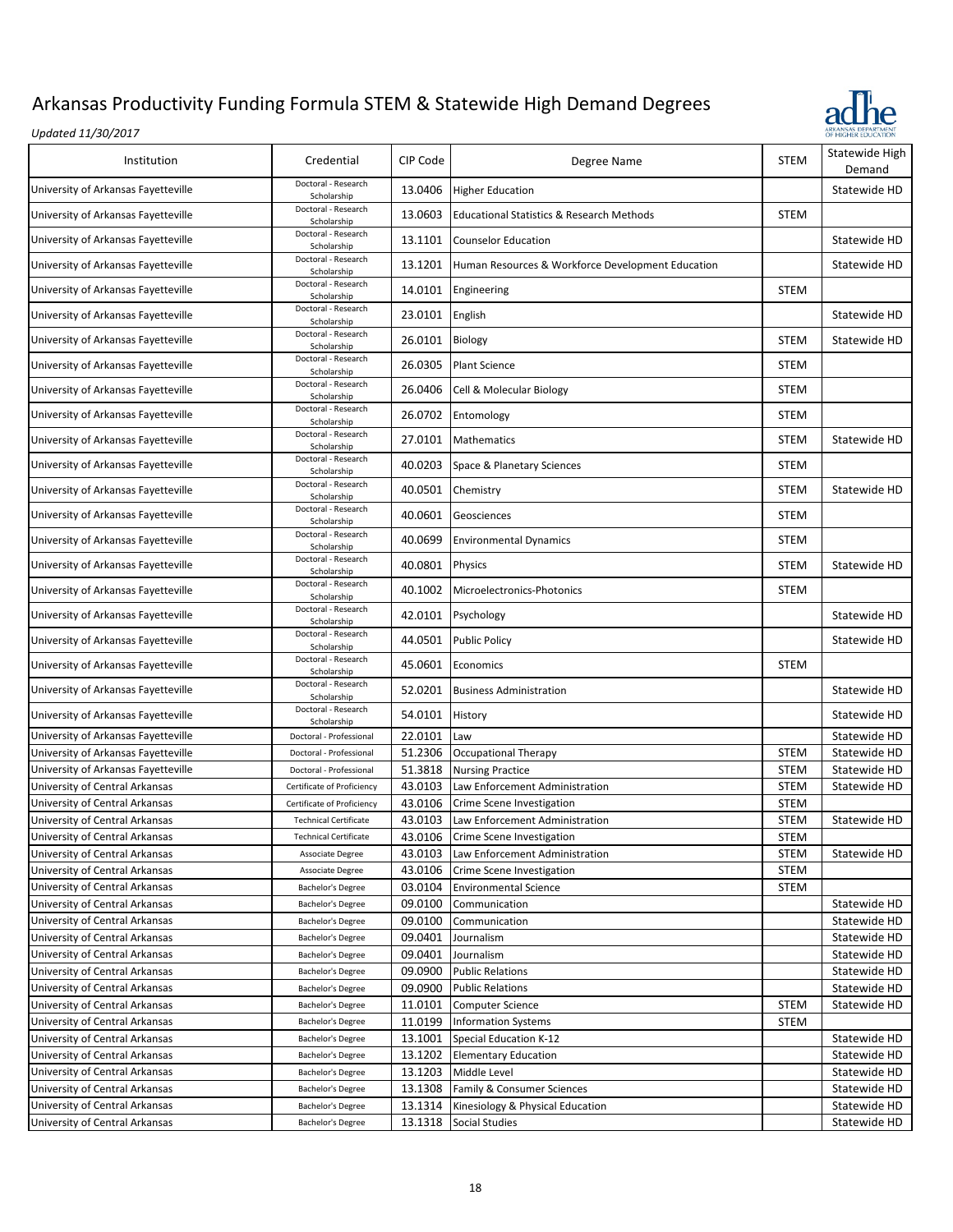# Arkansas Productivity Funding Formula STEM & Statewide High Demand Degrees

*Updated 11/30/2017*

| Institution | Credential | CIP Code | Degree Name | STEM | Statewide High Demand |
|---|---|---|---|---|---|
| University of Arkansas Fayetteville | Doctoral - Research Scholarship | 13.0406 | Higher Education | | Statewide HD |
| University of Arkansas Fayetteville | Doctoral - Research Scholarship | 13.0603 | Educational Statistics & Research Methods | STEM | |
| University of Arkansas Fayetteville | Doctoral - Research Scholarship | 13.1101 | Counselor Education | | Statewide HD |
| University of Arkansas Fayetteville | Doctoral - Research Scholarship | 13.1201 | Human Resources & Workforce Development Education | | Statewide HD |
| University of Arkansas Fayetteville | Doctoral - Research Scholarship | 14.0101 | Engineering | STEM | |
| University of Arkansas Fayetteville | Doctoral - Research Scholarship | 23.0101 | English | | Statewide HD |
| University of Arkansas Fayetteville | Doctoral - Research Scholarship | 26.0101 | Biology | STEM | Statewide HD |
| University of Arkansas Fayetteville | Doctoral - Research Scholarship | 26.0305 | Plant Science | STEM | |
| University of Arkansas Fayetteville | Doctoral - Research Scholarship | 26.0406 | Cell & Molecular Biology | STEM | |
| University of Arkansas Fayetteville | Doctoral - Research Scholarship | 26.0702 | Entomology | STEM | |
| University of Arkansas Fayetteville | Doctoral - Research Scholarship | 27.0101 | Mathematics | STEM | Statewide HD |
| University of Arkansas Fayetteville | Doctoral - Research Scholarship | 40.0203 | Space & Planetary Sciences | STEM | |
| University of Arkansas Fayetteville | Doctoral - Research Scholarship | 40.0501 | Chemistry | STEM | Statewide HD |
| University of Arkansas Fayetteville | Doctoral - Research Scholarship | 40.0601 | Geosciences | STEM | |
| University of Arkansas Fayetteville | Doctoral - Research Scholarship | 40.0699 | Environmental Dynamics | STEM | |
| University of Arkansas Fayetteville | Doctoral - Research Scholarship | 40.0801 | Physics | STEM | Statewide HD |
| University of Arkansas Fayetteville | Doctoral - Research Scholarship | 40.1002 | Microelectronics-Photonics | STEM | |
| University of Arkansas Fayetteville | Doctoral - Research Scholarship | 42.0101 | Psychology | | Statewide HD |
| University of Arkansas Fayetteville | Doctoral - Research Scholarship | 44.0501 | Public Policy | | Statewide HD |
| University of Arkansas Fayetteville | Doctoral - Research Scholarship | 45.0601 | Economics | STEM | |
| University of Arkansas Fayetteville | Doctoral - Research Scholarship | 52.0201 | Business Administration | | Statewide HD |
| University of Arkansas Fayetteville | Doctoral - Research Scholarship | 54.0101 | History | | Statewide HD |
| University of Arkansas Fayetteville | Doctoral - Professional | 22.0101 | Law | | Statewide HD |
| University of Arkansas Fayetteville | Doctoral - Professional | 51.2306 | Occupational Therapy | STEM | Statewide HD |
| University of Arkansas Fayetteville | Doctoral - Professional | 51.3818 | Nursing Practice | STEM | Statewide HD |
| University of Central Arkansas | Certificate of Proficiency | 43.0103 | Law Enforcement Administration | STEM | Statewide HD |
| University of Central Arkansas | Certificate of Proficiency | 43.0106 | Crime Scene Investigation | STEM | |
| University of Central Arkansas | Technical Certificate | 43.0103 | Law Enforcement Administration | STEM | Statewide HD |
| University of Central Arkansas | Technical Certificate | 43.0106 | Crime Scene Investigation | STEM | |
| University of Central Arkansas | Associate Degree | 43.0103 | Law Enforcement Administration | STEM | Statewide HD |
| University of Central Arkansas | Associate Degree | 43.0106 | Crime Scene Investigation | STEM | |
| University of Central Arkansas | Bachelor's Degree | 03.0104 | Environmental Science | STEM | |
| University of Central Arkansas | Bachelor's Degree | 09.0100 | Communication | | Statewide HD |
| University of Central Arkansas | Bachelor's Degree | 09.0100 | Communication | | Statewide HD |
| University of Central Arkansas | Bachelor's Degree | 09.0401 | Journalism | | Statewide HD |
| University of Central Arkansas | Bachelor's Degree | 09.0401 | Journalism | | Statewide HD |
| University of Central Arkansas | Bachelor's Degree | 09.0900 | Public Relations | | Statewide HD |
| University of Central Arkansas | Bachelor's Degree | 09.0900 | Public Relations | | Statewide HD |
| University of Central Arkansas | Bachelor's Degree | 11.0101 | Computer Science | STEM | Statewide HD |
| University of Central Arkansas | Bachelor's Degree | 11.0199 | Information Systems | STEM | |
| University of Central Arkansas | Bachelor's Degree | 13.1001 | Special Education K-12 | | Statewide HD |
| University of Central Arkansas | Bachelor's Degree | 13.1202 | Elementary Education | | Statewide HD |
| University of Central Arkansas | Bachelor's Degree | 13.1203 | Middle Level | | Statewide HD |
| University of Central Arkansas | Bachelor's Degree | 13.1308 | Family & Consumer Sciences | | Statewide HD |
| University of Central Arkansas | Bachelor's Degree | 13.1314 | Kinesiology & Physical Education | | Statewide HD |
| University of Central Arkansas | Bachelor's Degree | 13.1318 | Social Studies | | Statewide HD |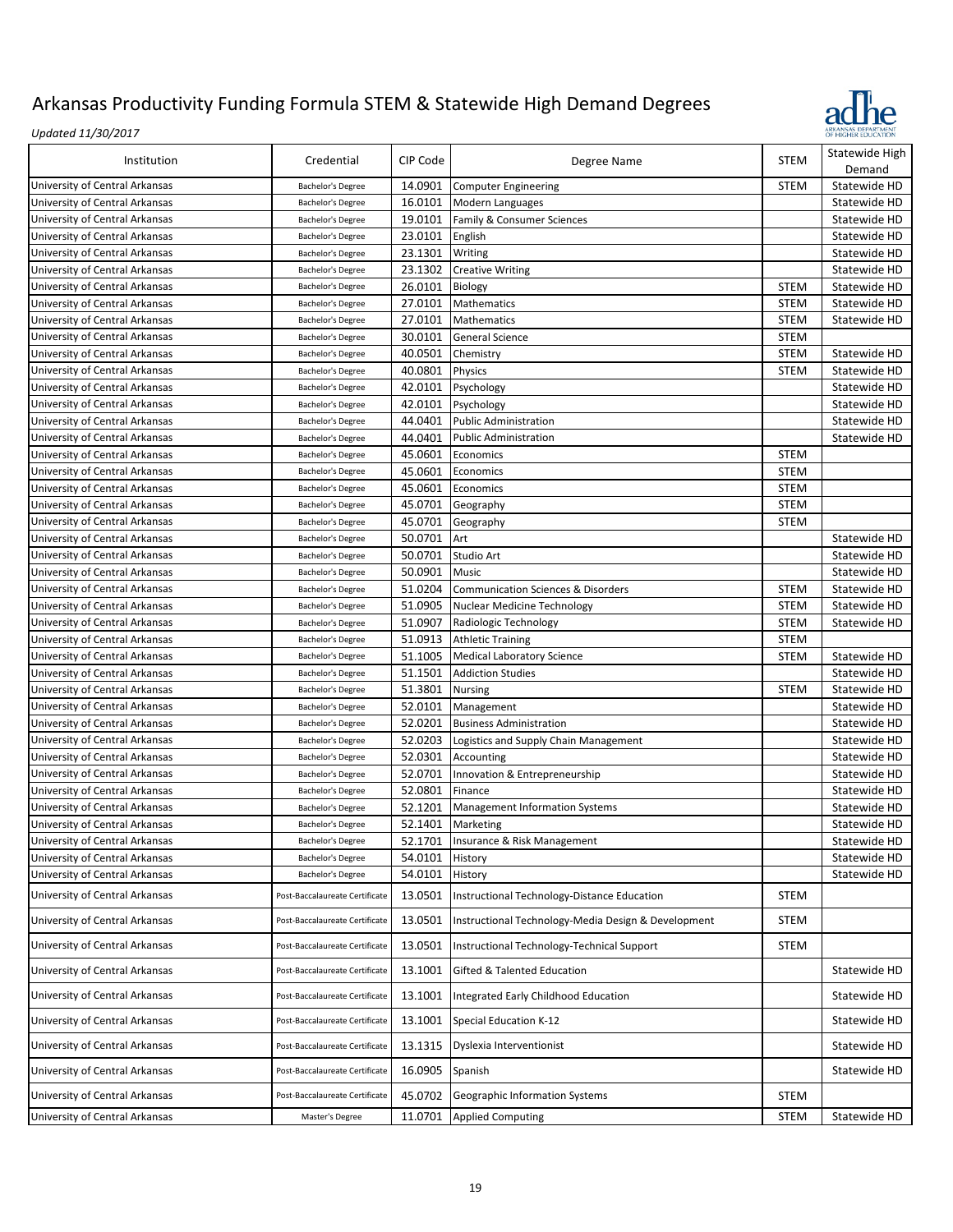# Arkansas Productivity Funding Formula STEM & Statewide High Demand Degrees

*Updated 11/30/2017*

| Institution | Credential | CIP Code | Degree Name | STEM | Statewide High Demand |
|---|---|---|---|---|---|
| University of Central Arkansas | Bachelor's Degree | 14.0901 | Computer Engineering | STEM | Statewide HD |
| University of Central Arkansas | Bachelor's Degree | 16.0101 | Modern Languages | | Statewide HD |
| University of Central Arkansas | Bachelor's Degree | 19.0101 | Family & Consumer Sciences | | Statewide HD |
| University of Central Arkansas | Bachelor's Degree | 23.0101 | English | | Statewide HD |
| University of Central Arkansas | Bachelor's Degree | 23.1301 | Writing | | Statewide HD |
| University of Central Arkansas | Bachelor's Degree | 23.1302 | Creative Writing | | Statewide HD |
| University of Central Arkansas | Bachelor's Degree | 26.0101 | Biology | STEM | Statewide HD |
| University of Central Arkansas | Bachelor's Degree | 27.0101 | Mathematics | STEM | Statewide HD |
| University of Central Arkansas | Bachelor's Degree | 27.0101 | Mathematics | STEM | Statewide HD |
| University of Central Arkansas | Bachelor's Degree | 30.0101 | General Science | STEM | |
| University of Central Arkansas | Bachelor's Degree | 40.0501 | Chemistry | STEM | Statewide HD |
| University of Central Arkansas | Bachelor's Degree | 40.0801 | Physics | STEM | Statewide HD |
| University of Central Arkansas | Bachelor's Degree | 42.0101 | Psychology | | Statewide HD |
| University of Central Arkansas | Bachelor's Degree | 42.0101 | Psychology | | Statewide HD |
| University of Central Arkansas | Bachelor's Degree | 44.0401 | Public Administration | | Statewide HD |
| University of Central Arkansas | Bachelor's Degree | 44.0401 | Public Administration | | Statewide HD |
| University of Central Arkansas | Bachelor's Degree | 45.0601 | Economics | STEM | |
| University of Central Arkansas | Bachelor's Degree | 45.0601 | Economics | STEM | |
| University of Central Arkansas | Bachelor's Degree | 45.0601 | Economics | STEM | |
| University of Central Arkansas | Bachelor's Degree | 45.0701 | Geography | STEM | |
| University of Central Arkansas | Bachelor's Degree | 45.0701 | Geography | STEM | |
| University of Central Arkansas | Bachelor's Degree | 50.0701 | Art | | Statewide HD |
| University of Central Arkansas | Bachelor's Degree | 50.0701 | Studio Art | | Statewide HD |
| University of Central Arkansas | Bachelor's Degree | 50.0901 | Music | | Statewide HD |
| University of Central Arkansas | Bachelor's Degree | 51.0204 | Communication Sciences & Disorders | STEM | Statewide HD |
| University of Central Arkansas | Bachelor's Degree | 51.0905 | Nuclear Medicine Technology | STEM | Statewide HD |
| University of Central Arkansas | Bachelor's Degree | 51.0907 | Radiologic Technology | STEM | Statewide HD |
| University of Central Arkansas | Bachelor's Degree | 51.0913 | Athletic Training | STEM | |
| University of Central Arkansas | Bachelor's Degree | 51.1005 | Medical Laboratory Science | STEM | Statewide HD |
| University of Central Arkansas | Bachelor's Degree | 51.1501 | Addiction Studies | | Statewide HD |
| University of Central Arkansas | Bachelor's Degree | 51.3801 | Nursing | STEM | Statewide HD |
| University of Central Arkansas | Bachelor's Degree | 52.0101 | Management | | Statewide HD |
| University of Central Arkansas | Bachelor's Degree | 52.0201 | Business Administration | | Statewide HD |
| University of Central Arkansas | Bachelor's Degree | 52.0203 | Logistics and Supply Chain Management | | Statewide HD |
| University of Central Arkansas | Bachelor's Degree | 52.0301 | Accounting | | Statewide HD |
| University of Central Arkansas | Bachelor's Degree | 52.0701 | Innovation & Entrepreneurship | | Statewide HD |
| University of Central Arkansas | Bachelor's Degree | 52.0801 | Finance | | Statewide HD |
| University of Central Arkansas | Bachelor's Degree | 52.1201 | Management Information Systems | | Statewide HD |
| University of Central Arkansas | Bachelor's Degree | 52.1401 | Marketing | | Statewide HD |
| University of Central Arkansas | Bachelor's Degree | 52.1701 | Insurance & Risk Management | | Statewide HD |
| University of Central Arkansas | Bachelor's Degree | 54.0101 | History | | Statewide HD |
| University of Central Arkansas | Bachelor's Degree | 54.0101 | History | | Statewide HD |
| University of Central Arkansas | Post-Baccalaureate Certificate | 13.0501 | Instructional Technology-Distance Education | STEM | |
| University of Central Arkansas | Post-Baccalaureate Certificate | 13.0501 | Instructional Technology-Media Design & Development | STEM | |
| University of Central Arkansas | Post-Baccalaureate Certificate | 13.0501 | Instructional Technology-Technical Support | STEM | |
| University of Central Arkansas | Post-Baccalaureate Certificate | 13.1001 | Gifted & Talented Education | | Statewide HD |
| University of Central Arkansas | Post-Baccalaureate Certificate | 13.1001 | Integrated Early Childhood Education | | Statewide HD |
| University of Central Arkansas | Post-Baccalaureate Certificate | 13.1001 | Special Education K-12 | | Statewide HD |
| University of Central Arkansas | Post-Baccalaureate Certificate | 13.1315 | Dyslexia Interventionist | | Statewide HD |
| University of Central Arkansas | Post-Baccalaureate Certificate | 16.0905 | Spanish | | Statewide HD |
| University of Central Arkansas | Post-Baccalaureate Certificate | 45.0702 | Geographic Information Systems | STEM | |
| University of Central Arkansas | Master's Degree | 11.0701 | Applied Computing | STEM | Statewide HD |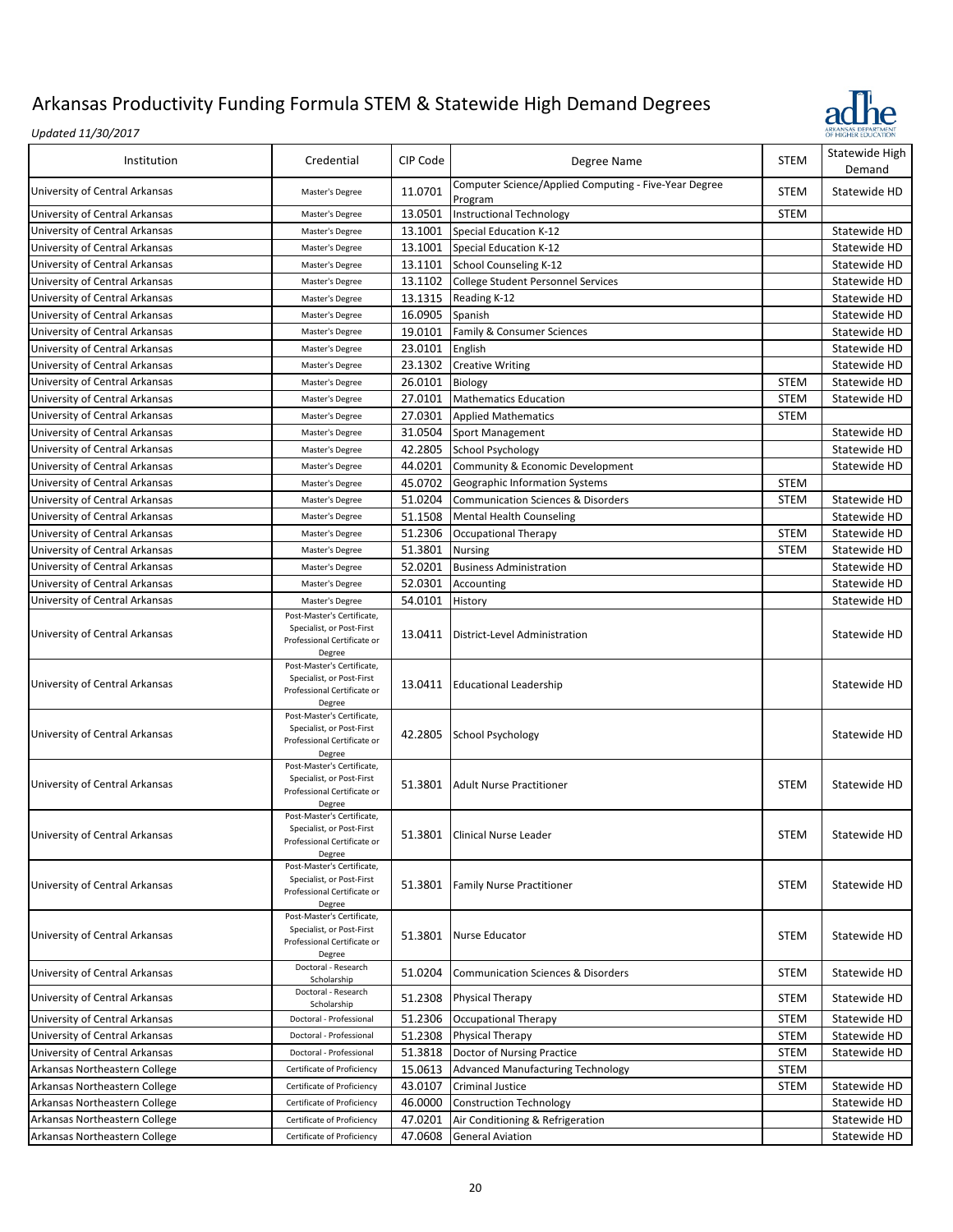# Arkansas Productivity Funding Formula STEM & Statewide High Demand Degrees

*Updated 11/30/2017*

| Institution | Credential | CIP Code | Degree Name | STEM | Statewide High Demand |
|---|---|---|---|---|---|
| University of Central Arkansas | Master's Degree | 11.0701 | Computer Science/Applied Computing - Five-Year Degree Program | STEM | Statewide HD |
| University of Central Arkansas | Master's Degree | 13.0501 | Instructional Technology | STEM | |
| University of Central Arkansas | Master's Degree | 13.1001 | Special Education K-12 | | Statewide HD |
| University of Central Arkansas | Master's Degree | 13.1001 | Special Education K-12 | | Statewide HD |
| University of Central Arkansas | Master's Degree | 13.1101 | School Counseling K-12 | | Statewide HD |
| University of Central Arkansas | Master's Degree | 13.1102 | College Student Personnel Services | | Statewide HD |
| University of Central Arkansas | Master's Degree | 13.1315 | Reading K-12 | | Statewide HD |
| University of Central Arkansas | Master's Degree | 16.0905 | Spanish | | Statewide HD |
| University of Central Arkansas | Master's Degree | 19.0101 | Family & Consumer Sciences | | Statewide HD |
| University of Central Arkansas | Master's Degree | 23.0101 | English | | Statewide HD |
| University of Central Arkansas | Master's Degree | 23.1302 | Creative Writing | | Statewide HD |
| University of Central Arkansas | Master's Degree | 26.0101 | Biology | STEM | Statewide HD |
| University of Central Arkansas | Master's Degree | 27.0101 | Mathematics Education | STEM | Statewide HD |
| University of Central Arkansas | Master's Degree | 27.0301 | Applied Mathematics | STEM | |
| University of Central Arkansas | Master's Degree | 31.0504 | Sport Management | | Statewide HD |
| University of Central Arkansas | Master's Degree | 42.2805 | School Psychology | | Statewide HD |
| University of Central Arkansas | Master's Degree | 44.0201 | Community & Economic Development | | Statewide HD |
| University of Central Arkansas | Master's Degree | 45.0702 | Geographic Information Systems | STEM | |
| University of Central Arkansas | Master's Degree | 51.0204 | Communication Sciences & Disorders | STEM | Statewide HD |
| University of Central Arkansas | Master's Degree | 51.1508 | Mental Health Counseling | | Statewide HD |
| University of Central Arkansas | Master's Degree | 51.2306 | Occupational Therapy | STEM | Statewide HD |
| University of Central Arkansas | Master's Degree | 51.3801 | Nursing | STEM | Statewide HD |
| University of Central Arkansas | Master's Degree | 52.0201 | Business Administration | | Statewide HD |
| University of Central Arkansas | Master's Degree | 52.0301 | Accounting | | Statewide HD |
| University of Central Arkansas | Master's Degree | 54.0101 | History | | Statewide HD |
| University of Central Arkansas | Post-Master's Certificate, Specialist, or Post-First Professional Certificate or Degree | 13.0411 | District-Level Administration | | Statewide HD |
| University of Central Arkansas | Post-Master's Certificate, Specialist, or Post-First Professional Certificate or Degree | 13.0411 | Educational Leadership | | Statewide HD |
| University of Central Arkansas | Post-Master's Certificate, Specialist, or Post-First Professional Certificate or Degree | 42.2805 | School Psychology | | Statewide HD |
| University of Central Arkansas | Post-Master's Certificate, Specialist, or Post-First Professional Certificate or Degree | 51.3801 | Adult Nurse Practitioner | STEM | Statewide HD |
| University of Central Arkansas | Post-Master's Certificate, Specialist, or Post-First Professional Certificate or Degree | 51.3801 | Clinical Nurse Leader | STEM | Statewide HD |
| University of Central Arkansas | Post-Master's Certificate, Specialist, or Post-First Professional Certificate or Degree | 51.3801 | Family Nurse Practitioner | STEM | Statewide HD |
| University of Central Arkansas | Post-Master's Certificate, Specialist, or Post-First Professional Certificate or Degree | 51.3801 | Nurse Educator | STEM | Statewide HD |
| University of Central Arkansas | Doctoral - Research Scholarship | 51.0204 | Communication Sciences & Disorders | STEM | Statewide HD |
| University of Central Arkansas | Doctoral - Research Scholarship | 51.2308 | Physical Therapy | STEM | Statewide HD |
| University of Central Arkansas | Doctoral - Professional | 51.2306 | Occupational Therapy | STEM | Statewide HD |
| University of Central Arkansas | Doctoral - Professional | 51.2308 | Physical Therapy | STEM | Statewide HD |
| University of Central Arkansas | Doctoral - Professional | 51.3818 | Doctor of Nursing Practice | STEM | Statewide HD |
| Arkansas Northeastern College | Certificate of Proficiency | 15.0613 | Advanced Manufacturing Technology | STEM | |
| Arkansas Northeastern College | Certificate of Proficiency | 43.0107 | Criminal Justice | STEM | Statewide HD |
| Arkansas Northeastern College | Certificate of Proficiency | 46.0000 | Construction Technology | | Statewide HD |
| Arkansas Northeastern College | Certificate of Proficiency | 47.0201 | Air Conditioning & Refrigeration | | Statewide HD |
| Arkansas Northeastern College | Certificate of Proficiency | 47.0608 | General Aviation | | Statewide HD |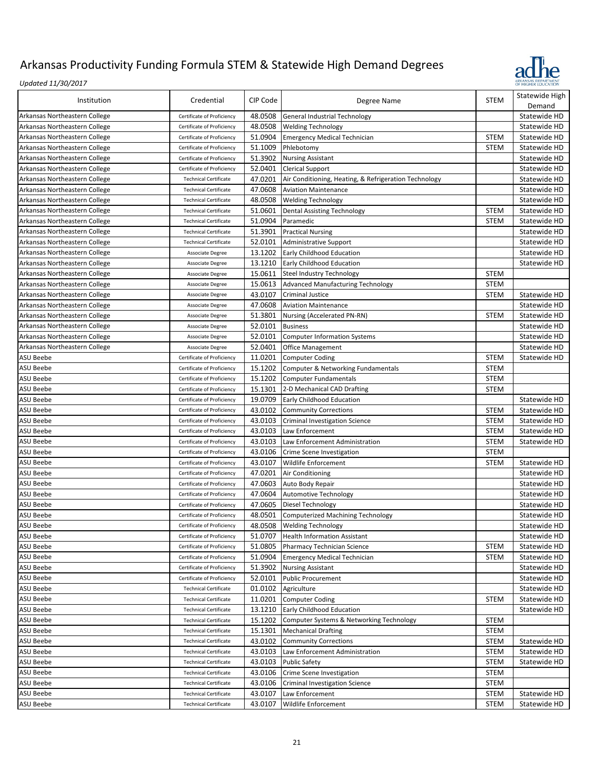# Arkansas Productivity Funding Formula STEM & Statewide High Demand Degrees

*Updated 11/30/2017*

| Institution | Credential | CIP Code | Degree Name | STEM | Statewide High Demand |
|---|---|---|---|---|---|
| Arkansas Northeastern College | Certificate of Proficiency | 48.0508 | General Industrial Technology | | Statewide HD |
| Arkansas Northeastern College | Certificate of Proficiency | 48.0508 | Welding Technology | | Statewide HD |
| Arkansas Northeastern College | Certificate of Proficiency | 51.0904 | Emergency Medical Technician | STEM | Statewide HD |
| Arkansas Northeastern College | Certificate of Proficiency | 51.1009 | Phlebotomy | STEM | Statewide HD |
| Arkansas Northeastern College | Certificate of Proficiency | 51.3902 | Nursing Assistant | | Statewide HD |
| Arkansas Northeastern College | Certificate of Proficiency | 52.0401 | Clerical Support | | Statewide HD |
| Arkansas Northeastern College | Technical Certificate | 47.0201 | Air Conditioning, Heating, & Refrigeration Technology | | Statewide HD |
| Arkansas Northeastern College | Technical Certificate | 47.0608 | Aviation Maintenance | | Statewide HD |
| Arkansas Northeastern College | Technical Certificate | 48.0508 | Welding Technology | | Statewide HD |
| Arkansas Northeastern College | Technical Certificate | 51.0601 | Dental Assisting Technology | STEM | Statewide HD |
| Arkansas Northeastern College | Technical Certificate | 51.0904 | Paramedic | STEM | Statewide HD |
| Arkansas Northeastern College | Technical Certificate | 51.3901 | Practical Nursing | | Statewide HD |
| Arkansas Northeastern College | Technical Certificate | 52.0101 | Administrative Support | | Statewide HD |
| Arkansas Northeastern College | Associate Degree | 13.1202 | Early Childhood Education | | Statewide HD |
| Arkansas Northeastern College | Associate Degree | 13.1210 | Early Childhood Education | | Statewide HD |
| Arkansas Northeastern College | Associate Degree | 15.0611 | Steel Industry Technology | STEM | |
| Arkansas Northeastern College | Associate Degree | 15.0613 | Advanced Manufacturing Technology | STEM | |
| Arkansas Northeastern College | Associate Degree | 43.0107 | Criminal Justice | STEM | Statewide HD |
| Arkansas Northeastern College | Associate Degree | 47.0608 | Aviation Maintenance | | Statewide HD |
| Arkansas Northeastern College | Associate Degree | 51.3801 | Nursing (Accelerated PN-RN) | STEM | Statewide HD |
| Arkansas Northeastern College | Associate Degree | 52.0101 | Business | | Statewide HD |
| Arkansas Northeastern College | Associate Degree | 52.0101 | Computer Information Systems | | Statewide HD |
| Arkansas Northeastern College | Associate Degree | 52.0401 | Office Management | | Statewide HD |
| ASU Beebe | Certificate of Proficiency | 11.0201 | Computer Coding | STEM | Statewide HD |
| ASU Beebe | Certificate of Proficiency | 15.1202 | Computer & Networking Fundamentals | STEM | |
| ASU Beebe | Certificate of Proficiency | 15.1202 | Computer Fundamentals | STEM | |
| ASU Beebe | Certificate of Proficiency | 15.1301 | 2-D Mechanical CAD Drafting | STEM | |
| ASU Beebe | Certificate of Proficiency | 19.0709 | Early Childhood Education | | Statewide HD |
| ASU Beebe | Certificate of Proficiency | 43.0102 | Community Corrections | STEM | Statewide HD |
| ASU Beebe | Certificate of Proficiency | 43.0103 | Criminal Investigation Science | STEM | Statewide HD |
| ASU Beebe | Certificate of Proficiency | 43.0103 | Law Enforcement | STEM | Statewide HD |
| ASU Beebe | Certificate of Proficiency | 43.0103 | Law Enforcement Administration | STEM | Statewide HD |
| ASU Beebe | Certificate of Proficiency | 43.0106 | Crime Scene Investigation | STEM | |
| ASU Beebe | Certificate of Proficiency | 43.0107 | Wildlife Enforcement | STEM | Statewide HD |
| ASU Beebe | Certificate of Proficiency | 47.0201 | Air Conditioning | | Statewide HD |
| ASU Beebe | Certificate of Proficiency | 47.0603 | Auto Body Repair | | Statewide HD |
| ASU Beebe | Certificate of Proficiency | 47.0604 | Automotive Technology | | Statewide HD |
| ASU Beebe | Certificate of Proficiency | 47.0605 | Diesel Technology | | Statewide HD |
| ASU Beebe | Certificate of Proficiency | 48.0501 | Computerized Machining Technology | | Statewide HD |
| ASU Beebe | Certificate of Proficiency | 48.0508 | Welding Technology | | Statewide HD |
| ASU Beebe | Certificate of Proficiency | 51.0707 | Health Information Assistant | | Statewide HD |
| ASU Beebe | Certificate of Proficiency | 51.0805 | Pharmacy Technician Science | STEM | Statewide HD |
| ASU Beebe | Certificate of Proficiency | 51.0904 | Emergency Medical Technician | STEM | Statewide HD |
| ASU Beebe | Certificate of Proficiency | 51.3902 | Nursing Assistant | | Statewide HD |
| ASU Beebe | Certificate of Proficiency | 52.0101 | Public Procurement | | Statewide HD |
| ASU Beebe | Technical Certificate | 01.0102 | Agriculture | | Statewide HD |
| ASU Beebe | Technical Certificate | 11.0201 | Computer Coding | STEM | Statewide HD |
| ASU Beebe | Technical Certificate | 13.1210 | Early Childhood Education | | Statewide HD |
| ASU Beebe | Technical Certificate | 15.1202 | Computer Systems & Networking Technology | STEM | |
| ASU Beebe | Technical Certificate | 15.1301 | Mechanical Drafting | STEM | |
| ASU Beebe | Technical Certificate | 43.0102 | Community Corrections | STEM | Statewide HD |
| ASU Beebe | Technical Certificate | 43.0103 | Law Enforcement Administration | STEM | Statewide HD |
| ASU Beebe | Technical Certificate | 43.0103 | Public Safety | STEM | Statewide HD |
| ASU Beebe | Technical Certificate | 43.0106 | Crime Scene Investigation | STEM | |
| ASU Beebe | Technical Certificate | 43.0106 | Criminal Investigation Science | STEM | |
| ASU Beebe | Technical Certificate | 43.0107 | Law Enforcement | STEM | Statewide HD |
| ASU Beebe | Technical Certificate | 43.0107 | Wildlife Enforcement | STEM | Statewide HD |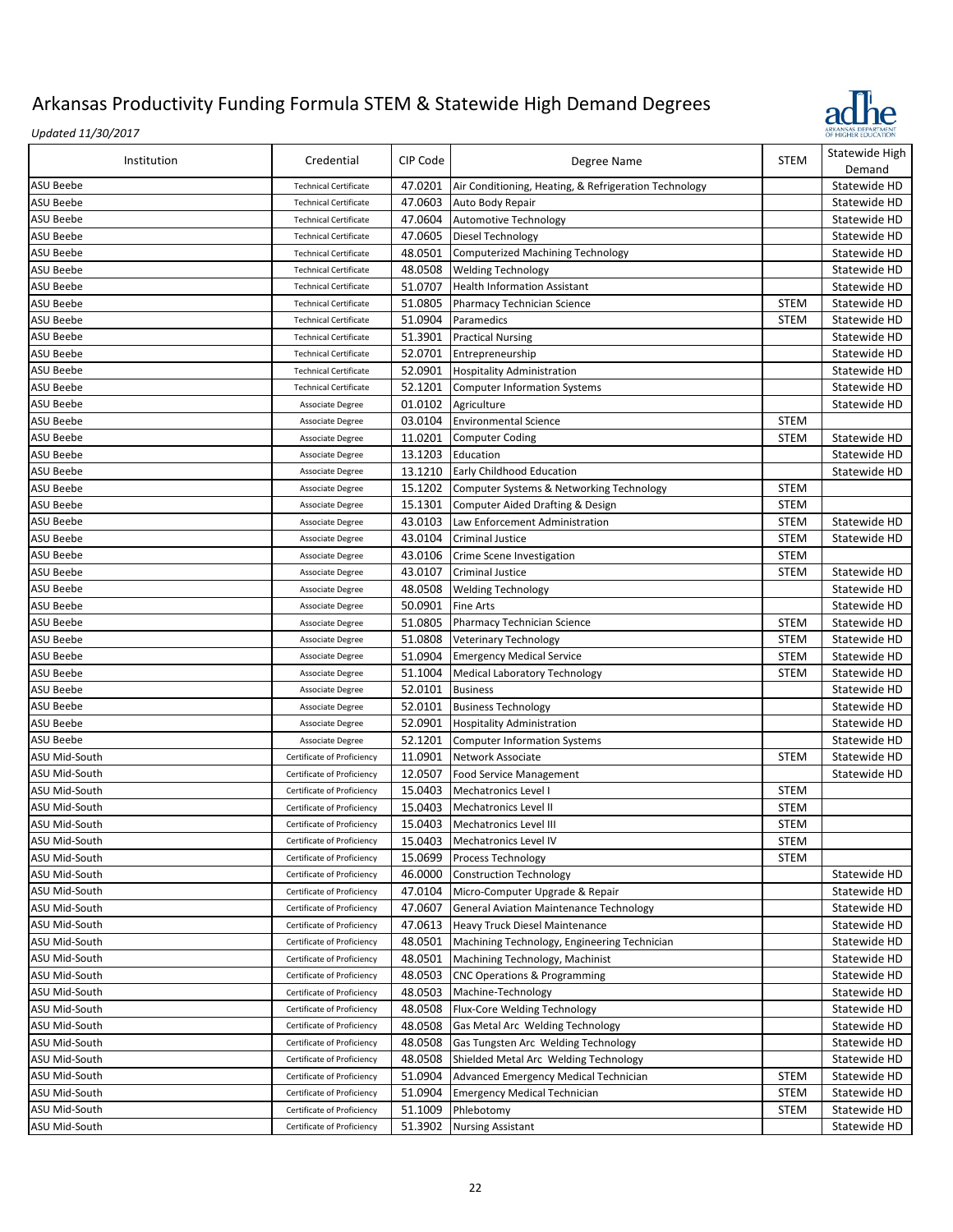# Arkansas Productivity Funding Formula STEM & Statewide High Demand Degrees

*Updated 11/30/2017*

| Institution | Credential | CIP Code | Degree Name | STEM | Statewide High Demand |
|---|---|---|---|---|---|
| ASU Beebe | Technical Certificate | 47.0201 | Air Conditioning, Heating, & Refrigeration Technology | | Statewide HD |
| ASU Beebe | Technical Certificate | 47.0603 | Auto Body Repair | | Statewide HD |
| ASU Beebe | Technical Certificate | 47.0604 | Automotive Technology | | Statewide HD |
| ASU Beebe | Technical Certificate | 47.0605 | Diesel Technology | | Statewide HD |
| ASU Beebe | Technical Certificate | 48.0501 | Computerized Machining Technology | | Statewide HD |
| ASU Beebe | Technical Certificate | 48.0508 | Welding Technology | | Statewide HD |
| ASU Beebe | Technical Certificate | 51.0707 | Health Information Assistant | | Statewide HD |
| ASU Beebe | Technical Certificate | 51.0805 | Pharmacy Technician Science | STEM | Statewide HD |
| ASU Beebe | Technical Certificate | 51.0904 | Paramedics | STEM | Statewide HD |
| ASU Beebe | Technical Certificate | 51.3901 | Practical Nursing | | Statewide HD |
| ASU Beebe | Technical Certificate | 52.0701 | Entrepreneurship | | Statewide HD |
| ASU Beebe | Technical Certificate | 52.0901 | Hospitality Administration | | Statewide HD |
| ASU Beebe | Technical Certificate | 52.1201 | Computer Information Systems | | Statewide HD |
| ASU Beebe | Associate Degree | 01.0102 | Agriculture | | Statewide HD |
| ASU Beebe | Associate Degree | 03.0104 | Environmental Science | STEM | |
| ASU Beebe | Associate Degree | 11.0201 | Computer Coding | STEM | Statewide HD |
| ASU Beebe | Associate Degree | 13.1203 | Education | | Statewide HD |
| ASU Beebe | Associate Degree | 13.1210 | Early Childhood Education | | Statewide HD |
| ASU Beebe | Associate Degree | 15.1202 | Computer Systems & Networking Technology | STEM | |
| ASU Beebe | Associate Degree | 15.1301 | Computer Aided Drafting & Design | STEM | |
| ASU Beebe | Associate Degree | 43.0103 | Law Enforcement Administration | STEM | Statewide HD |
| ASU Beebe | Associate Degree | 43.0104 | Criminal Justice | STEM | Statewide HD |
| ASU Beebe | Associate Degree | 43.0106 | Crime Scene Investigation | STEM | |
| ASU Beebe | Associate Degree | 43.0107 | Criminal Justice | STEM | Statewide HD |
| ASU Beebe | Associate Degree | 48.0508 | Welding Technology | | Statewide HD |
| ASU Beebe | Associate Degree | 50.0901 | Fine Arts | | Statewide HD |
| ASU Beebe | Associate Degree | 51.0805 | Pharmacy Technician Science | STEM | Statewide HD |
| ASU Beebe | Associate Degree | 51.0808 | Veterinary Technology | STEM | Statewide HD |
| ASU Beebe | Associate Degree | 51.0904 | Emergency Medical Service | STEM | Statewide HD |
| ASU Beebe | Associate Degree | 51.1004 | Medical Laboratory Technology | STEM | Statewide HD |
| ASU Beebe | Associate Degree | 52.0101 | Business | | Statewide HD |
| ASU Beebe | Associate Degree | 52.0101 | Business Technology | | Statewide HD |
| ASU Beebe | Associate Degree | 52.0901 | Hospitality Administration | | Statewide HD |
| ASU Beebe | Associate Degree | 52.1201 | Computer Information Systems | | Statewide HD |
| ASU Mid-South | Certificate of Proficiency | 11.0901 | Network Associate | STEM | Statewide HD |
| ASU Mid-South | Certificate of Proficiency | 12.0507 | Food Service Management | | Statewide HD |
| ASU Mid-South | Certificate of Proficiency | 15.0403 | Mechatronics Level I | STEM | |
| ASU Mid-South | Certificate of Proficiency | 15.0403 | Mechatronics Level II | STEM | |
| ASU Mid-South | Certificate of Proficiency | 15.0403 | Mechatronics Level III | STEM | |
| ASU Mid-South | Certificate of Proficiency | 15.0403 | Mechatronics Level IV | STEM | |
| ASU Mid-South | Certificate of Proficiency | 15.0699 | Process Technology | STEM | |
| ASU Mid-South | Certificate of Proficiency | 46.0000 | Construction Technology | | Statewide HD |
| ASU Mid-South | Certificate of Proficiency | 47.0104 | Micro-Computer Upgrade & Repair | | Statewide HD |
| ASU Mid-South | Certificate of Proficiency | 47.0607 | General Aviation Maintenance Technology | | Statewide HD |
| ASU Mid-South | Certificate of Proficiency | 47.0613 | Heavy Truck Diesel Maintenance | | Statewide HD |
| ASU Mid-South | Certificate of Proficiency | 48.0501 | Machining Technology, Engineering Technician | | Statewide HD |
| ASU Mid-South | Certificate of Proficiency | 48.0501 | Machining Technology, Machinist | | Statewide HD |
| ASU Mid-South | Certificate of Proficiency | 48.0503 | CNC Operations & Programming | | Statewide HD |
| ASU Mid-South | Certificate of Proficiency | 48.0503 | Machine-Technology | | Statewide HD |
| ASU Mid-South | Certificate of Proficiency | 48.0508 | Flux-Core Welding Technology | | Statewide HD |
| ASU Mid-South | Certificate of Proficiency | 48.0508 | Gas Metal Arc Welding Technology | | Statewide HD |
| ASU Mid-South | Certificate of Proficiency | 48.0508 | Gas Tungsten Arc Welding Technology | | Statewide HD |
| ASU Mid-South | Certificate of Proficiency | 48.0508 | Shielded Metal Arc Welding Technology | | Statewide HD |
| ASU Mid-South | Certificate of Proficiency | 51.0904 | Advanced Emergency Medical Technician | STEM | Statewide HD |
| ASU Mid-South | Certificate of Proficiency | 51.0904 | Emergency Medical Technician | STEM | Statewide HD |
| ASU Mid-South | Certificate of Proficiency | 51.1009 | Phlebotomy | STEM | Statewide HD |
| ASU Mid-South | Certificate of Proficiency | 51.3902 | Nursing Assistant | | Statewide HD |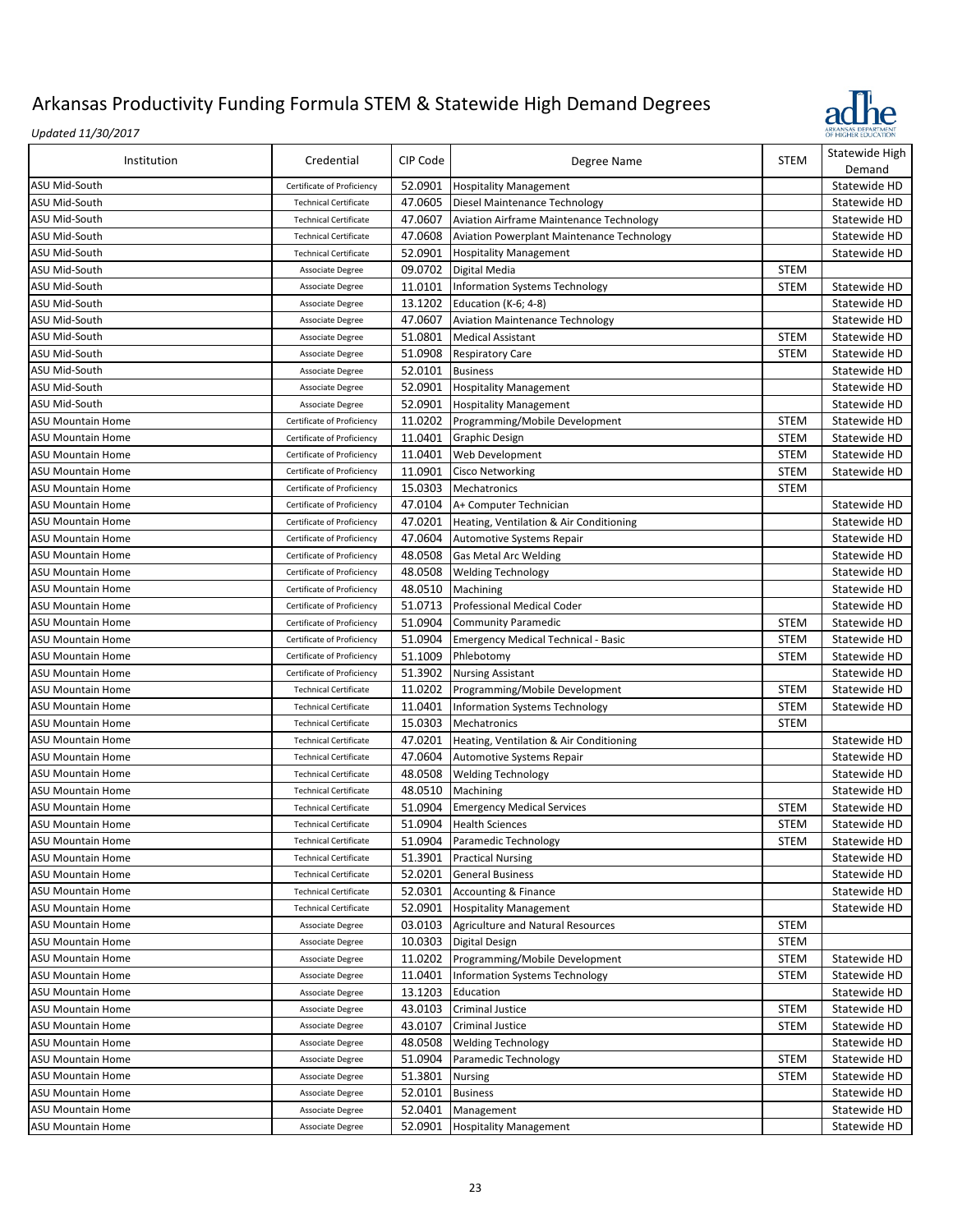# Arkansas Productivity Funding Formula STEM & Statewide High Demand Degrees

*Updated 11/30/2017*

| Institution | Credential | CIP Code | Degree Name | STEM | Statewide High Demand |
|---|---|---|---|---|---|
| ASU Mid-South | Certificate of Proficiency | 52.0901 | Hospitality Management | | Statewide HD |
| ASU Mid-South | Technical Certificate | 47.0605 | Diesel Maintenance Technology | | Statewide HD |
| ASU Mid-South | Technical Certificate | 47.0607 | Aviation Airframe Maintenance Technology | | Statewide HD |
| ASU Mid-South | Technical Certificate | 47.0608 | Aviation Powerplant Maintenance Technology | | Statewide HD |
| ASU Mid-South | Technical Certificate | 52.0901 | Hospitality Management | | Statewide HD |
| ASU Mid-South | Associate Degree | 09.0702 | Digital Media | STEM | |
| ASU Mid-South | Associate Degree | 11.0101 | Information Systems Technology | STEM | Statewide HD |
| ASU Mid-South | Associate Degree | 13.1202 | Education (K-6; 4-8) | | Statewide HD |
| ASU Mid-South | Associate Degree | 47.0607 | Aviation Maintenance Technology | | Statewide HD |
| ASU Mid-South | Associate Degree | 51.0801 | Medical Assistant | STEM | Statewide HD |
| ASU Mid-South | Associate Degree | 51.0908 | Respiratory Care | STEM | Statewide HD |
| ASU Mid-South | Associate Degree | 52.0101 | Business | | Statewide HD |
| ASU Mid-South | Associate Degree | 52.0901 | Hospitality Management | | Statewide HD |
| ASU Mid-South | Associate Degree | 52.0901 | Hospitality Management | | Statewide HD |
| ASU Mountain Home | Certificate of Proficiency | 11.0202 | Programming/Mobile Development | STEM | Statewide HD |
| ASU Mountain Home | Certificate of Proficiency | 11.0401 | Graphic Design | STEM | Statewide HD |
| ASU Mountain Home | Certificate of Proficiency | 11.0401 | Web Development | STEM | Statewide HD |
| ASU Mountain Home | Certificate of Proficiency | 11.0901 | Cisco Networking | STEM | Statewide HD |
| ASU Mountain Home | Certificate of Proficiency | 15.0303 | Mechatronics | STEM | |
| ASU Mountain Home | Certificate of Proficiency | 47.0104 | A+ Computer Technician | | Statewide HD |
| ASU Mountain Home | Certificate of Proficiency | 47.0201 | Heating, Ventilation & Air Conditioning | | Statewide HD |
| ASU Mountain Home | Certificate of Proficiency | 47.0604 | Automotive Systems Repair | | Statewide HD |
| ASU Mountain Home | Certificate of Proficiency | 48.0508 | Gas Metal Arc Welding | | Statewide HD |
| ASU Mountain Home | Certificate of Proficiency | 48.0508 | Welding Technology | | Statewide HD |
| ASU Mountain Home | Certificate of Proficiency | 48.0510 | Machining | | Statewide HD |
| ASU Mountain Home | Certificate of Proficiency | 51.0713 | Professional Medical Coder | | Statewide HD |
| ASU Mountain Home | Certificate of Proficiency | 51.0904 | Community Paramedic | STEM | Statewide HD |
| ASU Mountain Home | Certificate of Proficiency | 51.0904 | Emergency Medical Technical - Basic | STEM | Statewide HD |
| ASU Mountain Home | Certificate of Proficiency | 51.1009 | Phlebotomy | STEM | Statewide HD |
| ASU Mountain Home | Certificate of Proficiency | 51.3902 | Nursing Assistant | | Statewide HD |
| ASU Mountain Home | Technical Certificate | 11.0202 | Programming/Mobile Development | STEM | Statewide HD |
| ASU Mountain Home | Technical Certificate | 11.0401 | Information Systems Technology | STEM | Statewide HD |
| ASU Mountain Home | Technical Certificate | 15.0303 | Mechatronics | STEM | |
| ASU Mountain Home | Technical Certificate | 47.0201 | Heating, Ventilation & Air Conditioning | | Statewide HD |
| ASU Mountain Home | Technical Certificate | 47.0604 | Automotive Systems Repair | | Statewide HD |
| ASU Mountain Home | Technical Certificate | 48.0508 | Welding Technology | | Statewide HD |
| ASU Mountain Home | Technical Certificate | 48.0510 | Machining | | Statewide HD |
| ASU Mountain Home | Technical Certificate | 51.0904 | Emergency Medical Services | STEM | Statewide HD |
| ASU Mountain Home | Technical Certificate | 51.0904 | Health Sciences | STEM | Statewide HD |
| ASU Mountain Home | Technical Certificate | 51.0904 | Paramedic Technology | STEM | Statewide HD |
| ASU Mountain Home | Technical Certificate | 51.3901 | Practical Nursing | | Statewide HD |
| ASU Mountain Home | Technical Certificate | 52.0201 | General Business | | Statewide HD |
| ASU Mountain Home | Technical Certificate | 52.0301 | Accounting & Finance | | Statewide HD |
| ASU Mountain Home | Technical Certificate | 52.0901 | Hospitality Management | | Statewide HD |
| ASU Mountain Home | Associate Degree | 03.0103 | Agriculture and Natural Resources | STEM | |
| ASU Mountain Home | Associate Degree | 10.0303 | Digital Design | STEM | |
| ASU Mountain Home | Associate Degree | 11.0202 | Programming/Mobile Development | STEM | Statewide HD |
| ASU Mountain Home | Associate Degree | 11.0401 | Information Systems Technology | STEM | Statewide HD |
| ASU Mountain Home | Associate Degree | 13.1203 | Education | | Statewide HD |
| ASU Mountain Home | Associate Degree | 43.0103 | Criminal Justice | STEM | Statewide HD |
| ASU Mountain Home | Associate Degree | 43.0107 | Criminal Justice | STEM | Statewide HD |
| ASU Mountain Home | Associate Degree | 48.0508 | Welding Technology | | Statewide HD |
| ASU Mountain Home | Associate Degree | 51.0904 | Paramedic Technology | STEM | Statewide HD |
| ASU Mountain Home | Associate Degree | 51.3801 | Nursing | STEM | Statewide HD |
| ASU Mountain Home | Associate Degree | 52.0101 | Business | | Statewide HD |
| ASU Mountain Home | Associate Degree | 52.0401 | Management | | Statewide HD |
| ASU Mountain Home | Associate Degree | 52.0901 | Hospitality Management | | Statewide HD |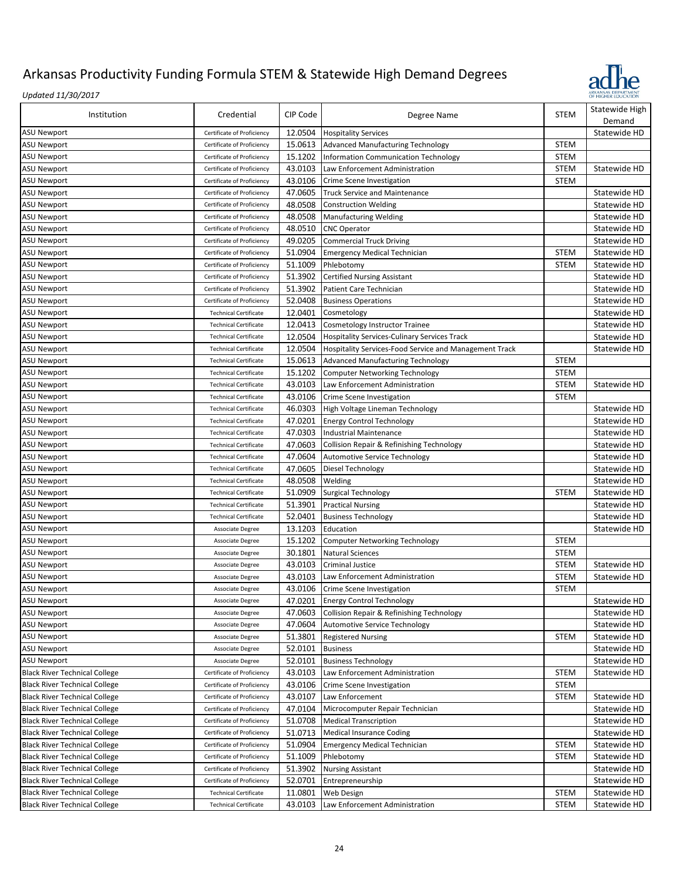# Arkansas Productivity Funding Formula STEM & Statewide High Demand Degrees

*Updated 11/30/2017*

| Institution | Credential | CIP Code | Degree Name | STEM | Statewide High Demand |
|---|---|---|---|---|---|
| ASU Newport | Certificate of Proficiency | 12.0504 | Hospitality Services | | Statewide HD |
| ASU Newport | Certificate of Proficiency | 15.0613 | Advanced Manufacturing Technology | STEM | |
| ASU Newport | Certificate of Proficiency | 15.1202 | Information Communication Technology | STEM | |
| ASU Newport | Certificate of Proficiency | 43.0103 | Law Enforcement Administration | STEM | Statewide HD |
| ASU Newport | Certificate of Proficiency | 43.0106 | Crime Scene Investigation | STEM | |
| ASU Newport | Certificate of Proficiency | 47.0605 | Truck Service and Maintenance | | Statewide HD |
| ASU Newport | Certificate of Proficiency | 48.0508 | Construction Welding | | Statewide HD |
| ASU Newport | Certificate of Proficiency | 48.0508 | Manufacturing Welding | | Statewide HD |
| ASU Newport | Certificate of Proficiency | 48.0510 | CNC Operator | | Statewide HD |
| ASU Newport | Certificate of Proficiency | 49.0205 | Commercial Truck Driving | | Statewide HD |
| ASU Newport | Certificate of Proficiency | 51.0904 | Emergency Medical Technician | STEM | Statewide HD |
| ASU Newport | Certificate of Proficiency | 51.1009 | Phlebotomy | STEM | Statewide HD |
| ASU Newport | Certificate of Proficiency | 51.3902 | Certified Nursing Assistant | | Statewide HD |
| ASU Newport | Certificate of Proficiency | 51.3902 | Patient Care Technician | | Statewide HD |
| ASU Newport | Certificate of Proficiency | 52.0408 | Business Operations | | Statewide HD |
| ASU Newport | Technical Certificate | 12.0401 | Cosmetology | | Statewide HD |
| ASU Newport | Technical Certificate | 12.0413 | Cosmetology Instructor Trainee | | Statewide HD |
| ASU Newport | Technical Certificate | 12.0504 | Hospitality Services-Culinary Services Track | | Statewide HD |
| ASU Newport | Technical Certificate | 12.0504 | Hospitality Services-Food Service and Management Track | | Statewide HD |
| ASU Newport | Technical Certificate | 15.0613 | Advanced Manufacturing Technology | STEM | |
| ASU Newport | Technical Certificate | 15.1202 | Computer Networking Technology | STEM | |
| ASU Newport | Technical Certificate | 43.0103 | Law Enforcement Administration | STEM | Statewide HD |
| ASU Newport | Technical Certificate | 43.0106 | Crime Scene Investigation | STEM | |
| ASU Newport | Technical Certificate | 46.0303 | High Voltage Lineman Technology | | Statewide HD |
| ASU Newport | Technical Certificate | 47.0201 | Energy Control Technology | | Statewide HD |
| ASU Newport | Technical Certificate | 47.0303 | Industrial Maintenance | | Statewide HD |
| ASU Newport | Technical Certificate | 47.0603 | Collision Repair & Refinishing Technology | | Statewide HD |
| ASU Newport | Technical Certificate | 47.0604 | Automotive Service Technology | | Statewide HD |
| ASU Newport | Technical Certificate | 47.0605 | Diesel Technology | | Statewide HD |
| ASU Newport | Technical Certificate | 48.0508 | Welding | | Statewide HD |
| ASU Newport | Technical Certificate | 51.0909 | Surgical Technology | STEM | Statewide HD |
| ASU Newport | Technical Certificate | 51.3901 | Practical Nursing | | Statewide HD |
| ASU Newport | Technical Certificate | 52.0401 | Business Technology | | Statewide HD |
| ASU Newport | Associate Degree | 13.1203 | Education | | Statewide HD |
| ASU Newport | Associate Degree | 15.1202 | Computer Networking Technology | STEM | |
| ASU Newport | Associate Degree | 30.1801 | Natural Sciences | STEM | |
| ASU Newport | Associate Degree | 43.0103 | Criminal Justice | STEM | Statewide HD |
| ASU Newport | Associate Degree | 43.0103 | Law Enforcement Administration | STEM | Statewide HD |
| ASU Newport | Associate Degree | 43.0106 | Crime Scene Investigation | STEM | |
| ASU Newport | Associate Degree | 47.0201 | Energy Control Technology | | Statewide HD |
| ASU Newport | Associate Degree | 47.0603 | Collision Repair & Refinishing Technology | | Statewide HD |
| ASU Newport | Associate Degree | 47.0604 | Automotive Service Technology | | Statewide HD |
| ASU Newport | Associate Degree | 51.3801 | Registered Nursing | STEM | Statewide HD |
| ASU Newport | Associate Degree | 52.0101 | Business | | Statewide HD |
| ASU Newport | Associate Degree | 52.0101 | Business Technology | | Statewide HD |
| Black River Technical College | Certificate of Proficiency | 43.0103 | Law Enforcement Administration | STEM | Statewide HD |
| Black River Technical College | Certificate of Proficiency | 43.0106 | Crime Scene Investigation | STEM | |
| Black River Technical College | Certificate of Proficiency | 43.0107 | Law Enforcement | STEM | Statewide HD |
| Black River Technical College | Certificate of Proficiency | 47.0104 | Microcomputer Repair Technician | | Statewide HD |
| Black River Technical College | Certificate of Proficiency | 51.0708 | Medical Transcription | | Statewide HD |
| Black River Technical College | Certificate of Proficiency | 51.0713 | Medical Insurance Coding | | Statewide HD |
| Black River Technical College | Certificate of Proficiency | 51.0904 | Emergency Medical Technician | STEM | Statewide HD |
| Black River Technical College | Certificate of Proficiency | 51.1009 | Phlebotomy | STEM | Statewide HD |
| Black River Technical College | Certificate of Proficiency | 51.3902 | Nursing Assistant | | Statewide HD |
| Black River Technical College | Certificate of Proficiency | 52.0701 | Entrepreneurship | | Statewide HD |
| Black River Technical College | Technical Certificate | 11.0801 | Web Design | STEM | Statewide HD |
| Black River Technical College | Technical Certificate | 43.0103 | Law Enforcement Administration | STEM | Statewide HD |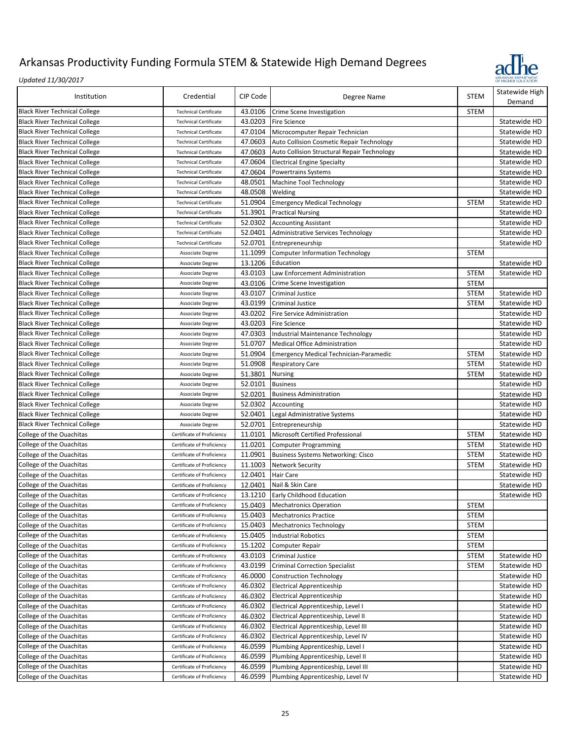# Arkansas Productivity Funding Formula STEM & Statewide High Demand Degrees

*Updated 11/30/2017*

| Institution | Credential | CIP Code | Degree Name | STEM | Statewide High Demand |
|---|---|---|---|---|---|
| Black River Technical College | Technical Certificate | 43.0106 | Crime Scene Investigation | STEM | |
| Black River Technical College | Technical Certificate | 43.0203 | Fire Science | | Statewide HD |
| Black River Technical College | Technical Certificate | 47.0104 | Microcomputer Repair Technician | | Statewide HD |
| Black River Technical College | Technical Certificate | 47.0603 | Auto Collision Cosmetic Repair Technology | | Statewide HD |
| Black River Technical College | Technical Certificate | 47.0603 | Auto Collision Structural Repair Technology | | Statewide HD |
| Black River Technical College | Technical Certificate | 47.0604 | Electrical Engine Specialty | | Statewide HD |
| Black River Technical College | Technical Certificate | 47.0604 | Powertrains Systems | | Statewide HD |
| Black River Technical College | Technical Certificate | 48.0501 | Machine Tool Technology | | Statewide HD |
| Black River Technical College | Technical Certificate | 48.0508 | Welding | | Statewide HD |
| Black River Technical College | Technical Certificate | 51.0904 | Emergency Medical Technology | STEM | Statewide HD |
| Black River Technical College | Technical Certificate | 51.3901 | Practical Nursing | | Statewide HD |
| Black River Technical College | Technical Certificate | 52.0302 | Accounting Assistant | | Statewide HD |
| Black River Technical College | Technical Certificate | 52.0401 | Administrative Services Technology | | Statewide HD |
| Black River Technical College | Technical Certificate | 52.0701 | Entrepreneurship | | Statewide HD |
| Black River Technical College | Associate Degree | 11.1099 | Computer Information Technology | STEM | |
| Black River Technical College | Associate Degree | 13.1206 | Education | | Statewide HD |
| Black River Technical College | Associate Degree | 43.0103 | Law Enforcement Administration | STEM | Statewide HD |
| Black River Technical College | Associate Degree | 43.0106 | Crime Scene Investigation | STEM | |
| Black River Technical College | Associate Degree | 43.0107 | Criminal Justice | STEM | Statewide HD |
| Black River Technical College | Associate Degree | 43.0199 | Criminal Justice | STEM | Statewide HD |
| Black River Technical College | Associate Degree | 43.0202 | Fire Service Administration | | Statewide HD |
| Black River Technical College | Associate Degree | 43.0203 | Fire Science | | Statewide HD |
| Black River Technical College | Associate Degree | 47.0303 | Industrial Maintenance Technology | | Statewide HD |
| Black River Technical College | Associate Degree | 51.0707 | Medical Office Administration | | Statewide HD |
| Black River Technical College | Associate Degree | 51.0904 | Emergency Medical Technician-Paramedic | STEM | Statewide HD |
| Black River Technical College | Associate Degree | 51.0908 | Respiratory Care | STEM | Statewide HD |
| Black River Technical College | Associate Degree | 51.3801 | Nursing | STEM | Statewide HD |
| Black River Technical College | Associate Degree | 52.0101 | Business | | Statewide HD |
| Black River Technical College | Associate Degree | 52.0201 | Business Administration | | Statewide HD |
| Black River Technical College | Associate Degree | 52.0302 | Accounting | | Statewide HD |
| Black River Technical College | Associate Degree | 52.0401 | Legal Administrative Systems | | Statewide HD |
| Black River Technical College | Associate Degree | 52.0701 | Entrepreneurship | | Statewide HD |
| College of the Ouachitas | Certificate of Proficiency | 11.0101 | Microsoft Certified Professional | STEM | Statewide HD |
| College of the Ouachitas | Certificate of Proficiency | 11.0201 | Computer Programming | STEM | Statewide HD |
| College of the Ouachitas | Certificate of Proficiency | 11.0901 | Business Systems Networking: Cisco | STEM | Statewide HD |
| College of the Ouachitas | Certificate of Proficiency | 11.1003 | Network Security | STEM | Statewide HD |
| College of the Ouachitas | Certificate of Proficiency | 12.0401 | Hair Care | | Statewide HD |
| College of the Ouachitas | Certificate of Proficiency | 12.0401 | Nail & Skin Care | | Statewide HD |
| College of the Ouachitas | Certificate of Proficiency | 13.1210 | Early Childhood Education | | Statewide HD |
| College of the Ouachitas | Certificate of Proficiency | 15.0403 | Mechatronics Operation | STEM | |
| College of the Ouachitas | Certificate of Proficiency | 15.0403 | Mechatronics Practice | STEM | |
| College of the Ouachitas | Certificate of Proficiency | 15.0403 | Mechatronics Technology | STEM | |
| College of the Ouachitas | Certificate of Proficiency | 15.0405 | Industrial Robotics | STEM | |
| College of the Ouachitas | Certificate of Proficiency | 15.1202 | Computer Repair | STEM | |
| College of the Ouachitas | Certificate of Proficiency | 43.0103 | Criminal Justice | STEM | Statewide HD |
| College of the Ouachitas | Certificate of Proficiency | 43.0199 | Criminal Correction Specialist | STEM | Statewide HD |
| College of the Ouachitas | Certificate of Proficiency | 46.0000 | Construction Technology | | Statewide HD |
| College of the Ouachitas | Certificate of Proficiency | 46.0302 | Electrical Apprenticeship | | Statewide HD |
| College of the Ouachitas | Certificate of Proficiency | 46.0302 | Electrical Apprenticeship | | Statewide HD |
| College of the Ouachitas | Certificate of Proficiency | 46.0302 | Electrical Apprenticeship, Level I | | Statewide HD |
| College of the Ouachitas | Certificate of Proficiency | 46.0302 | Electrical Apprenticeship, Level II | | Statewide HD |
| College of the Ouachitas | Certificate of Proficiency | 46.0302 | Electrical Apprenticeship, Level III | | Statewide HD |
| College of the Ouachitas | Certificate of Proficiency | 46.0302 | Electrical Apprenticeship, Level IV | | Statewide HD |
| College of the Ouachitas | Certificate of Proficiency | 46.0599 | Plumbing Apprenticeship, Level I | | Statewide HD |
| College of the Ouachitas | Certificate of Proficiency | 46.0599 | Plumbing Apprenticeship, Level II | | Statewide HD |
| College of the Ouachitas | Certificate of Proficiency | 46.0599 | Plumbing Apprenticeship, Level III | | Statewide HD |
| College of the Ouachitas | Certificate of Proficiency | 46.0599 | Plumbing Apprenticeship, Level IV | | Statewide HD |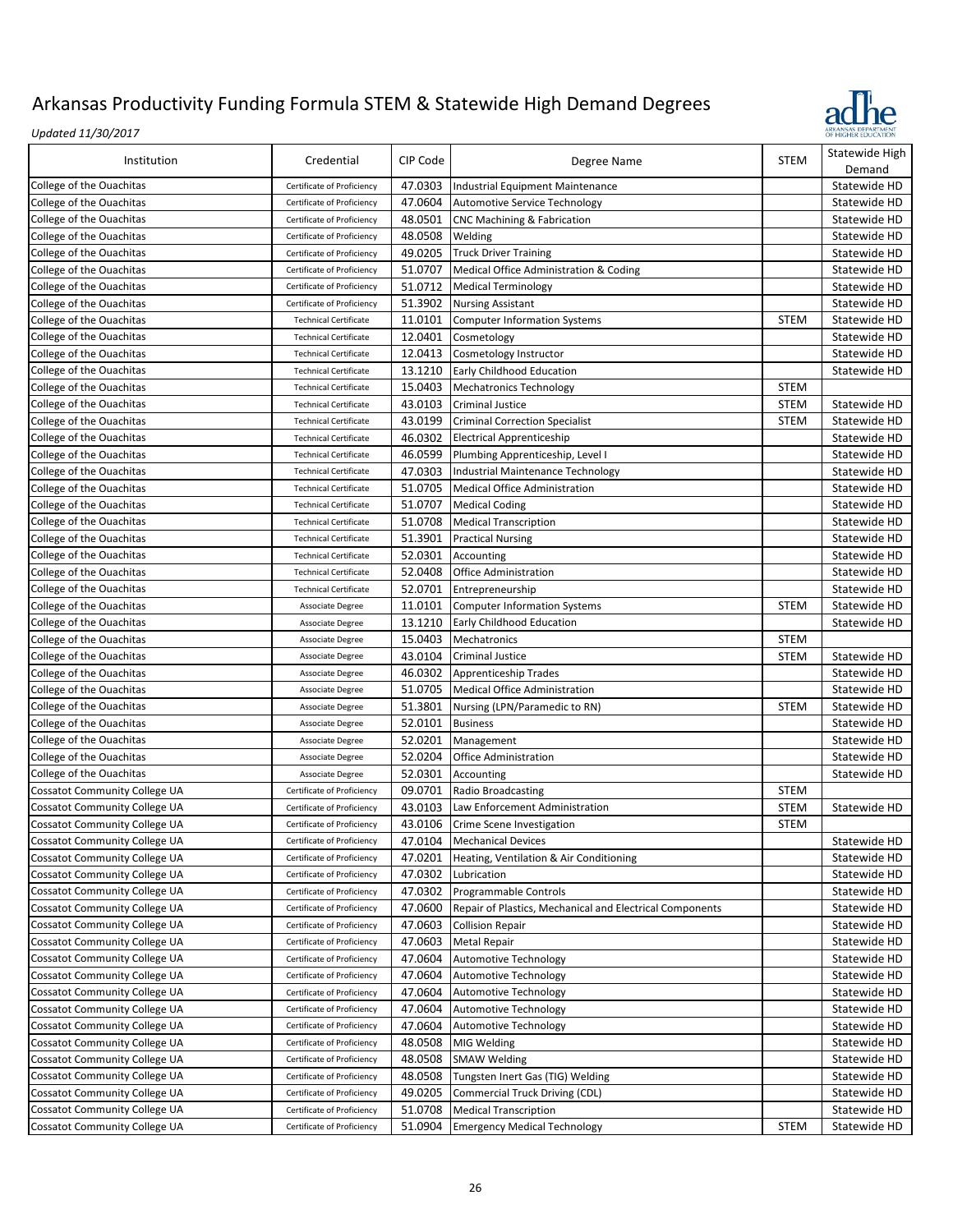# Arkansas Productivity Funding Formula STEM & Statewide High Demand Degrees

*Updated 11/30/2017*

| Institution | Credential | CIP Code | Degree Name | STEM | Statewide High Demand |
|---|---|---|---|---|---|
| College of the Ouachitas | Certificate of Proficiency | 47.0303 | Industrial Equipment Maintenance | | Statewide HD |
| College of the Ouachitas | Certificate of Proficiency | 47.0604 | Automotive Service Technology | | Statewide HD |
| College of the Ouachitas | Certificate of Proficiency | 48.0501 | CNC Machining & Fabrication | | Statewide HD |
| College of the Ouachitas | Certificate of Proficiency | 48.0508 | Welding | | Statewide HD |
| College of the Ouachitas | Certificate of Proficiency | 49.0205 | Truck Driver Training | | Statewide HD |
| College of the Ouachitas | Certificate of Proficiency | 51.0707 | Medical Office Administration & Coding | | Statewide HD |
| College of the Ouachitas | Certificate of Proficiency | 51.0712 | Medical Terminology | | Statewide HD |
| College of the Ouachitas | Certificate of Proficiency | 51.3902 | Nursing Assistant | | Statewide HD |
| College of the Ouachitas | Technical Certificate | 11.0101 | Computer Information Systems | STEM | Statewide HD |
| College of the Ouachitas | Technical Certificate | 12.0401 | Cosmetology | | Statewide HD |
| College of the Ouachitas | Technical Certificate | 12.0413 | Cosmetology Instructor | | Statewide HD |
| College of the Ouachitas | Technical Certificate | 13.1210 | Early Childhood Education | | Statewide HD |
| College of the Ouachitas | Technical Certificate | 15.0403 | Mechatronics Technology | STEM | |
| College of the Ouachitas | Technical Certificate | 43.0103 | Criminal Justice | STEM | Statewide HD |
| College of the Ouachitas | Technical Certificate | 43.0199 | Criminal Correction Specialist | STEM | Statewide HD |
| College of the Ouachitas | Technical Certificate | 46.0302 | Electrical Apprenticeship | | Statewide HD |
| College of the Ouachitas | Technical Certificate | 46.0599 | Plumbing Apprenticeship, Level I | | Statewide HD |
| College of the Ouachitas | Technical Certificate | 47.0303 | Industrial Maintenance Technology | | Statewide HD |
| College of the Ouachitas | Technical Certificate | 51.0705 | Medical Office Administration | | Statewide HD |
| College of the Ouachitas | Technical Certificate | 51.0707 | Medical Coding | | Statewide HD |
| College of the Ouachitas | Technical Certificate | 51.0708 | Medical Transcription | | Statewide HD |
| College of the Ouachitas | Technical Certificate | 51.3901 | Practical Nursing | | Statewide HD |
| College of the Ouachitas | Technical Certificate | 52.0301 | Accounting | | Statewide HD |
| College of the Ouachitas | Technical Certificate | 52.0408 | Office Administration | | Statewide HD |
| College of the Ouachitas | Technical Certificate | 52.0701 | Entrepreneurship | | Statewide HD |
| College of the Ouachitas | Associate Degree | 11.0101 | Computer Information Systems | STEM | Statewide HD |
| College of the Ouachitas | Associate Degree | 13.1210 | Early Childhood Education | | Statewide HD |
| College of the Ouachitas | Associate Degree | 15.0403 | Mechatronics | STEM | |
| College of the Ouachitas | Associate Degree | 43.0104 | Criminal Justice | STEM | Statewide HD |
| College of the Ouachitas | Associate Degree | 46.0302 | Apprenticeship Trades | | Statewide HD |
| College of the Ouachitas | Associate Degree | 51.0705 | Medical Office Administration | | Statewide HD |
| College of the Ouachitas | Associate Degree | 51.3801 | Nursing (LPN/Paramedic to RN) | STEM | Statewide HD |
| College of the Ouachitas | Associate Degree | 52.0101 | Business | | Statewide HD |
| College of the Ouachitas | Associate Degree | 52.0201 | Management | | Statewide HD |
| College of the Ouachitas | Associate Degree | 52.0204 | Office Administration | | Statewide HD |
| College of the Ouachitas | Associate Degree | 52.0301 | Accounting | | Statewide HD |
| Cossatot Community College UA | Certificate of Proficiency | 09.0701 | Radio Broadcasting | STEM | |
| Cossatot Community College UA | Certificate of Proficiency | 43.0103 | Law Enforcement Administration | STEM | Statewide HD |
| Cossatot Community College UA | Certificate of Proficiency | 43.0106 | Crime Scene Investigation | STEM | |
| Cossatot Community College UA | Certificate of Proficiency | 47.0104 | Mechanical Devices | | Statewide HD |
| Cossatot Community College UA | Certificate of Proficiency | 47.0201 | Heating, Ventilation & Air Conditioning | | Statewide HD |
| Cossatot Community College UA | Certificate of Proficiency | 47.0302 | Lubrication | | Statewide HD |
| Cossatot Community College UA | Certificate of Proficiency | 47.0302 | Programmable Controls | | Statewide HD |
| Cossatot Community College UA | Certificate of Proficiency | 47.0600 | Repair of Plastics, Mechanical and Electrical Components | | Statewide HD |
| Cossatot Community College UA | Certificate of Proficiency | 47.0603 | Collision Repair | | Statewide HD |
| Cossatot Community College UA | Certificate of Proficiency | 47.0603 | Metal Repair | | Statewide HD |
| Cossatot Community College UA | Certificate of Proficiency | 47.0604 | Automotive Technology | | Statewide HD |
| Cossatot Community College UA | Certificate of Proficiency | 47.0604 | Automotive Technology | | Statewide HD |
| Cossatot Community College UA | Certificate of Proficiency | 47.0604 | Automotive Technology | | Statewide HD |
| Cossatot Community College UA | Certificate of Proficiency | 47.0604 | Automotive Technology | | Statewide HD |
| Cossatot Community College UA | Certificate of Proficiency | 47.0604 | Automotive Technology | | Statewide HD |
| Cossatot Community College UA | Certificate of Proficiency | 48.0508 | MIG Welding | | Statewide HD |
| Cossatot Community College UA | Certificate of Proficiency | 48.0508 | SMAW Welding | | Statewide HD |
| Cossatot Community College UA | Certificate of Proficiency | 48.0508 | Tungsten Inert Gas (TIG) Welding | | Statewide HD |
| Cossatot Community College UA | Certificate of Proficiency | 49.0205 | Commercial Truck Driving (CDL) | | Statewide HD |
| Cossatot Community College UA | Certificate of Proficiency | 51.0708 | Medical Transcription | | Statewide HD |
| Cossatot Community College UA | Certificate of Proficiency | 51.0904 | Emergency Medical Technology | STEM | Statewide HD |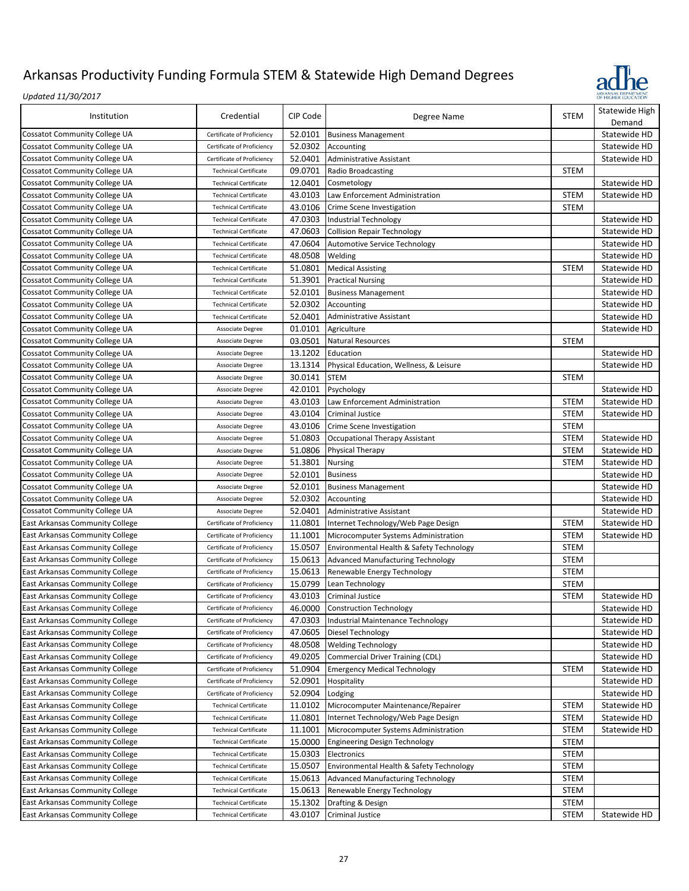# Arkansas Productivity Funding Formula STEM & Statewide High Demand Degrees

*Updated 11/30/2017*

| Institution | Credential | CIP Code | Degree Name | STEM | Statewide High Demand |
|---|---|---|---|---|---|
| Cossatot Community College UA | Certificate of Proficiency | 52.0101 | Business Management | | Statewide HD |
| Cossatot Community College UA | Certificate of Proficiency | 52.0302 | Accounting | | Statewide HD |
| Cossatot Community College UA | Certificate of Proficiency | 52.0401 | Administrative Assistant | | Statewide HD |
| Cossatot Community College UA | Technical Certificate | 09.0701 | Radio Broadcasting | STEM | |
| Cossatot Community College UA | Technical Certificate | 12.0401 | Cosmetology | | Statewide HD |
| Cossatot Community College UA | Technical Certificate | 43.0103 | Law Enforcement Administration | STEM | Statewide HD |
| Cossatot Community College UA | Technical Certificate | 43.0106 | Crime Scene Investigation | STEM | |
| Cossatot Community College UA | Technical Certificate | 47.0303 | Industrial Technology | | Statewide HD |
| Cossatot Community College UA | Technical Certificate | 47.0603 | Collision Repair Technology | | Statewide HD |
| Cossatot Community College UA | Technical Certificate | 47.0604 | Automotive Service Technology | | Statewide HD |
| Cossatot Community College UA | Technical Certificate | 48.0508 | Welding | | Statewide HD |
| Cossatot Community College UA | Technical Certificate | 51.0801 | Medical Assisting | STEM | Statewide HD |
| Cossatot Community College UA | Technical Certificate | 51.3901 | Practical Nursing | | Statewide HD |
| Cossatot Community College UA | Technical Certificate | 52.0101 | Business Management | | Statewide HD |
| Cossatot Community College UA | Technical Certificate | 52.0302 | Accounting | | Statewide HD |
| Cossatot Community College UA | Technical Certificate | 52.0401 | Administrative Assistant | | Statewide HD |
| Cossatot Community College UA | Associate Degree | 01.0101 | Agriculture | | Statewide HD |
| Cossatot Community College UA | Associate Degree | 03.0501 | Natural Resources | STEM | |
| Cossatot Community College UA | Associate Degree | 13.1202 | Education | | Statewide HD |
| Cossatot Community College UA | Associate Degree | 13.1314 | Physical Education, Wellness, & Leisure | | Statewide HD |
| Cossatot Community College UA | Associate Degree | 30.0141 | STEM | STEM | |
| Cossatot Community College UA | Associate Degree | 42.0101 | Psychology | | Statewide HD |
| Cossatot Community College UA | Associate Degree | 43.0103 | Law Enforcement Administration | STEM | Statewide HD |
| Cossatot Community College UA | Associate Degree | 43.0104 | Criminal Justice | STEM | Statewide HD |
| Cossatot Community College UA | Associate Degree | 43.0106 | Crime Scene Investigation | STEM | |
| Cossatot Community College UA | Associate Degree | 51.0803 | Occupational Therapy Assistant | STEM | Statewide HD |
| Cossatot Community College UA | Associate Degree | 51.0806 | Physical Therapy | STEM | Statewide HD |
| Cossatot Community College UA | Associate Degree | 51.3801 | Nursing | STEM | Statewide HD |
| Cossatot Community College UA | Associate Degree | 52.0101 | Business | | Statewide HD |
| Cossatot Community College UA | Associate Degree | 52.0101 | Business Management | | Statewide HD |
| Cossatot Community College UA | Associate Degree | 52.0302 | Accounting | | Statewide HD |
| Cossatot Community College UA | Associate Degree | 52.0401 | Administrative Assistant | | Statewide HD |
| East Arkansas Community College | Certificate of Proficiency | 11.0801 | Internet Technology/Web Page Design | STEM | Statewide HD |
| East Arkansas Community College | Certificate of Proficiency | 11.1001 | Microcomputer Systems Administration | STEM | Statewide HD |
| East Arkansas Community College | Certificate of Proficiency | 15.0507 | Environmental Health & Safety Technology | STEM | |
| East Arkansas Community College | Certificate of Proficiency | 15.0613 | Advanced Manufacturing Technology | STEM | |
| East Arkansas Community College | Certificate of Proficiency | 15.0613 | Renewable Energy Technology | STEM | |
| East Arkansas Community College | Certificate of Proficiency | 15.0799 | Lean Technology | STEM | |
| East Arkansas Community College | Certificate of Proficiency | 43.0103 | Criminal Justice | STEM | Statewide HD |
| East Arkansas Community College | Certificate of Proficiency | 46.0000 | Construction Technology | | Statewide HD |
| East Arkansas Community College | Certificate of Proficiency | 47.0303 | Industrial Maintenance Technology | | Statewide HD |
| East Arkansas Community College | Certificate of Proficiency | 47.0605 | Diesel Technology | | Statewide HD |
| East Arkansas Community College | Certificate of Proficiency | 48.0508 | Welding Technology | | Statewide HD |
| East Arkansas Community College | Certificate of Proficiency | 49.0205 | Commercial Driver Training (CDL) | | Statewide HD |
| East Arkansas Community College | Certificate of Proficiency | 51.0904 | Emergency Medical Technology | STEM | Statewide HD |
| East Arkansas Community College | Certificate of Proficiency | 52.0901 | Hospitality | | Statewide HD |
| East Arkansas Community College | Certificate of Proficiency | 52.0904 | Lodging | | Statewide HD |
| East Arkansas Community College | Technical Certificate | 11.0102 | Microcomputer Maintenance/Repairer | STEM | Statewide HD |
| East Arkansas Community College | Technical Certificate | 11.0801 | Internet Technology/Web Page Design | STEM | Statewide HD |
| East Arkansas Community College | Technical Certificate | 11.1001 | Microcomputer Systems Administration | STEM | Statewide HD |
| East Arkansas Community College | Technical Certificate | 15.0000 | Engineering Design Technology | STEM | |
| East Arkansas Community College | Technical Certificate | 15.0303 | Electronics | STEM | |
| East Arkansas Community College | Technical Certificate | 15.0507 | Environmental Health & Safety Technology | STEM | |
| East Arkansas Community College | Technical Certificate | 15.0613 | Advanced Manufacturing Technology | STEM | |
| East Arkansas Community College | Technical Certificate | 15.0613 | Renewable Energy Technology | STEM | |
| East Arkansas Community College | Technical Certificate | 15.1302 | Drafting & Design | STEM | |
| East Arkansas Community College | Technical Certificate | 43.0107 | Criminal Justice | STEM | Statewide HD |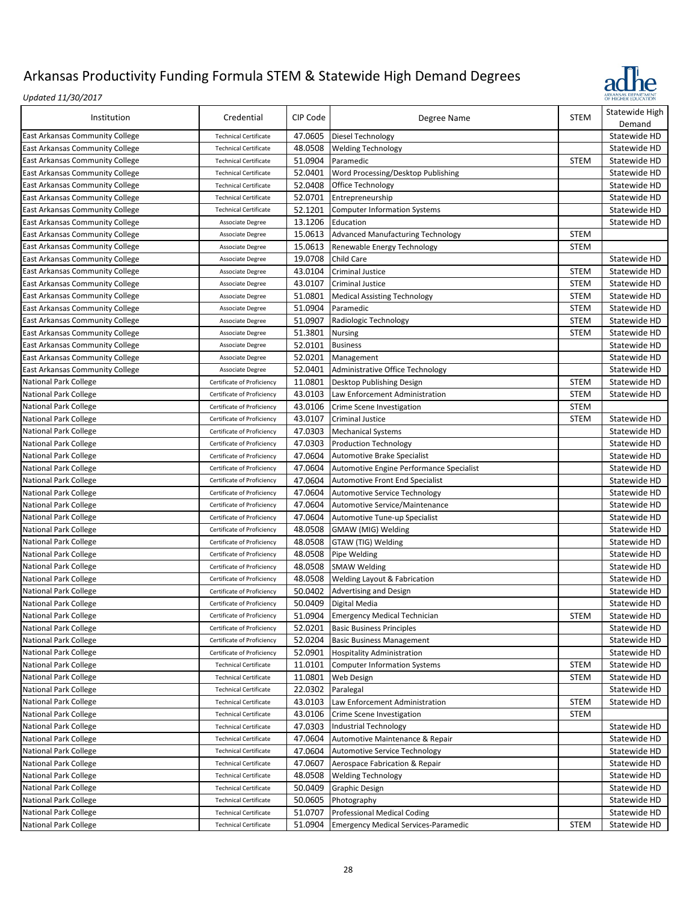# Arkansas Productivity Funding Formula STEM & Statewide High Demand Degrees

*Updated 11/30/2017*

| Institution | Credential | CIP Code | Degree Name | STEM | Statewide High Demand |
|---|---|---|---|---|---|
| East Arkansas Community College | Technical Certificate | 47.0605 | Diesel Technology | | Statewide HD |
| East Arkansas Community College | Technical Certificate | 48.0508 | Welding Technology | | Statewide HD |
| East Arkansas Community College | Technical Certificate | 51.0904 | Paramedic | STEM | Statewide HD |
| East Arkansas Community College | Technical Certificate | 52.0401 | Word Processing/Desktop Publishing | | Statewide HD |
| East Arkansas Community College | Technical Certificate | 52.0408 | Office Technology | | Statewide HD |
| East Arkansas Community College | Technical Certificate | 52.0701 | Entrepreneurship | | Statewide HD |
| East Arkansas Community College | Technical Certificate | 52.1201 | Computer Information Systems | | Statewide HD |
| East Arkansas Community College | Associate Degree | 13.1206 | Education | | Statewide HD |
| East Arkansas Community College | Associate Degree | 15.0613 | Advanced Manufacturing Technology | STEM | |
| East Arkansas Community College | Associate Degree | 15.0613 | Renewable Energy Technology | STEM | |
| East Arkansas Community College | Associate Degree | 19.0708 | Child Care | | Statewide HD |
| East Arkansas Community College | Associate Degree | 43.0104 | Criminal Justice | STEM | Statewide HD |
| East Arkansas Community College | Associate Degree | 43.0107 | Criminal Justice | STEM | Statewide HD |
| East Arkansas Community College | Associate Degree | 51.0801 | Medical Assisting Technology | STEM | Statewide HD |
| East Arkansas Community College | Associate Degree | 51.0904 | Paramedic | STEM | Statewide HD |
| East Arkansas Community College | Associate Degree | 51.0907 | Radiologic Technology | STEM | Statewide HD |
| East Arkansas Community College | Associate Degree | 51.3801 | Nursing | STEM | Statewide HD |
| East Arkansas Community College | Associate Degree | 52.0101 | Business | | Statewide HD |
| East Arkansas Community College | Associate Degree | 52.0201 | Management | | Statewide HD |
| East Arkansas Community College | Associate Degree | 52.0401 | Administrative Office Technology | | Statewide HD |
| National Park College | Certificate of Proficiency | 11.0801 | Desktop Publishing Design | STEM | Statewide HD |
| National Park College | Certificate of Proficiency | 43.0103 | Law Enforcement Administration | STEM | Statewide HD |
| National Park College | Certificate of Proficiency | 43.0106 | Crime Scene Investigation | STEM | |
| National Park College | Certificate of Proficiency | 43.0107 | Criminal Justice | STEM | Statewide HD |
| National Park College | Certificate of Proficiency | 47.0303 | Mechanical Systems | | Statewide HD |
| National Park College | Certificate of Proficiency | 47.0303 | Production Technology | | Statewide HD |
| National Park College | Certificate of Proficiency | 47.0604 | Automotive Brake Specialist | | Statewide HD |
| National Park College | Certificate of Proficiency | 47.0604 | Automotive Engine Performance Specialist | | Statewide HD |
| National Park College | Certificate of Proficiency | 47.0604 | Automotive Front End Specialist | | Statewide HD |
| National Park College | Certificate of Proficiency | 47.0604 | Automotive Service Technology | | Statewide HD |
| National Park College | Certificate of Proficiency | 47.0604 | Automotive Service/Maintenance | | Statewide HD |
| National Park College | Certificate of Proficiency | 47.0604 | Automotive Tune-up Specialist | | Statewide HD |
| National Park College | Certificate of Proficiency | 48.0508 | GMAW (MIG) Welding | | Statewide HD |
| National Park College | Certificate of Proficiency | 48.0508 | GTAW (TIG) Welding | | Statewide HD |
| National Park College | Certificate of Proficiency | 48.0508 | Pipe Welding | | Statewide HD |
| National Park College | Certificate of Proficiency | 48.0508 | SMAW Welding | | Statewide HD |
| National Park College | Certificate of Proficiency | 48.0508 | Welding Layout & Fabrication | | Statewide HD |
| National Park College | Certificate of Proficiency | 50.0402 | Advertising and Design | | Statewide HD |
| National Park College | Certificate of Proficiency | 50.0409 | Digital Media | | Statewide HD |
| National Park College | Certificate of Proficiency | 51.0904 | Emergency Medical Technician | STEM | Statewide HD |
| National Park College | Certificate of Proficiency | 52.0201 | Basic Business Principles | | Statewide HD |
| National Park College | Certificate of Proficiency | 52.0204 | Basic Business Management | | Statewide HD |
| National Park College | Certificate of Proficiency | 52.0901 | Hospitality Administration | | Statewide HD |
| National Park College | Technical Certificate | 11.0101 | Computer Information Systems | STEM | Statewide HD |
| National Park College | Technical Certificate | 11.0801 | Web Design | STEM | Statewide HD |
| National Park College | Technical Certificate | 22.0302 | Paralegal | | Statewide HD |
| National Park College | Technical Certificate | 43.0103 | Law Enforcement Administration | STEM | Statewide HD |
| National Park College | Technical Certificate | 43.0106 | Crime Scene Investigation | STEM | |
| National Park College | Technical Certificate | 47.0303 | Industrial Technology | | Statewide HD |
| National Park College | Technical Certificate | 47.0604 | Automotive Maintenance & Repair | | Statewide HD |
| National Park College | Technical Certificate | 47.0604 | Automotive Service Technology | | Statewide HD |
| National Park College | Technical Certificate | 47.0607 | Aerospace Fabrication & Repair | | Statewide HD |
| National Park College | Technical Certificate | 48.0508 | Welding Technology | | Statewide HD |
| National Park College | Technical Certificate | 50.0409 | Graphic Design | | Statewide HD |
| National Park College | Technical Certificate | 50.0605 | Photography | | Statewide HD |
| National Park College | Technical Certificate | 51.0707 | Professional Medical Coding | | Statewide HD |
| National Park College | Technical Certificate | 51.0904 | Emergency Medical Services-Paramedic | STEM | Statewide HD |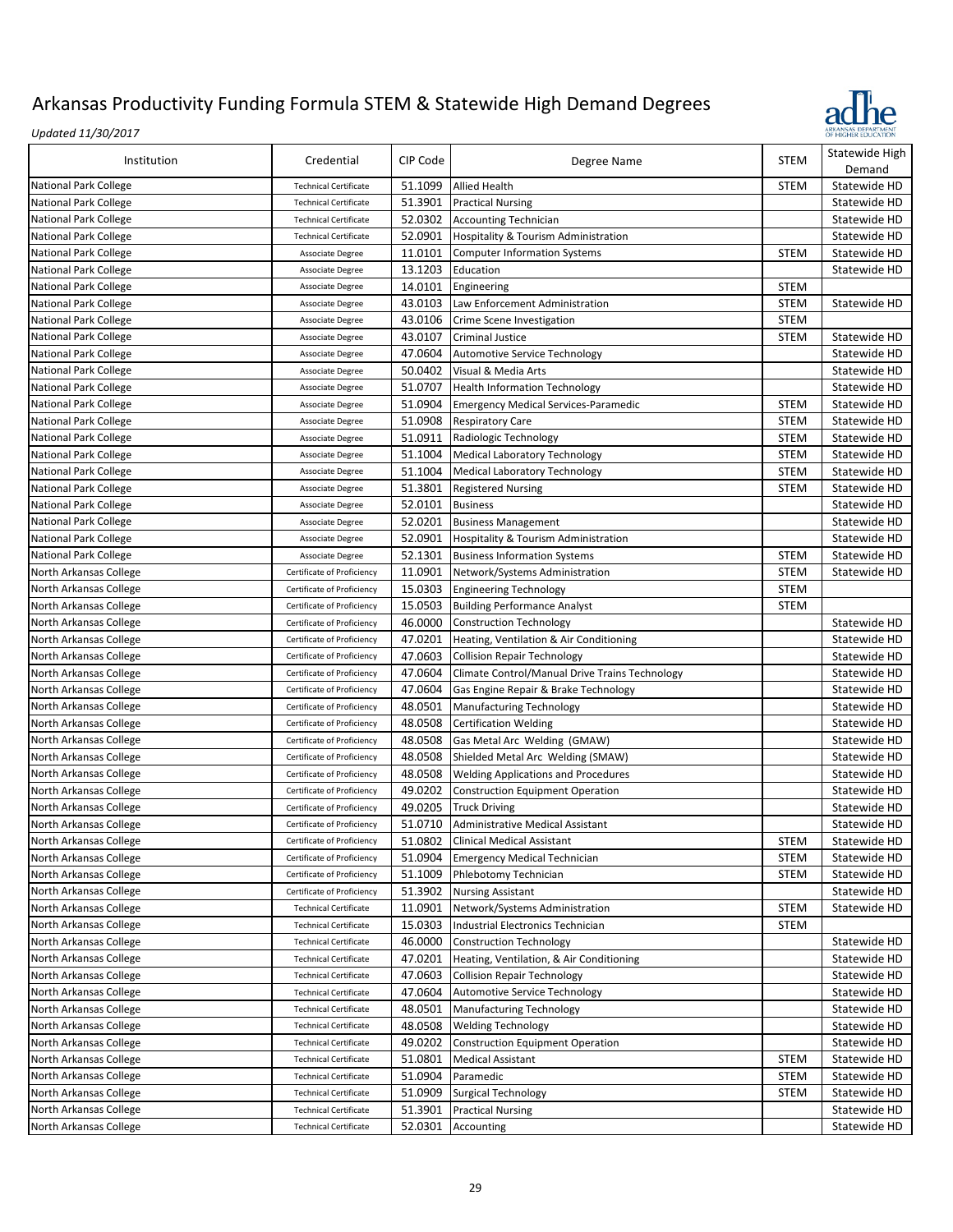# Arkansas Productivity Funding Formula STEM & Statewide High Demand Degrees

*Updated 11/30/2017*

| Institution | Credential | CIP Code | Degree Name | STEM | Statewide High Demand |
|---|---|---|---|---|---|
| National Park College | Technical Certificate | 51.1099 | Allied Health | STEM | Statewide HD |
| National Park College | Technical Certificate | 51.3901 | Practical Nursing | | Statewide HD |
| National Park College | Technical Certificate | 52.0302 | Accounting Technician | | Statewide HD |
| National Park College | Technical Certificate | 52.0901 | Hospitality & Tourism Administration | | Statewide HD |
| National Park College | Associate Degree | 11.0101 | Computer Information Systems | STEM | Statewide HD |
| National Park College | Associate Degree | 13.1203 | Education | | Statewide HD |
| National Park College | Associate Degree | 14.0101 | Engineering | STEM | |
| National Park College | Associate Degree | 43.0103 | Law Enforcement Administration | STEM | Statewide HD |
| National Park College | Associate Degree | 43.0106 | Crime Scene Investigation | STEM | |
| National Park College | Associate Degree | 43.0107 | Criminal Justice | STEM | Statewide HD |
| National Park College | Associate Degree | 47.0604 | Automotive Service Technology | | Statewide HD |
| National Park College | Associate Degree | 50.0402 | Visual & Media Arts | | Statewide HD |
| National Park College | Associate Degree | 51.0707 | Health Information Technology | | Statewide HD |
| National Park College | Associate Degree | 51.0904 | Emergency Medical Services-Paramedic | STEM | Statewide HD |
| National Park College | Associate Degree | 51.0908 | Respiratory Care | STEM | Statewide HD |
| National Park College | Associate Degree | 51.0911 | Radiologic Technology | STEM | Statewide HD |
| National Park College | Associate Degree | 51.1004 | Medical Laboratory Technology | STEM | Statewide HD |
| National Park College | Associate Degree | 51.1004 | Medical Laboratory Technology | STEM | Statewide HD |
| National Park College | Associate Degree | 51.3801 | Registered Nursing | STEM | Statewide HD |
| National Park College | Associate Degree | 52.0101 | Business | | Statewide HD |
| National Park College | Associate Degree | 52.0201 | Business Management | | Statewide HD |
| National Park College | Associate Degree | 52.0901 | Hospitality & Tourism Administration | | Statewide HD |
| National Park College | Associate Degree | 52.1301 | Business Information Systems | STEM | Statewide HD |
| North Arkansas College | Certificate of Proficiency | 11.0901 | Network/Systems Administration | STEM | Statewide HD |
| North Arkansas College | Certificate of Proficiency | 15.0303 | Engineering Technology | STEM | |
| North Arkansas College | Certificate of Proficiency | 15.0503 | Building Performance Analyst | STEM | |
| North Arkansas College | Certificate of Proficiency | 46.0000 | Construction Technology | | Statewide HD |
| North Arkansas College | Certificate of Proficiency | 47.0201 | Heating, Ventilation & Air Conditioning | | Statewide HD |
| North Arkansas College | Certificate of Proficiency | 47.0603 | Collision Repair Technology | | Statewide HD |
| North Arkansas College | Certificate of Proficiency | 47.0604 | Climate Control/Manual Drive Trains Technology | | Statewide HD |
| North Arkansas College | Certificate of Proficiency | 47.0604 | Gas Engine Repair & Brake Technology | | Statewide HD |
| North Arkansas College | Certificate of Proficiency | 48.0501 | Manufacturing Technology | | Statewide HD |
| North Arkansas College | Certificate of Proficiency | 48.0508 | Certification Welding | | Statewide HD |
| North Arkansas College | Certificate of Proficiency | 48.0508 | Gas Metal Arc Welding (GMAW) | | Statewide HD |
| North Arkansas College | Certificate of Proficiency | 48.0508 | Shielded Metal Arc Welding (SMAW) | | Statewide HD |
| North Arkansas College | Certificate of Proficiency | 48.0508 | Welding Applications and Procedures | | Statewide HD |
| North Arkansas College | Certificate of Proficiency | 49.0202 | Construction Equipment Operation | | Statewide HD |
| North Arkansas College | Certificate of Proficiency | 49.0205 | Truck Driving | | Statewide HD |
| North Arkansas College | Certificate of Proficiency | 51.0710 | Administrative Medical Assistant | | Statewide HD |
| North Arkansas College | Certificate of Proficiency | 51.0802 | Clinical Medical Assistant | STEM | Statewide HD |
| North Arkansas College | Certificate of Proficiency | 51.0904 | Emergency Medical Technician | STEM | Statewide HD |
| North Arkansas College | Certificate of Proficiency | 51.1009 | Phlebotomy Technician | STEM | Statewide HD |
| North Arkansas College | Certificate of Proficiency | 51.3902 | Nursing Assistant | | Statewide HD |
| North Arkansas College | Technical Certificate | 11.0901 | Network/Systems Administration | STEM | Statewide HD |
| North Arkansas College | Technical Certificate | 15.0303 | Industrial Electronics Technician | STEM | |
| North Arkansas College | Technical Certificate | 46.0000 | Construction Technology | | Statewide HD |
| North Arkansas College | Technical Certificate | 47.0201 | Heating, Ventilation, & Air Conditioning | | Statewide HD |
| North Arkansas College | Technical Certificate | 47.0603 | Collision Repair Technology | | Statewide HD |
| North Arkansas College | Technical Certificate | 47.0604 | Automotive Service Technology | | Statewide HD |
| North Arkansas College | Technical Certificate | 48.0501 | Manufacturing Technology | | Statewide HD |
| North Arkansas College | Technical Certificate | 48.0508 | Welding Technology | | Statewide HD |
| North Arkansas College | Technical Certificate | 49.0202 | Construction Equipment Operation | | Statewide HD |
| North Arkansas College | Technical Certificate | 51.0801 | Medical Assistant | STEM | Statewide HD |
| North Arkansas College | Technical Certificate | 51.0904 | Paramedic | STEM | Statewide HD |
| North Arkansas College | Technical Certificate | 51.0909 | Surgical Technology | STEM | Statewide HD |
| North Arkansas College | Technical Certificate | 51.3901 | Practical Nursing | | Statewide HD |
| North Arkansas College | Technical Certificate | 52.0301 | Accounting | | Statewide HD |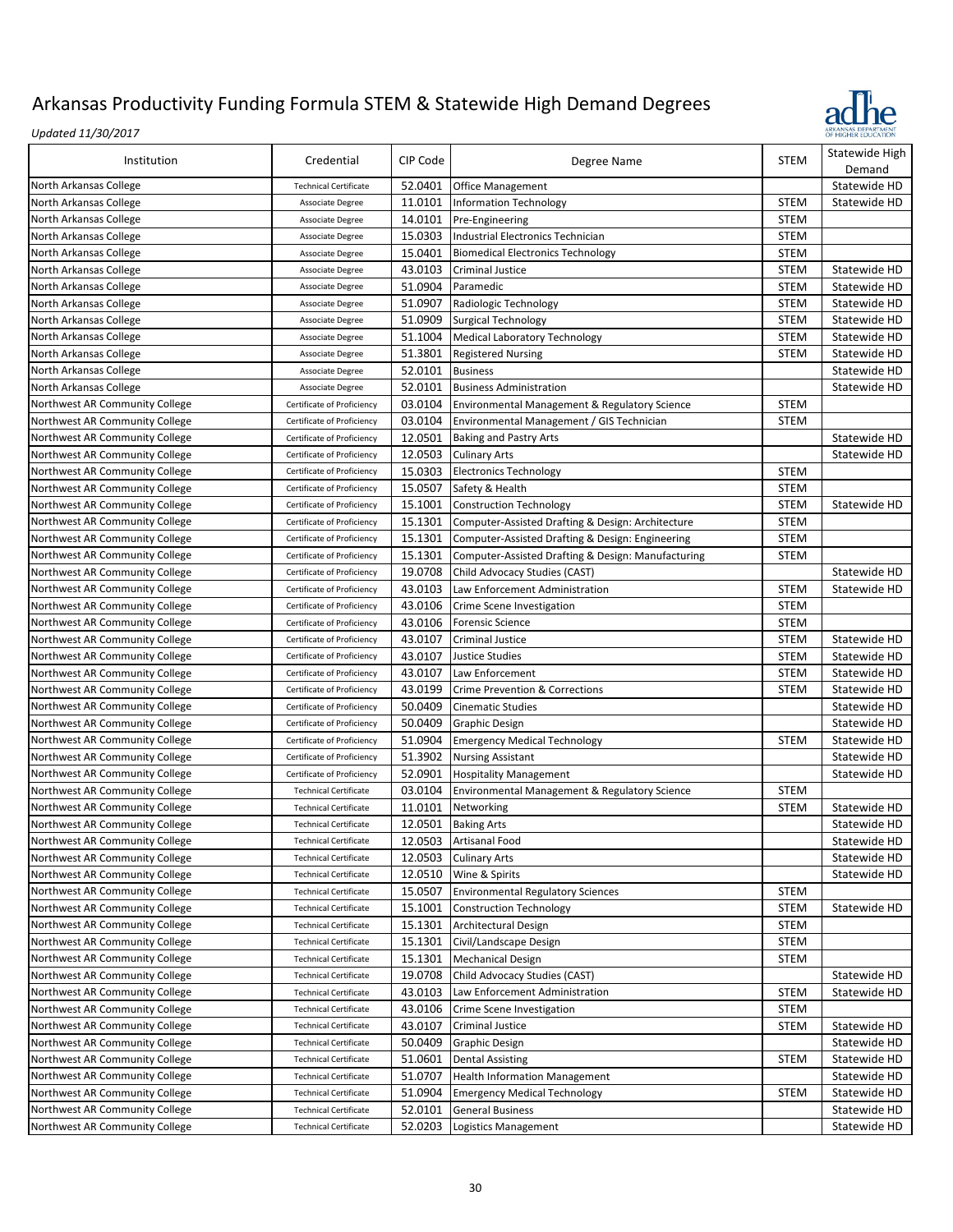# Arkansas Productivity Funding Formula STEM & Statewide High Demand Degrees

*Updated 11/30/2017*

| Institution | Credential | CIP Code | Degree Name | STEM | Statewide High Demand |
|---|---|---|---|---|---|
| North Arkansas College | Technical Certificate | 52.0401 | Office Management | | Statewide HD |
| North Arkansas College | Associate Degree | 11.0101 | Information Technology | STEM | Statewide HD |
| North Arkansas College | Associate Degree | 14.0101 | Pre-Engineering | STEM | |
| North Arkansas College | Associate Degree | 15.0303 | Industrial Electronics Technician | STEM | |
| North Arkansas College | Associate Degree | 15.0401 | Biomedical Electronics Technology | STEM | |
| North Arkansas College | Associate Degree | 43.0103 | Criminal Justice | STEM | Statewide HD |
| North Arkansas College | Associate Degree | 51.0904 | Paramedic | STEM | Statewide HD |
| North Arkansas College | Associate Degree | 51.0907 | Radiologic Technology | STEM | Statewide HD |
| North Arkansas College | Associate Degree | 51.0909 | Surgical Technology | STEM | Statewide HD |
| North Arkansas College | Associate Degree | 51.1004 | Medical Laboratory Technology | STEM | Statewide HD |
| North Arkansas College | Associate Degree | 51.3801 | Registered Nursing | STEM | Statewide HD |
| North Arkansas College | Associate Degree | 52.0101 | Business | | Statewide HD |
| North Arkansas College | Associate Degree | 52.0101 | Business Administration | | Statewide HD |
| Northwest AR Community College | Certificate of Proficiency | 03.0104 | Environmental Management & Regulatory Science | STEM | |
| Northwest AR Community College | Certificate of Proficiency | 03.0104 | Environmental Management / GIS Technician | STEM | |
| Northwest AR Community College | Certificate of Proficiency | 12.0501 | Baking and Pastry Arts | | Statewide HD |
| Northwest AR Community College | Certificate of Proficiency | 12.0503 | Culinary Arts | | Statewide HD |
| Northwest AR Community College | Certificate of Proficiency | 15.0303 | Electronics Technology | STEM | |
| Northwest AR Community College | Certificate of Proficiency | 15.0507 | Safety & Health | STEM | |
| Northwest AR Community College | Certificate of Proficiency | 15.1001 | Construction Technology | STEM | Statewide HD |
| Northwest AR Community College | Certificate of Proficiency | 15.1301 | Computer-Assisted Drafting & Design: Architecture | STEM | |
| Northwest AR Community College | Certificate of Proficiency | 15.1301 | Computer-Assisted Drafting & Design: Engineering | STEM | |
| Northwest AR Community College | Certificate of Proficiency | 15.1301 | Computer-Assisted Drafting & Design: Manufacturing | STEM | |
| Northwest AR Community College | Certificate of Proficiency | 19.0708 | Child Advocacy Studies (CAST) | | Statewide HD |
| Northwest AR Community College | Certificate of Proficiency | 43.0103 | Law Enforcement Administration | STEM | Statewide HD |
| Northwest AR Community College | Certificate of Proficiency | 43.0106 | Crime Scene Investigation | STEM | |
| Northwest AR Community College | Certificate of Proficiency | 43.0106 | Forensic Science | STEM | |
| Northwest AR Community College | Certificate of Proficiency | 43.0107 | Criminal Justice | STEM | Statewide HD |
| Northwest AR Community College | Certificate of Proficiency | 43.0107 | Justice Studies | STEM | Statewide HD |
| Northwest AR Community College | Certificate of Proficiency | 43.0107 | Law Enforcement | STEM | Statewide HD |
| Northwest AR Community College | Certificate of Proficiency | 43.0199 | Crime Prevention & Corrections | STEM | Statewide HD |
| Northwest AR Community College | Certificate of Proficiency | 50.0409 | Cinematic Studies | | Statewide HD |
| Northwest AR Community College | Certificate of Proficiency | 50.0409 | Graphic Design | | Statewide HD |
| Northwest AR Community College | Certificate of Proficiency | 51.0904 | Emergency Medical Technology | STEM | Statewide HD |
| Northwest AR Community College | Certificate of Proficiency | 51.3902 | Nursing Assistant | | Statewide HD |
| Northwest AR Community College | Certificate of Proficiency | 52.0901 | Hospitality Management | | Statewide HD |
| Northwest AR Community College | Technical Certificate | 03.0104 | Environmental Management & Regulatory Science | STEM | |
| Northwest AR Community College | Technical Certificate | 11.0101 | Networking | STEM | Statewide HD |
| Northwest AR Community College | Technical Certificate | 12.0501 | Baking Arts | | Statewide HD |
| Northwest AR Community College | Technical Certificate | 12.0503 | Artisanal Food | | Statewide HD |
| Northwest AR Community College | Technical Certificate | 12.0503 | Culinary Arts | | Statewide HD |
| Northwest AR Community College | Technical Certificate | 12.0510 | Wine & Spirits | | Statewide HD |
| Northwest AR Community College | Technical Certificate | 15.0507 | Environmental Regulatory Sciences | STEM | |
| Northwest AR Community College | Technical Certificate | 15.1001 | Construction Technology | STEM | Statewide HD |
| Northwest AR Community College | Technical Certificate | 15.1301 | Architectural Design | STEM | |
| Northwest AR Community College | Technical Certificate | 15.1301 | Civil/Landscape Design | STEM | |
| Northwest AR Community College | Technical Certificate | 15.1301 | Mechanical Design | STEM | |
| Northwest AR Community College | Technical Certificate | 19.0708 | Child Advocacy Studies (CAST) | | Statewide HD |
| Northwest AR Community College | Technical Certificate | 43.0103 | Law Enforcement Administration | STEM | Statewide HD |
| Northwest AR Community College | Technical Certificate | 43.0106 | Crime Scene Investigation | STEM | |
| Northwest AR Community College | Technical Certificate | 43.0107 | Criminal Justice | STEM | Statewide HD |
| Northwest AR Community College | Technical Certificate | 50.0409 | Graphic Design | | Statewide HD |
| Northwest AR Community College | Technical Certificate | 51.0601 | Dental Assisting | STEM | Statewide HD |
| Northwest AR Community College | Technical Certificate | 51.0707 | Health Information Management | | Statewide HD |
| Northwest AR Community College | Technical Certificate | 51.0904 | Emergency Medical Technology | STEM | Statewide HD |
| Northwest AR Community College | Technical Certificate | 52.0101 | General Business | | Statewide HD |
| Northwest AR Community College | Technical Certificate | 52.0203 | Logistics Management | | Statewide HD |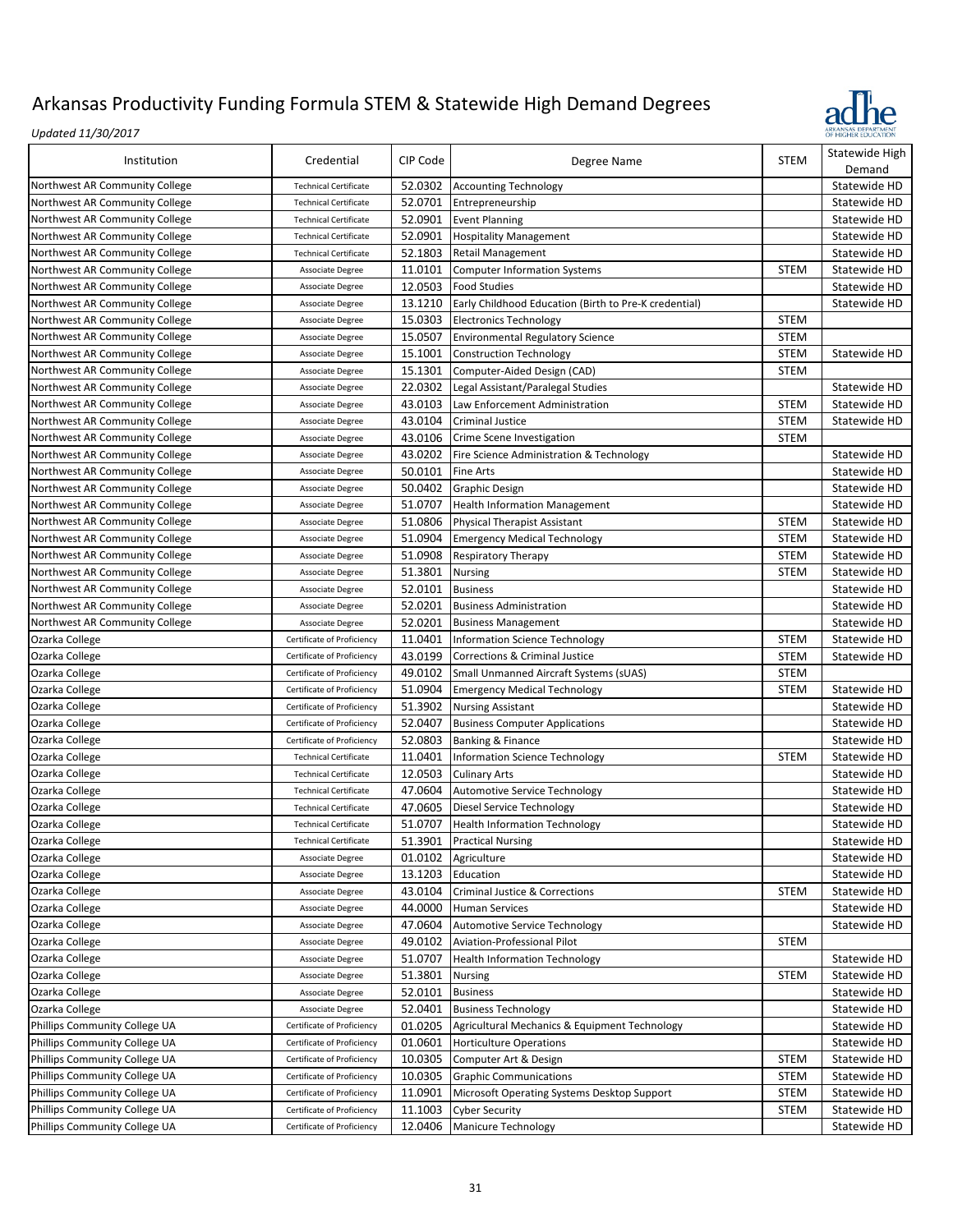# Arkansas Productivity Funding Formula STEM & Statewide High Demand Degrees

*Updated 11/30/2017*

| Institution | Credential | CIP Code | Degree Name | STEM | Statewide High Demand |
|---|---|---|---|---|---|
| Northwest AR Community College | Technical Certificate | 52.0302 | Accounting Technology | | Statewide HD |
| Northwest AR Community College | Technical Certificate | 52.0701 | Entrepreneurship | | Statewide HD |
| Northwest AR Community College | Technical Certificate | 52.0901 | Event Planning | | Statewide HD |
| Northwest AR Community College | Technical Certificate | 52.0901 | Hospitality Management | | Statewide HD |
| Northwest AR Community College | Technical Certificate | 52.1803 | Retail Management | | Statewide HD |
| Northwest AR Community College | Associate Degree | 11.0101 | Computer Information Systems | STEM | Statewide HD |
| Northwest AR Community College | Associate Degree | 12.0503 | Food Studies | | Statewide HD |
| Northwest AR Community College | Associate Degree | 13.1210 | Early Childhood Education (Birth to Pre-K credential) | | Statewide HD |
| Northwest AR Community College | Associate Degree | 15.0303 | Electronics Technology | STEM | |
| Northwest AR Community College | Associate Degree | 15.0507 | Environmental Regulatory Science | STEM | |
| Northwest AR Community College | Associate Degree | 15.1001 | Construction Technology | STEM | Statewide HD |
| Northwest AR Community College | Associate Degree | 15.1301 | Computer-Aided Design (CAD) | STEM | |
| Northwest AR Community College | Associate Degree | 22.0302 | Legal Assistant/Paralegal Studies | | Statewide HD |
| Northwest AR Community College | Associate Degree | 43.0103 | Law Enforcement Administration | STEM | Statewide HD |
| Northwest AR Community College | Associate Degree | 43.0104 | Criminal Justice | STEM | Statewide HD |
| Northwest AR Community College | Associate Degree | 43.0106 | Crime Scene Investigation | STEM | |
| Northwest AR Community College | Associate Degree | 43.0202 | Fire Science Administration & Technology | | Statewide HD |
| Northwest AR Community College | Associate Degree | 50.0101 | Fine Arts | | Statewide HD |
| Northwest AR Community College | Associate Degree | 50.0402 | Graphic Design | | Statewide HD |
| Northwest AR Community College | Associate Degree | 51.0707 | Health Information Management | | Statewide HD |
| Northwest AR Community College | Associate Degree | 51.0806 | Physical Therapist Assistant | STEM | Statewide HD |
| Northwest AR Community College | Associate Degree | 51.0904 | Emergency Medical Technology | STEM | Statewide HD |
| Northwest AR Community College | Associate Degree | 51.0908 | Respiratory Therapy | STEM | Statewide HD |
| Northwest AR Community College | Associate Degree | 51.3801 | Nursing | STEM | Statewide HD |
| Northwest AR Community College | Associate Degree | 52.0101 | Business | | Statewide HD |
| Northwest AR Community College | Associate Degree | 52.0201 | Business Administration | | Statewide HD |
| Northwest AR Community College | Associate Degree | 52.0201 | Business Management | | Statewide HD |
| Ozarka College | Certificate of Proficiency | 11.0401 | Information Science Technology | STEM | Statewide HD |
| Ozarka College | Certificate of Proficiency | 43.0199 | Corrections & Criminal Justice | STEM | Statewide HD |
| Ozarka College | Certificate of Proficiency | 49.0102 | Small Unmanned Aircraft Systems (sUAS) | STEM | |
| Ozarka College | Certificate of Proficiency | 51.0904 | Emergency Medical Technology | STEM | Statewide HD |
| Ozarka College | Certificate of Proficiency | 51.3902 | Nursing Assistant | | Statewide HD |
| Ozarka College | Certificate of Proficiency | 52.0407 | Business Computer Applications | | Statewide HD |
| Ozarka College | Certificate of Proficiency | 52.0803 | Banking & Finance | | Statewide HD |
| Ozarka College | Technical Certificate | 11.0401 | Information Science Technology | STEM | Statewide HD |
| Ozarka College | Technical Certificate | 12.0503 | Culinary Arts | | Statewide HD |
| Ozarka College | Technical Certificate | 47.0604 | Automotive Service Technology | | Statewide HD |
| Ozarka College | Technical Certificate | 47.0605 | Diesel Service Technology | | Statewide HD |
| Ozarka College | Technical Certificate | 51.0707 | Health Information Technology | | Statewide HD |
| Ozarka College | Technical Certificate | 51.3901 | Practical Nursing | | Statewide HD |
| Ozarka College | Associate Degree | 01.0102 | Agriculture | | Statewide HD |
| Ozarka College | Associate Degree | 13.1203 | Education | | Statewide HD |
| Ozarka College | Associate Degree | 43.0104 | Criminal Justice & Corrections | STEM | Statewide HD |
| Ozarka College | Associate Degree | 44.0000 | Human Services | | Statewide HD |
| Ozarka College | Associate Degree | 47.0604 | Automotive Service Technology | | Statewide HD |
| Ozarka College | Associate Degree | 49.0102 | Aviation-Professional Pilot | STEM | |
| Ozarka College | Associate Degree | 51.0707 | Health Information Technology | | Statewide HD |
| Ozarka College | Associate Degree | 51.3801 | Nursing | STEM | Statewide HD |
| Ozarka College | Associate Degree | 52.0101 | Business | | Statewide HD |
| Ozarka College | Associate Degree | 52.0401 | Business Technology | | Statewide HD |
| Phillips Community College UA | Certificate of Proficiency | 01.0205 | Agricultural Mechanics & Equipment Technology | | Statewide HD |
| Phillips Community College UA | Certificate of Proficiency | 01.0601 | Horticulture Operations | | Statewide HD |
| Phillips Community College UA | Certificate of Proficiency | 10.0305 | Computer Art & Design | STEM | Statewide HD |
| Phillips Community College UA | Certificate of Proficiency | 10.0305 | Graphic Communications | STEM | Statewide HD |
| Phillips Community College UA | Certificate of Proficiency | 11.0901 | Microsoft Operating Systems Desktop Support | STEM | Statewide HD |
| Phillips Community College UA | Certificate of Proficiency | 11.1003 | Cyber Security | STEM | Statewide HD |
| Phillips Community College UA | Certificate of Proficiency | 12.0406 | Manicure Technology | | Statewide HD |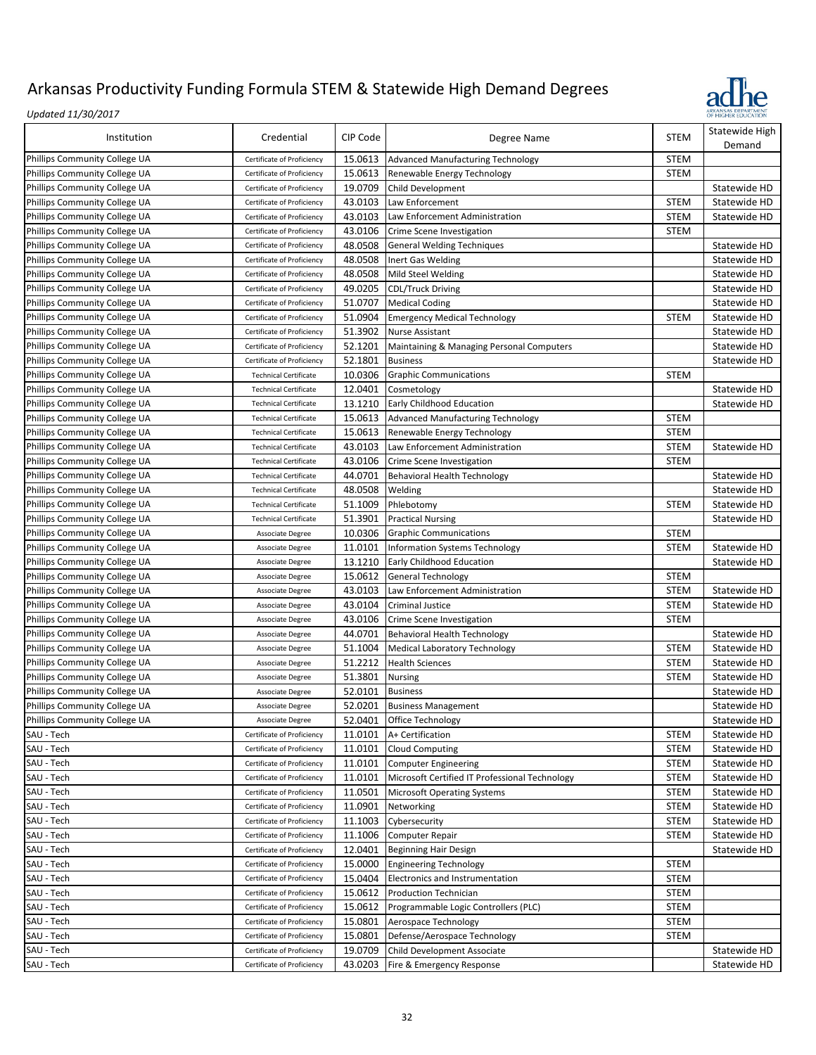# Arkansas Productivity Funding Formula STEM & Statewide High Demand Degrees

*Updated 11/30/2017*

| Institution | Credential | CIP Code | Degree Name | STEM | Statewide High Demand |
|---|---|---|---|---|---|
| Phillips Community College UA | Certificate of Proficiency | 15.0613 | Advanced Manufacturing Technology | STEM | |
| Phillips Community College UA | Certificate of Proficiency | 15.0613 | Renewable Energy Technology | STEM | |
| Phillips Community College UA | Certificate of Proficiency | 19.0709 | Child Development | | Statewide HD |
| Phillips Community College UA | Certificate of Proficiency | 43.0103 | Law Enforcement | STEM | Statewide HD |
| Phillips Community College UA | Certificate of Proficiency | 43.0103 | Law Enforcement Administration | STEM | Statewide HD |
| Phillips Community College UA | Certificate of Proficiency | 43.0106 | Crime Scene Investigation | STEM | |
| Phillips Community College UA | Certificate of Proficiency | 48.0508 | General Welding Techniques | | Statewide HD |
| Phillips Community College UA | Certificate of Proficiency | 48.0508 | Inert Gas Welding | | Statewide HD |
| Phillips Community College UA | Certificate of Proficiency | 48.0508 | Mild Steel Welding | | Statewide HD |
| Phillips Community College UA | Certificate of Proficiency | 49.0205 | CDL/Truck Driving | | Statewide HD |
| Phillips Community College UA | Certificate of Proficiency | 51.0707 | Medical Coding | | Statewide HD |
| Phillips Community College UA | Certificate of Proficiency | 51.0904 | Emergency Medical Technology | STEM | Statewide HD |
| Phillips Community College UA | Certificate of Proficiency | 51.3902 | Nurse Assistant | | Statewide HD |
| Phillips Community College UA | Certificate of Proficiency | 52.1201 | Maintaining & Managing Personal Computers | | Statewide HD |
| Phillips Community College UA | Certificate of Proficiency | 52.1801 | Business | | Statewide HD |
| Phillips Community College UA | Technical Certificate | 10.0306 | Graphic Communications | STEM | |
| Phillips Community College UA | Technical Certificate | 12.0401 | Cosmetology | | Statewide HD |
| Phillips Community College UA | Technical Certificate | 13.1210 | Early Childhood Education | | Statewide HD |
| Phillips Community College UA | Technical Certificate | 15.0613 | Advanced Manufacturing Technology | STEM | |
| Phillips Community College UA | Technical Certificate | 15.0613 | Renewable Energy Technology | STEM | |
| Phillips Community College UA | Technical Certificate | 43.0103 | Law Enforcement Administration | STEM | Statewide HD |
| Phillips Community College UA | Technical Certificate | 43.0106 | Crime Scene Investigation | STEM | |
| Phillips Community College UA | Technical Certificate | 44.0701 | Behavioral Health Technology | | Statewide HD |
| Phillips Community College UA | Technical Certificate | 48.0508 | Welding | | Statewide HD |
| Phillips Community College UA | Technical Certificate | 51.1009 | Phlebotomy | STEM | Statewide HD |
| Phillips Community College UA | Technical Certificate | 51.3901 | Practical Nursing | | Statewide HD |
| Phillips Community College UA | Associate Degree | 10.0306 | Graphic Communications | STEM | |
| Phillips Community College UA | Associate Degree | 11.0101 | Information Systems Technology | STEM | Statewide HD |
| Phillips Community College UA | Associate Degree | 13.1210 | Early Childhood Education | | Statewide HD |
| Phillips Community College UA | Associate Degree | 15.0612 | General Technology | STEM | |
| Phillips Community College UA | Associate Degree | 43.0103 | Law Enforcement Administration | STEM | Statewide HD |
| Phillips Community College UA | Associate Degree | 43.0104 | Criminal Justice | STEM | Statewide HD |
| Phillips Community College UA | Associate Degree | 43.0106 | Crime Scene Investigation | STEM | |
| Phillips Community College UA | Associate Degree | 44.0701 | Behavioral Health Technology | | Statewide HD |
| Phillips Community College UA | Associate Degree | 51.1004 | Medical Laboratory Technology | STEM | Statewide HD |
| Phillips Community College UA | Associate Degree | 51.2212 | Health Sciences | STEM | Statewide HD |
| Phillips Community College UA | Associate Degree | 51.3801 | Nursing | STEM | Statewide HD |
| Phillips Community College UA | Associate Degree | 52.0101 | Business | | Statewide HD |
| Phillips Community College UA | Associate Degree | 52.0201 | Business Management | | Statewide HD |
| Phillips Community College UA | Associate Degree | 52.0401 | Office Technology | | Statewide HD |
| SAU - Tech | Certificate of Proficiency | 11.0101 | A+ Certification | STEM | Statewide HD |
| SAU - Tech | Certificate of Proficiency | 11.0101 | Cloud Computing | STEM | Statewide HD |
| SAU - Tech | Certificate of Proficiency | 11.0101 | Computer Engineering | STEM | Statewide HD |
| SAU - Tech | Certificate of Proficiency | 11.0101 | Microsoft Certified IT Professional Technology | STEM | Statewide HD |
| SAU - Tech | Certificate of Proficiency | 11.0501 | Microsoft Operating Systems | STEM | Statewide HD |
| SAU - Tech | Certificate of Proficiency | 11.0901 | Networking | STEM | Statewide HD |
| SAU - Tech | Certificate of Proficiency | 11.1003 | Cybersecurity | STEM | Statewide HD |
| SAU - Tech | Certificate of Proficiency | 11.1006 | Computer Repair | STEM | Statewide HD |
| SAU - Tech | Certificate of Proficiency | 12.0401 | Beginning Hair Design | | Statewide HD |
| SAU - Tech | Certificate of Proficiency | 15.0000 | Engineering Technology | STEM | |
| SAU - Tech | Certificate of Proficiency | 15.0404 | Electronics and Instrumentation | STEM | |
| SAU - Tech | Certificate of Proficiency | 15.0612 | Production Technician | STEM | |
| SAU - Tech | Certificate of Proficiency | 15.0612 | Programmable Logic Controllers (PLC) | STEM | |
| SAU - Tech | Certificate of Proficiency | 15.0801 | Aerospace Technology | STEM | |
| SAU - Tech | Certificate of Proficiency | 15.0801 | Defense/Aerospace Technology | STEM | |
| SAU - Tech | Certificate of Proficiency | 19.0709 | Child Development Associate | | Statewide HD |
| SAU - Tech | Certificate of Proficiency | 43.0203 | Fire & Emergency Response | | Statewide HD |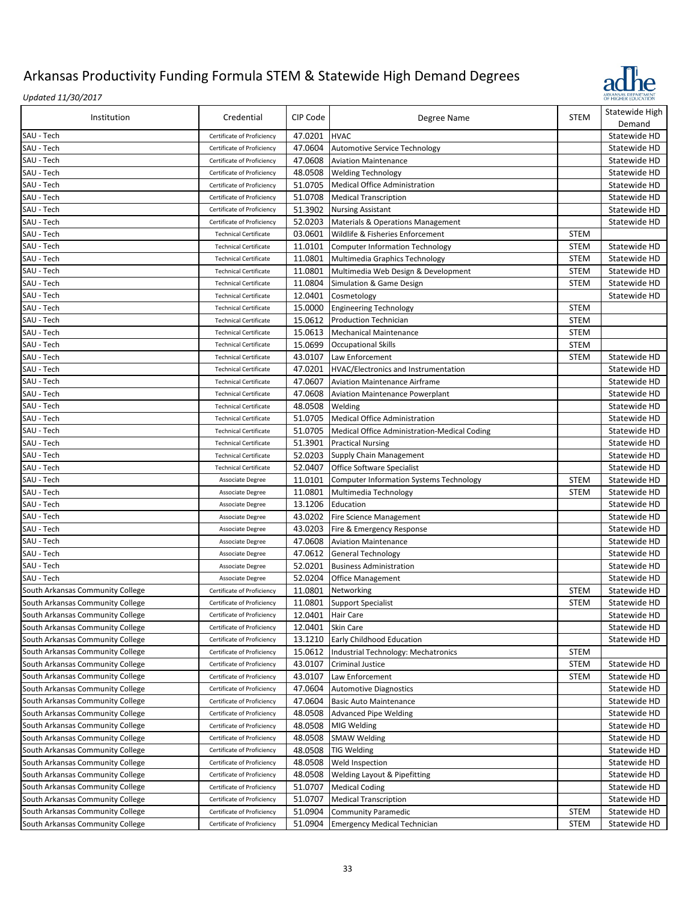# Arkansas Productivity Funding Formula STEM & Statewide High Demand Degrees

*Updated 11/30/2017*

| Institution | Credential | CIP Code | Degree Name | STEM | Statewide High Demand |
|---|---|---|---|---|---|
| SAU - Tech | Certificate of Proficiency | 47.0201 | HVAC | | Statewide HD |
| SAU - Tech | Certificate of Proficiency | 47.0604 | Automotive Service Technology | | Statewide HD |
| SAU - Tech | Certificate of Proficiency | 47.0608 | Aviation Maintenance | | Statewide HD |
| SAU - Tech | Certificate of Proficiency | 48.0508 | Welding Technology | | Statewide HD |
| SAU - Tech | Certificate of Proficiency | 51.0705 | Medical Office Administration | | Statewide HD |
| SAU - Tech | Certificate of Proficiency | 51.0708 | Medical Transcription | | Statewide HD |
| SAU - Tech | Certificate of Proficiency | 51.3902 | Nursing Assistant | | Statewide HD |
| SAU - Tech | Certificate of Proficiency | 52.0203 | Materials & Operations Management | | Statewide HD |
| SAU - Tech | Technical Certificate | 03.0601 | Wildlife & Fisheries Enforcement | STEM | |
| SAU - Tech | Technical Certificate | 11.0101 | Computer Information Technology | STEM | Statewide HD |
| SAU - Tech | Technical Certificate | 11.0801 | Multimedia Graphics Technology | STEM | Statewide HD |
| SAU - Tech | Technical Certificate | 11.0801 | Multimedia Web Design & Development | STEM | Statewide HD |
| SAU - Tech | Technical Certificate | 11.0804 | Simulation & Game Design | STEM | Statewide HD |
| SAU - Tech | Technical Certificate | 12.0401 | Cosmetology | | Statewide HD |
| SAU - Tech | Technical Certificate | 15.0000 | Engineering Technology | STEM | |
| SAU - Tech | Technical Certificate | 15.0612 | Production Technician | STEM | |
| SAU - Tech | Technical Certificate | 15.0613 | Mechanical Maintenance | STEM | |
| SAU - Tech | Technical Certificate | 15.0699 | Occupational Skills | STEM | |
| SAU - Tech | Technical Certificate | 43.0107 | Law Enforcement | STEM | Statewide HD |
| SAU - Tech | Technical Certificate | 47.0201 | HVAC/Electronics and Instrumentation | | Statewide HD |
| SAU - Tech | Technical Certificate | 47.0607 | Aviation Maintenance Airframe | | Statewide HD |
| SAU - Tech | Technical Certificate | 47.0608 | Aviation Maintenance Powerplant | | Statewide HD |
| SAU - Tech | Technical Certificate | 48.0508 | Welding | | Statewide HD |
| SAU - Tech | Technical Certificate | 51.0705 | Medical Office Administration | | Statewide HD |
| SAU - Tech | Technical Certificate | 51.0705 | Medical Office Administration-Medical Coding | | Statewide HD |
| SAU - Tech | Technical Certificate | 51.3901 | Practical Nursing | | Statewide HD |
| SAU - Tech | Technical Certificate | 52.0203 | Supply Chain Management | | Statewide HD |
| SAU - Tech | Technical Certificate | 52.0407 | Office Software Specialist | | Statewide HD |
| SAU - Tech | Associate Degree | 11.0101 | Computer Information Systems Technology | STEM | Statewide HD |
| SAU - Tech | Associate Degree | 11.0801 | Multimedia Technology | STEM | Statewide HD |
| SAU - Tech | Associate Degree | 13.1206 | Education | | Statewide HD |
| SAU - Tech | Associate Degree | 43.0202 | Fire Science Management | | Statewide HD |
| SAU - Tech | Associate Degree | 43.0203 | Fire & Emergency Response | | Statewide HD |
| SAU - Tech | Associate Degree | 47.0608 | Aviation Maintenance | | Statewide HD |
| SAU - Tech | Associate Degree | 47.0612 | General Technology | | Statewide HD |
| SAU - Tech | Associate Degree | 52.0201 | Business Administration | | Statewide HD |
| SAU - Tech | Associate Degree | 52.0204 | Office Management | | Statewide HD |
| South Arkansas Community College | Certificate of Proficiency | 11.0801 | Networking | STEM | Statewide HD |
| South Arkansas Community College | Certificate of Proficiency | 11.0801 | Support Specialist | STEM | Statewide HD |
| South Arkansas Community College | Certificate of Proficiency | 12.0401 | Hair Care | | Statewide HD |
| South Arkansas Community College | Certificate of Proficiency | 12.0401 | Skin Care | | Statewide HD |
| South Arkansas Community College | Certificate of Proficiency | 13.1210 | Early Childhood Education | | Statewide HD |
| South Arkansas Community College | Certificate of Proficiency | 15.0612 | Industrial Technology: Mechatronics | STEM | |
| South Arkansas Community College | Certificate of Proficiency | 43.0107 | Criminal Justice | STEM | Statewide HD |
| South Arkansas Community College | Certificate of Proficiency | 43.0107 | Law Enforcement | STEM | Statewide HD |
| South Arkansas Community College | Certificate of Proficiency | 47.0604 | Automotive Diagnostics | | Statewide HD |
| South Arkansas Community College | Certificate of Proficiency | 47.0604 | Basic Auto Maintenance | | Statewide HD |
| South Arkansas Community College | Certificate of Proficiency | 48.0508 | Advanced Pipe Welding | | Statewide HD |
| South Arkansas Community College | Certificate of Proficiency | 48.0508 | MIG Welding | | Statewide HD |
| South Arkansas Community College | Certificate of Proficiency | 48.0508 | SMAW Welding | | Statewide HD |
| South Arkansas Community College | Certificate of Proficiency | 48.0508 | TIG Welding | | Statewide HD |
| South Arkansas Community College | Certificate of Proficiency | 48.0508 | Weld Inspection | | Statewide HD |
| South Arkansas Community College | Certificate of Proficiency | 48.0508 | Welding Layout & Pipefitting | | Statewide HD |
| South Arkansas Community College | Certificate of Proficiency | 51.0707 | Medical Coding | | Statewide HD |
| South Arkansas Community College | Certificate of Proficiency | 51.0707 | Medical Transcription | | Statewide HD |
| South Arkansas Community College | Certificate of Proficiency | 51.0904 | Community Paramedic | STEM | Statewide HD |
| South Arkansas Community College | Certificate of Proficiency | 51.0904 | Emergency Medical Technician | STEM | Statewide HD |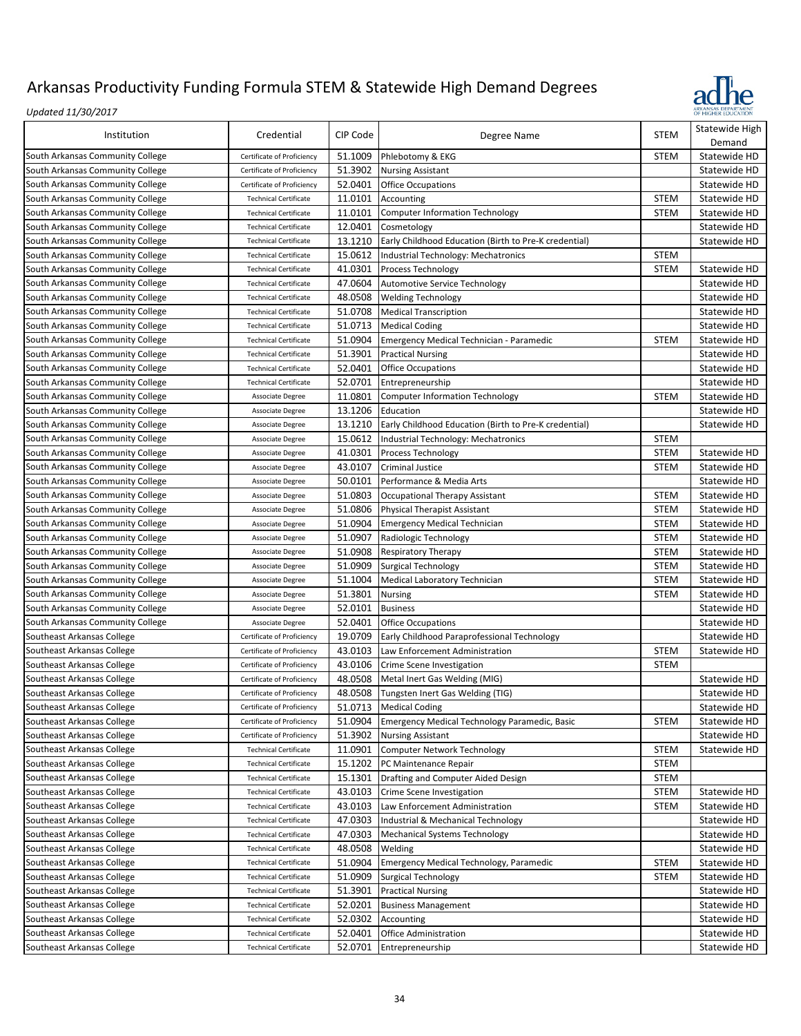# Arkansas Productivity Funding Formula STEM & Statewide High Demand Degrees

*Updated 11/30/2017*

| Institution | Credential | CIP Code | Degree Name | STEM | Statewide High Demand |
|---|---|---|---|---|---|
| South Arkansas Community College | Certificate of Proficiency | 51.1009 | Phlebotomy & EKG | STEM | Statewide HD |
| South Arkansas Community College | Certificate of Proficiency | 51.3902 | Nursing Assistant | | Statewide HD |
| South Arkansas Community College | Certificate of Proficiency | 52.0401 | Office Occupations | | Statewide HD |
| South Arkansas Community College | Technical Certificate | 11.0101 | Accounting | STEM | Statewide HD |
| South Arkansas Community College | Technical Certificate | 11.0101 | Computer Information Technology | STEM | Statewide HD |
| South Arkansas Community College | Technical Certificate | 12.0401 | Cosmetology | | Statewide HD |
| South Arkansas Community College | Technical Certificate | 13.1210 | Early Childhood Education (Birth to Pre-K credential) | | Statewide HD |
| South Arkansas Community College | Technical Certificate | 15.0612 | Industrial Technology: Mechatronics | STEM | |
| South Arkansas Community College | Technical Certificate | 41.0301 | Process Technology | STEM | Statewide HD |
| South Arkansas Community College | Technical Certificate | 47.0604 | Automotive Service Technology | | Statewide HD |
| South Arkansas Community College | Technical Certificate | 48.0508 | Welding Technology | | Statewide HD |
| South Arkansas Community College | Technical Certificate | 51.0708 | Medical Transcription | | Statewide HD |
| South Arkansas Community College | Technical Certificate | 51.0713 | Medical Coding | | Statewide HD |
| South Arkansas Community College | Technical Certificate | 51.0904 | Emergency Medical Technician - Paramedic | STEM | Statewide HD |
| South Arkansas Community College | Technical Certificate | 51.3901 | Practical Nursing | | Statewide HD |
| South Arkansas Community College | Technical Certificate | 52.0401 | Office Occupations | | Statewide HD |
| South Arkansas Community College | Technical Certificate | 52.0701 | Entrepreneurship | | Statewide HD |
| South Arkansas Community College | Associate Degree | 11.0801 | Computer Information Technology | STEM | Statewide HD |
| South Arkansas Community College | Associate Degree | 13.1206 | Education | | Statewide HD |
| South Arkansas Community College | Associate Degree | 13.1210 | Early Childhood Education (Birth to Pre-K credential) | | Statewide HD |
| South Arkansas Community College | Associate Degree | 15.0612 | Industrial Technology: Mechatronics | STEM | |
| South Arkansas Community College | Associate Degree | 41.0301 | Process Technology | STEM | Statewide HD |
| South Arkansas Community College | Associate Degree | 43.0107 | Criminal Justice | STEM | Statewide HD |
| South Arkansas Community College | Associate Degree | 50.0101 | Performance & Media Arts | | Statewide HD |
| South Arkansas Community College | Associate Degree | 51.0803 | Occupational Therapy Assistant | STEM | Statewide HD |
| South Arkansas Community College | Associate Degree | 51.0806 | Physical Therapist Assistant | STEM | Statewide HD |
| South Arkansas Community College | Associate Degree | 51.0904 | Emergency Medical Technician | STEM | Statewide HD |
| South Arkansas Community College | Associate Degree | 51.0907 | Radiologic Technology | STEM | Statewide HD |
| South Arkansas Community College | Associate Degree | 51.0908 | Respiratory Therapy | STEM | Statewide HD |
| South Arkansas Community College | Associate Degree | 51.0909 | Surgical Technology | STEM | Statewide HD |
| South Arkansas Community College | Associate Degree | 51.1004 | Medical Laboratory Technician | STEM | Statewide HD |
| South Arkansas Community College | Associate Degree | 51.3801 | Nursing | STEM | Statewide HD |
| South Arkansas Community College | Associate Degree | 52.0101 | Business | | Statewide HD |
| South Arkansas Community College | Associate Degree | 52.0401 | Office Occupations | | Statewide HD |
| Southeast Arkansas College | Certificate of Proficiency | 19.0709 | Early Childhood Paraprofessional Technology | | Statewide HD |
| Southeast Arkansas College | Certificate of Proficiency | 43.0103 | Law Enforcement Administration | STEM | Statewide HD |
| Southeast Arkansas College | Certificate of Proficiency | 43.0106 | Crime Scene Investigation | STEM | |
| Southeast Arkansas College | Certificate of Proficiency | 48.0508 | Metal Inert Gas Welding (MIG) | | Statewide HD |
| Southeast Arkansas College | Certificate of Proficiency | 48.0508 | Tungsten Inert Gas Welding (TIG) | | Statewide HD |
| Southeast Arkansas College | Certificate of Proficiency | 51.0713 | Medical Coding | | Statewide HD |
| Southeast Arkansas College | Certificate of Proficiency | 51.0904 | Emergency Medical Technology Paramedic, Basic | STEM | Statewide HD |
| Southeast Arkansas College | Certificate of Proficiency | 51.3902 | Nursing Assistant | | Statewide HD |
| Southeast Arkansas College | Technical Certificate | 11.0901 | Computer Network Technology | STEM | Statewide HD |
| Southeast Arkansas College | Technical Certificate | 15.1202 | PC Maintenance Repair | STEM | |
| Southeast Arkansas College | Technical Certificate | 15.1301 | Drafting and Computer Aided Design | STEM | |
| Southeast Arkansas College | Technical Certificate | 43.0103 | Crime Scene Investigation | STEM | Statewide HD |
| Southeast Arkansas College | Technical Certificate | 43.0103 | Law Enforcement Administration | STEM | Statewide HD |
| Southeast Arkansas College | Technical Certificate | 47.0303 | Industrial & Mechanical Technology | | Statewide HD |
| Southeast Arkansas College | Technical Certificate | 47.0303 | Mechanical Systems Technology | | Statewide HD |
| Southeast Arkansas College | Technical Certificate | 48.0508 | Welding | | Statewide HD |
| Southeast Arkansas College | Technical Certificate | 51.0904 | Emergency Medical Technology, Paramedic | STEM | Statewide HD |
| Southeast Arkansas College | Technical Certificate | 51.0909 | Surgical Technology | STEM | Statewide HD |
| Southeast Arkansas College | Technical Certificate | 51.3901 | Practical Nursing | | Statewide HD |
| Southeast Arkansas College | Technical Certificate | 52.0201 | Business Management | | Statewide HD |
| Southeast Arkansas College | Technical Certificate | 52.0302 | Accounting | | Statewide HD |
| Southeast Arkansas College | Technical Certificate | 52.0401 | Office Administration | | Statewide HD |
| Southeast Arkansas College | Technical Certificate | 52.0701 | Entrepreneurship | | Statewide HD |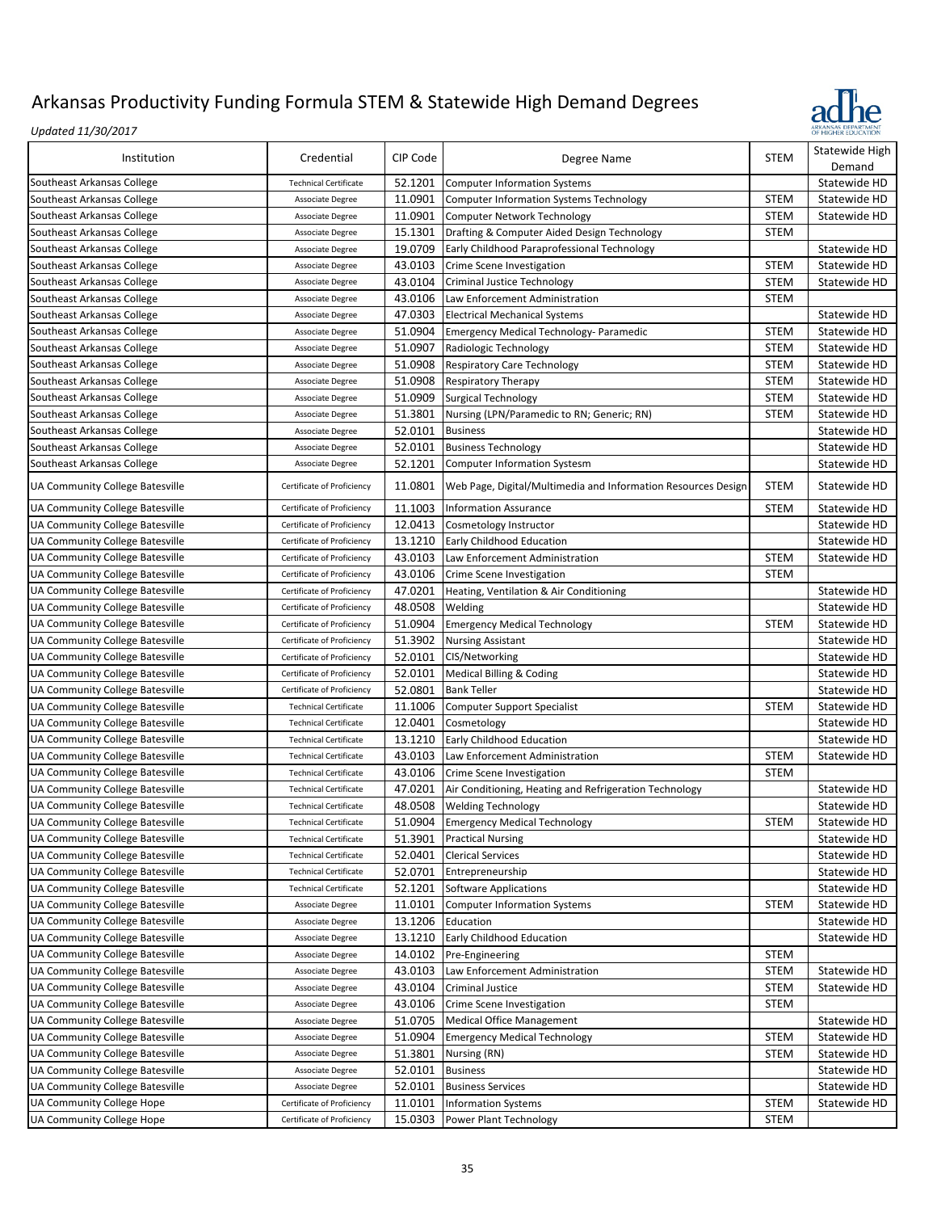# Arkansas Productivity Funding Formula STEM & Statewide High Demand Degrees

*Updated 11/30/2017*

| Institution | Credential | CIP Code | Degree Name | STEM | Statewide High Demand |
|---|---|---|---|---|---|
| Southeast Arkansas College | Technical Certificate | 52.1201 | Computer Information Systems | | Statewide HD |
| Southeast Arkansas College | Associate Degree | 11.0901 | Computer Information Systems Technology | STEM | Statewide HD |
| Southeast Arkansas College | Associate Degree | 11.0901 | Computer Network Technology | STEM | Statewide HD |
| Southeast Arkansas College | Associate Degree | 15.1301 | Drafting & Computer Aided Design Technology | STEM | |
| Southeast Arkansas College | Associate Degree | 19.0709 | Early Childhood Paraprofessional Technology | | Statewide HD |
| Southeast Arkansas College | Associate Degree | 43.0103 | Crime Scene Investigation | STEM | Statewide HD |
| Southeast Arkansas College | Associate Degree | 43.0104 | Criminal Justice Technology | STEM | Statewide HD |
| Southeast Arkansas College | Associate Degree | 43.0106 | Law Enforcement Administration | STEM | |
| Southeast Arkansas College | Associate Degree | 47.0303 | Electrical Mechanical Systems | | Statewide HD |
| Southeast Arkansas College | Associate Degree | 51.0904 | Emergency Medical Technology- Paramedic | STEM | Statewide HD |
| Southeast Arkansas College | Associate Degree | 51.0907 | Radiologic Technology | STEM | Statewide HD |
| Southeast Arkansas College | Associate Degree | 51.0908 | Respiratory Care Technology | STEM | Statewide HD |
| Southeast Arkansas College | Associate Degree | 51.0908 | Respiratory Therapy | STEM | Statewide HD |
| Southeast Arkansas College | Associate Degree | 51.0909 | Surgical Technology | STEM | Statewide HD |
| Southeast Arkansas College | Associate Degree | 51.3801 | Nursing (LPN/Paramedic to RN; Generic; RN) | STEM | Statewide HD |
| Southeast Arkansas College | Associate Degree | 52.0101 | Business | | Statewide HD |
| Southeast Arkansas College | Associate Degree | 52.0101 | Business Technology | | Statewide HD |
| Southeast Arkansas College | Associate Degree | 52.1201 | Computer Information Systesm | | Statewide HD |
| UA Community College Batesville | Certificate of Proficiency | 11.0801 | Web Page, Digital/Multimedia and Information Resources Design | STEM | Statewide HD |
| UA Community College Batesville | Certificate of Proficiency | 11.1003 | Information Assurance | STEM | Statewide HD |
| UA Community College Batesville | Certificate of Proficiency | 12.0413 | Cosmetology Instructor | | Statewide HD |
| UA Community College Batesville | Certificate of Proficiency | 13.1210 | Early Childhood Education | | Statewide HD |
| UA Community College Batesville | Certificate of Proficiency | 43.0103 | Law Enforcement Administration | STEM | Statewide HD |
| UA Community College Batesville | Certificate of Proficiency | 43.0106 | Crime Scene Investigation | STEM | |
| UA Community College Batesville | Certificate of Proficiency | 47.0201 | Heating, Ventilation & Air Conditioning | | Statewide HD |
| UA Community College Batesville | Certificate of Proficiency | 48.0508 | Welding | | Statewide HD |
| UA Community College Batesville | Certificate of Proficiency | 51.0904 | Emergency Medical Technology | STEM | Statewide HD |
| UA Community College Batesville | Certificate of Proficiency | 51.3902 | Nursing Assistant | | Statewide HD |
| UA Community College Batesville | Certificate of Proficiency | 52.0101 | CIS/Networking | | Statewide HD |
| UA Community College Batesville | Certificate of Proficiency | 52.0101 | Medical Billing & Coding | | Statewide HD |
| UA Community College Batesville | Certificate of Proficiency | 52.0801 | Bank Teller | | Statewide HD |
| UA Community College Batesville | Technical Certificate | 11.1006 | Computer Support Specialist | STEM | Statewide HD |
| UA Community College Batesville | Technical Certificate | 12.0401 | Cosmetology | | Statewide HD |
| UA Community College Batesville | Technical Certificate | 13.1210 | Early Childhood Education | | Statewide HD |
| UA Community College Batesville | Technical Certificate | 43.0103 | Law Enforcement Administration | STEM | Statewide HD |
| UA Community College Batesville | Technical Certificate | 43.0106 | Crime Scene Investigation | STEM | |
| UA Community College Batesville | Technical Certificate | 47.0201 | Air Conditioning, Heating and Refrigeration Technology | | Statewide HD |
| UA Community College Batesville | Technical Certificate | 48.0508 | Welding Technology | | Statewide HD |
| UA Community College Batesville | Technical Certificate | 51.0904 | Emergency Medical Technology | STEM | Statewide HD |
| UA Community College Batesville | Technical Certificate | 51.3901 | Practical Nursing | | Statewide HD |
| UA Community College Batesville | Technical Certificate | 52.0401 | Clerical Services | | Statewide HD |
| UA Community College Batesville | Technical Certificate | 52.0701 | Entrepreneurship | | Statewide HD |
| UA Community College Batesville | Technical Certificate | 52.1201 | Software Applications | | Statewide HD |
| UA Community College Batesville | Associate Degree | 11.0101 | Computer Information Systems | STEM | Statewide HD |
| UA Community College Batesville | Associate Degree | 13.1206 | Education | | Statewide HD |
| UA Community College Batesville | Associate Degree | 13.1210 | Early Childhood Education | | Statewide HD |
| UA Community College Batesville | Associate Degree | 14.0102 | Pre-Engineering | STEM | |
| UA Community College Batesville | Associate Degree | 43.0103 | Law Enforcement Administration | STEM | Statewide HD |
| UA Community College Batesville | Associate Degree | 43.0104 | Criminal Justice | STEM | Statewide HD |
| UA Community College Batesville | Associate Degree | 43.0106 | Crime Scene Investigation | STEM | |
| UA Community College Batesville | Associate Degree | 51.0705 | Medical Office Management | | Statewide HD |
| UA Community College Batesville | Associate Degree | 51.0904 | Emergency Medical Technology | STEM | Statewide HD |
| UA Community College Batesville | Associate Degree | 51.3801 | Nursing (RN) | STEM | Statewide HD |
| UA Community College Batesville | Associate Degree | 52.0101 | Business | | Statewide HD |
| UA Community College Batesville | Associate Degree | 52.0101 | Business Services | | Statewide HD |
| UA Community College Hope | Certificate of Proficiency | 11.0101 | Information Systems | STEM | Statewide HD |
| UA Community College Hope | Certificate of Proficiency | 15.0303 | Power Plant Technology | STEM | |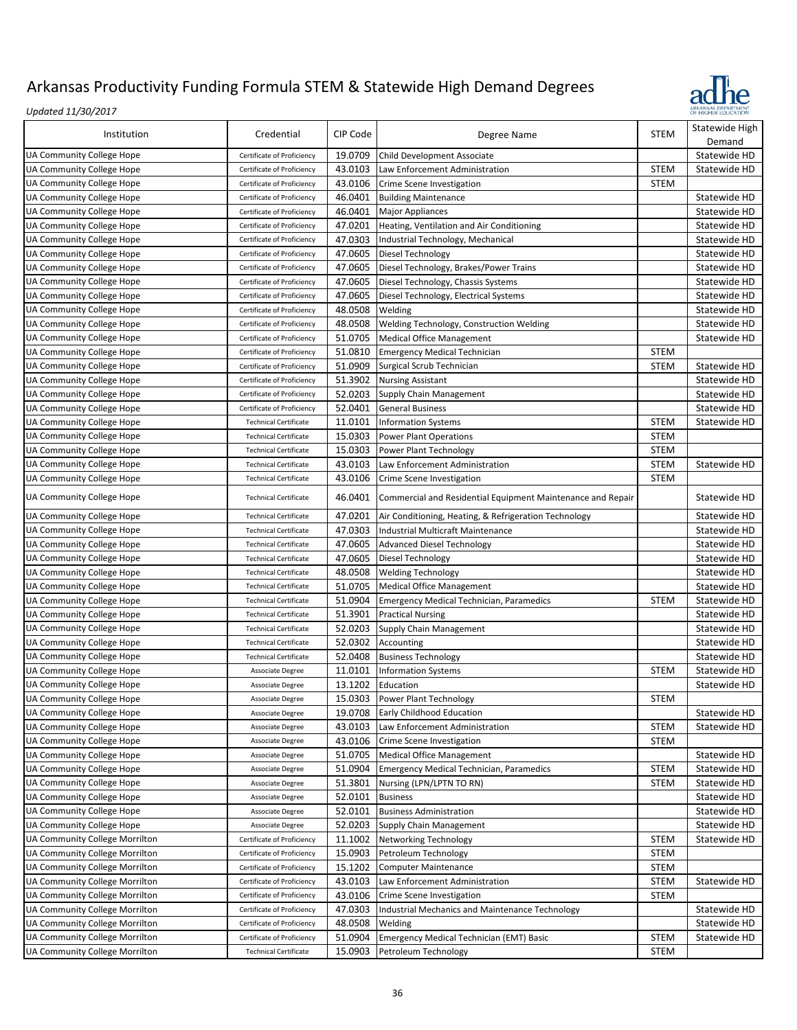# Arkansas Productivity Funding Formula STEM & Statewide High Demand Degrees

*Updated 11/30/2017*

| Institution | Credential | CIP Code | Degree Name | STEM | Statewide High Demand |
|---|---|---|---|---|---|
| UA Community College Hope | Certificate of Proficiency | 19.0709 | Child Development Associate | | Statewide HD |
| UA Community College Hope | Certificate of Proficiency | 43.0103 | Law Enforcement Administration | STEM | Statewide HD |
| UA Community College Hope | Certificate of Proficiency | 43.0106 | Crime Scene Investigation | STEM | |
| UA Community College Hope | Certificate of Proficiency | 46.0401 | Building Maintenance | | Statewide HD |
| UA Community College Hope | Certificate of Proficiency | 46.0401 | Major Appliances | | Statewide HD |
| UA Community College Hope | Certificate of Proficiency | 47.0201 | Heating, Ventilation and Air Conditioning | | Statewide HD |
| UA Community College Hope | Certificate of Proficiency | 47.0303 | Industrial Technology, Mechanical | | Statewide HD |
| UA Community College Hope | Certificate of Proficiency | 47.0605 | Diesel Technology | | Statewide HD |
| UA Community College Hope | Certificate of Proficiency | 47.0605 | Diesel Technology, Brakes/Power Trains | | Statewide HD |
| UA Community College Hope | Certificate of Proficiency | 47.0605 | Diesel Technology, Chassis Systems | | Statewide HD |
| UA Community College Hope | Certificate of Proficiency | 47.0605 | Diesel Technology, Electrical Systems | | Statewide HD |
| UA Community College Hope | Certificate of Proficiency | 48.0508 | Welding | | Statewide HD |
| UA Community College Hope | Certificate of Proficiency | 48.0508 | Welding Technology, Construction Welding | | Statewide HD |
| UA Community College Hope | Certificate of Proficiency | 51.0705 | Medical Office Management | | Statewide HD |
| UA Community College Hope | Certificate of Proficiency | 51.0810 | Emergency Medical Technician | STEM | |
| UA Community College Hope | Certificate of Proficiency | 51.0909 | Surgical Scrub Technician | STEM | Statewide HD |
| UA Community College Hope | Certificate of Proficiency | 51.3902 | Nursing Assistant | | Statewide HD |
| UA Community College Hope | Certificate of Proficiency | 52.0203 | Supply Chain Management | | Statewide HD |
| UA Community College Hope | Certificate of Proficiency | 52.0401 | General Business | | Statewide HD |
| UA Community College Hope | Technical Certificate | 11.0101 | Information Systems | STEM | Statewide HD |
| UA Community College Hope | Technical Certificate | 15.0303 | Power Plant Operations | STEM | |
| UA Community College Hope | Technical Certificate | 15.0303 | Power Plant Technology | STEM | |
| UA Community College Hope | Technical Certificate | 43.0103 | Law Enforcement Administration | STEM | Statewide HD |
| UA Community College Hope | Technical Certificate | 43.0106 | Crime Scene Investigation | STEM | |
| UA Community College Hope | Technical Certificate | 46.0401 | Commercial and Residential Equipment Maintenance and Repair | | Statewide HD |
| UA Community College Hope | Technical Certificate | 47.0201 | Air Conditioning, Heating, & Refrigeration Technology | | Statewide HD |
| UA Community College Hope | Technical Certificate | 47.0303 | Industrial Multicraft Maintenance | | Statewide HD |
| UA Community College Hope | Technical Certificate | 47.0605 | Advanced Diesel Technology | | Statewide HD |
| UA Community College Hope | Technical Certificate | 47.0605 | Diesel Technology | | Statewide HD |
| UA Community College Hope | Technical Certificate | 48.0508 | Welding Technology | | Statewide HD |
| UA Community College Hope | Technical Certificate | 51.0705 | Medical Office Management | | Statewide HD |
| UA Community College Hope | Technical Certificate | 51.0904 | Emergency Medical Technician, Paramedics | STEM | Statewide HD |
| UA Community College Hope | Technical Certificate | 51.3901 | Practical Nursing | | Statewide HD |
| UA Community College Hope | Technical Certificate | 52.0203 | Supply Chain Management | | Statewide HD |
| UA Community College Hope | Technical Certificate | 52.0302 | Accounting | | Statewide HD |
| UA Community College Hope | Technical Certificate | 52.0408 | Business Technology | | Statewide HD |
| UA Community College Hope | Associate Degree | 11.0101 | Information Systems | STEM | Statewide HD |
| UA Community College Hope | Associate Degree | 13.1202 | Education | | Statewide HD |
| UA Community College Hope | Associate Degree | 15.0303 | Power Plant Technology | STEM | |
| UA Community College Hope | Associate Degree | 19.0708 | Early Childhood Education | | Statewide HD |
| UA Community College Hope | Associate Degree | 43.0103 | Law Enforcement Administration | STEM | Statewide HD |
| UA Community College Hope | Associate Degree | 43.0106 | Crime Scene Investigation | STEM | |
| UA Community College Hope | Associate Degree | 51.0705 | Medical Office Management | | Statewide HD |
| UA Community College Hope | Associate Degree | 51.0904 | Emergency Medical Technician, Paramedics | STEM | Statewide HD |
| UA Community College Hope | Associate Degree | 51.3801 | Nursing (LPN/LPTN TO RN) | STEM | Statewide HD |
| UA Community College Hope | Associate Degree | 52.0101 | Business | | Statewide HD |
| UA Community College Hope | Associate Degree | 52.0101 | Business Administration | | Statewide HD |
| UA Community College Hope | Associate Degree | 52.0203 | Supply Chain Management | | Statewide HD |
| UA Community College Morrilton | Certificate of Proficiency | 11.1002 | Networking Technology | STEM | Statewide HD |
| UA Community College Morrilton | Certificate of Proficiency | 15.0903 | Petroleum Technology | STEM | |
| UA Community College Morrilton | Certificate of Proficiency | 15.1202 | Computer Maintenance | STEM | |
| UA Community College Morrilton | Certificate of Proficiency | 43.0103 | Law Enforcement Administration | STEM | Statewide HD |
| UA Community College Morrilton | Certificate of Proficiency | 43.0106 | Crime Scene Investigation | STEM | |
| UA Community College Morrilton | Certificate of Proficiency | 47.0303 | Industrial Mechanics and Maintenance Technology | | Statewide HD |
| UA Community College Morrilton | Certificate of Proficiency | 48.0508 | Welding | | Statewide HD |
| UA Community College Morrilton | Certificate of Proficiency | 51.0904 | Emergency Medical Technician (EMT) Basic | STEM | Statewide HD |
| UA Community College Morrilton | Technical Certificate | 15.0903 | Petroleum Technology | STEM | |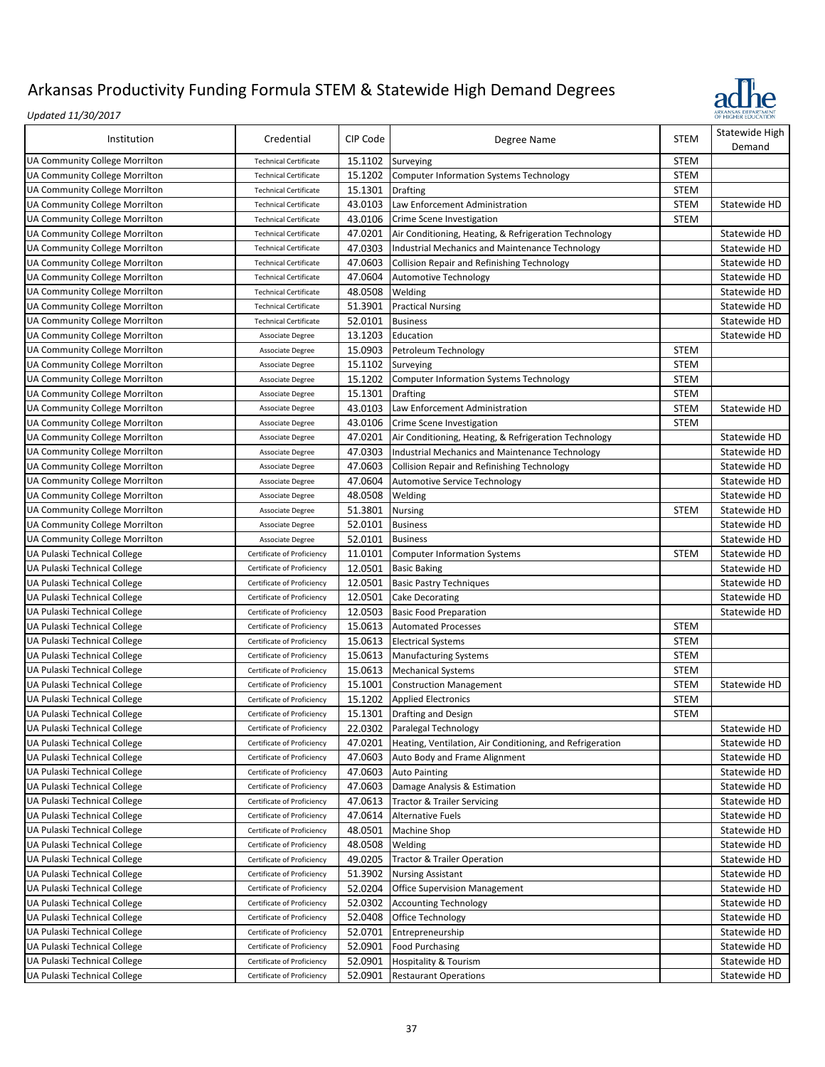# Arkansas Productivity Funding Formula STEM & Statewide High Demand Degrees

*Updated 11/30/2017*

| Institution | Credential | CIP Code | Degree Name | STEM | Statewide High Demand |
|---|---|---|---|---|---|
| UA Community College Morrilton | Technical Certificate | 15.1102 | Surveying | STEM | |
| UA Community College Morrilton | Technical Certificate | 15.1202 | Computer Information Systems Technology | STEM | |
| UA Community College Morrilton | Technical Certificate | 15.1301 | Drafting | STEM | |
| UA Community College Morrilton | Technical Certificate | 43.0103 | Law Enforcement Administration | STEM | Statewide HD |
| UA Community College Morrilton | Technical Certificate | 43.0106 | Crime Scene Investigation | STEM | |
| UA Community College Morrilton | Technical Certificate | 47.0201 | Air Conditioning, Heating, & Refrigeration Technology | | Statewide HD |
| UA Community College Morrilton | Technical Certificate | 47.0303 | Industrial Mechanics and Maintenance Technology | | Statewide HD |
| UA Community College Morrilton | Technical Certificate | 47.0603 | Collision Repair and Refinishing Technology | | Statewide HD |
| UA Community College Morrilton | Technical Certificate | 47.0604 | Automotive Technology | | Statewide HD |
| UA Community College Morrilton | Technical Certificate | 48.0508 | Welding | | Statewide HD |
| UA Community College Morrilton | Technical Certificate | 51.3901 | Practical Nursing | | Statewide HD |
| UA Community College Morrilton | Technical Certificate | 52.0101 | Business | | Statewide HD |
| UA Community College Morrilton | Associate Degree | 13.1203 | Education | | Statewide HD |
| UA Community College Morrilton | Associate Degree | 15.0903 | Petroleum Technology | STEM | |
| UA Community College Morrilton | Associate Degree | 15.1102 | Surveying | STEM | |
| UA Community College Morrilton | Associate Degree | 15.1202 | Computer Information Systems Technology | STEM | |
| UA Community College Morrilton | Associate Degree | 15.1301 | Drafting | STEM | |
| UA Community College Morrilton | Associate Degree | 43.0103 | Law Enforcement Administration | STEM | Statewide HD |
| UA Community College Morrilton | Associate Degree | 43.0106 | Crime Scene Investigation | STEM | |
| UA Community College Morrilton | Associate Degree | 47.0201 | Air Conditioning, Heating, & Refrigeration Technology | | Statewide HD |
| UA Community College Morrilton | Associate Degree | 47.0303 | Industrial Mechanics and Maintenance Technology | | Statewide HD |
| UA Community College Morrilton | Associate Degree | 47.0603 | Collision Repair and Refinishing Technology | | Statewide HD |
| UA Community College Morrilton | Associate Degree | 47.0604 | Automotive Service Technology | | Statewide HD |
| UA Community College Morrilton | Associate Degree | 48.0508 | Welding | | Statewide HD |
| UA Community College Morrilton | Associate Degree | 51.3801 | Nursing | STEM | Statewide HD |
| UA Community College Morrilton | Associate Degree | 52.0101 | Business | | Statewide HD |
| UA Community College Morrilton | Associate Degree | 52.0101 | Business | | Statewide HD |
| UA Pulaski Technical College | Certificate of Proficiency | 11.0101 | Computer Information Systems | STEM | Statewide HD |
| UA Pulaski Technical College | Certificate of Proficiency | 12.0501 | Basic Baking | | Statewide HD |
| UA Pulaski Technical College | Certificate of Proficiency | 12.0501 | Basic Pastry Techniques | | Statewide HD |
| UA Pulaski Technical College | Certificate of Proficiency | 12.0501 | Cake Decorating | | Statewide HD |
| UA Pulaski Technical College | Certificate of Proficiency | 12.0503 | Basic Food Preparation | | Statewide HD |
| UA Pulaski Technical College | Certificate of Proficiency | 15.0613 | Automated Processes | STEM | |
| UA Pulaski Technical College | Certificate of Proficiency | 15.0613 | Electrical Systems | STEM | |
| UA Pulaski Technical College | Certificate of Proficiency | 15.0613 | Manufacturing Systems | STEM | |
| UA Pulaski Technical College | Certificate of Proficiency | 15.0613 | Mechanical Systems | STEM | |
| UA Pulaski Technical College | Certificate of Proficiency | 15.1001 | Construction Management | STEM | Statewide HD |
| UA Pulaski Technical College | Certificate of Proficiency | 15.1202 | Applied Electronics | STEM | |
| UA Pulaski Technical College | Certificate of Proficiency | 15.1301 | Drafting and Design | STEM | |
| UA Pulaski Technical College | Certificate of Proficiency | 22.0302 | Paralegal Technology | | Statewide HD |
| UA Pulaski Technical College | Certificate of Proficiency | 47.0201 | Heating, Ventilation, Air Conditioning, and Refrigeration | | Statewide HD |
| UA Pulaski Technical College | Certificate of Proficiency | 47.0603 | Auto Body and Frame Alignment | | Statewide HD |
| UA Pulaski Technical College | Certificate of Proficiency | 47.0603 | Auto Painting | | Statewide HD |
| UA Pulaski Technical College | Certificate of Proficiency | 47.0603 | Damage Analysis & Estimation | | Statewide HD |
| UA Pulaski Technical College | Certificate of Proficiency | 47.0613 | Tractor & Trailer Servicing | | Statewide HD |
| UA Pulaski Technical College | Certificate of Proficiency | 47.0614 | Alternative Fuels | | Statewide HD |
| UA Pulaski Technical College | Certificate of Proficiency | 48.0501 | Machine Shop | | Statewide HD |
| UA Pulaski Technical College | Certificate of Proficiency | 48.0508 | Welding | | Statewide HD |
| UA Pulaski Technical College | Certificate of Proficiency | 49.0205 | Tractor & Trailer Operation | | Statewide HD |
| UA Pulaski Technical College | Certificate of Proficiency | 51.3902 | Nursing Assistant | | Statewide HD |
| UA Pulaski Technical College | Certificate of Proficiency | 52.0204 | Office Supervision Management | | Statewide HD |
| UA Pulaski Technical College | Certificate of Proficiency | 52.0302 | Accounting Technology | | Statewide HD |
| UA Pulaski Technical College | Certificate of Proficiency | 52.0408 | Office Technology | | Statewide HD |
| UA Pulaski Technical College | Certificate of Proficiency | 52.0701 | Entrepreneurship | | Statewide HD |
| UA Pulaski Technical College | Certificate of Proficiency | 52.0901 | Food Purchasing | | Statewide HD |
| UA Pulaski Technical College | Certificate of Proficiency | 52.0901 | Hospitality & Tourism | | Statewide HD |
| UA Pulaski Technical College | Certificate of Proficiency | 52.0901 | Restaurant Operations | | Statewide HD |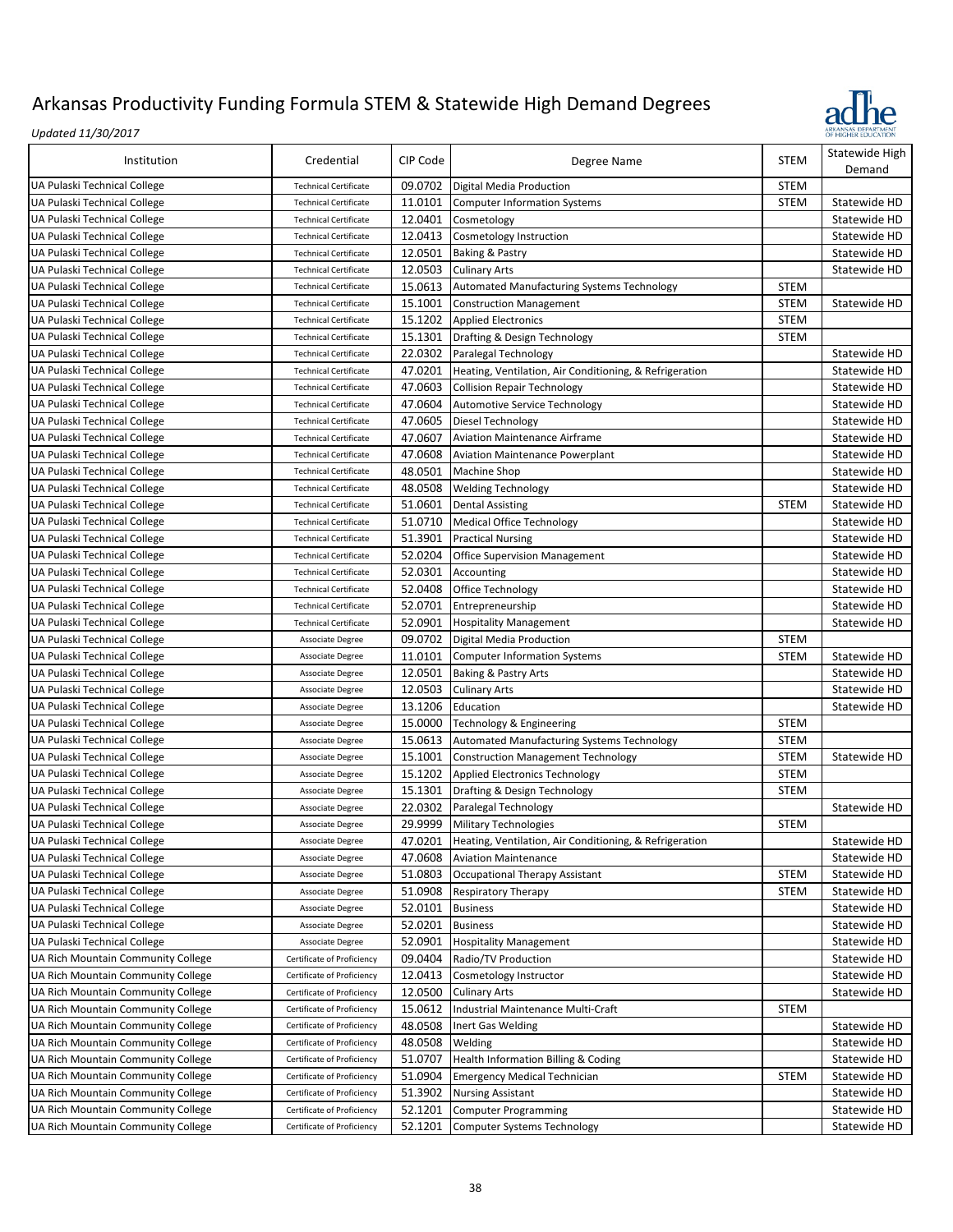# Arkansas Productivity Funding Formula STEM & Statewide High Demand Degrees

*Updated 11/30/2017*

| Institution | Credential | CIP Code | Degree Name | STEM | Statewide High Demand |
|---|---|---|---|---|---|
| UA Pulaski Technical College | Technical Certificate | 09.0702 | Digital Media Production | STEM | |
| UA Pulaski Technical College | Technical Certificate | 11.0101 | Computer Information Systems | STEM | Statewide HD |
| UA Pulaski Technical College | Technical Certificate | 12.0401 | Cosmetology | | Statewide HD |
| UA Pulaski Technical College | Technical Certificate | 12.0413 | Cosmetology Instruction | | Statewide HD |
| UA Pulaski Technical College | Technical Certificate | 12.0501 | Baking & Pastry | | Statewide HD |
| UA Pulaski Technical College | Technical Certificate | 12.0503 | Culinary Arts | | Statewide HD |
| UA Pulaski Technical College | Technical Certificate | 15.0613 | Automated Manufacturing Systems Technology | STEM | |
| UA Pulaski Technical College | Technical Certificate | 15.1001 | Construction Management | STEM | Statewide HD |
| UA Pulaski Technical College | Technical Certificate | 15.1202 | Applied Electronics | STEM | |
| UA Pulaski Technical College | Technical Certificate | 15.1301 | Drafting & Design Technology | STEM | |
| UA Pulaski Technical College | Technical Certificate | 22.0302 | Paralegal Technology | | Statewide HD |
| UA Pulaski Technical College | Technical Certificate | 47.0201 | Heating, Ventilation, Air Conditioning, & Refrigeration | | Statewide HD |
| UA Pulaski Technical College | Technical Certificate | 47.0603 | Collision Repair Technology | | Statewide HD |
| UA Pulaski Technical College | Technical Certificate | 47.0604 | Automotive Service Technology | | Statewide HD |
| UA Pulaski Technical College | Technical Certificate | 47.0605 | Diesel Technology | | Statewide HD |
| UA Pulaski Technical College | Technical Certificate | 47.0607 | Aviation Maintenance Airframe | | Statewide HD |
| UA Pulaski Technical College | Technical Certificate | 47.0608 | Aviation Maintenance Powerplant | | Statewide HD |
| UA Pulaski Technical College | Technical Certificate | 48.0501 | Machine Shop | | Statewide HD |
| UA Pulaski Technical College | Technical Certificate | 48.0508 | Welding Technology | | Statewide HD |
| UA Pulaski Technical College | Technical Certificate | 51.0601 | Dental Assisting | STEM | Statewide HD |
| UA Pulaski Technical College | Technical Certificate | 51.0710 | Medical Office Technology | | Statewide HD |
| UA Pulaski Technical College | Technical Certificate | 51.3901 | Practical Nursing | | Statewide HD |
| UA Pulaski Technical College | Technical Certificate | 52.0204 | Office Supervision Management | | Statewide HD |
| UA Pulaski Technical College | Technical Certificate | 52.0301 | Accounting | | Statewide HD |
| UA Pulaski Technical College | Technical Certificate | 52.0408 | Office Technology | | Statewide HD |
| UA Pulaski Technical College | Technical Certificate | 52.0701 | Entrepreneurship | | Statewide HD |
| UA Pulaski Technical College | Technical Certificate | 52.0901 | Hospitality Management | | Statewide HD |
| UA Pulaski Technical College | Associate Degree | 09.0702 | Digital Media Production | STEM | |
| UA Pulaski Technical College | Associate Degree | 11.0101 | Computer Information Systems | STEM | Statewide HD |
| UA Pulaski Technical College | Associate Degree | 12.0501 | Baking & Pastry Arts | | Statewide HD |
| UA Pulaski Technical College | Associate Degree | 12.0503 | Culinary Arts | | Statewide HD |
| UA Pulaski Technical College | Associate Degree | 13.1206 | Education | | Statewide HD |
| UA Pulaski Technical College | Associate Degree | 15.0000 | Technology & Engineering | STEM | |
| UA Pulaski Technical College | Associate Degree | 15.0613 | Automated Manufacturing Systems Technology | STEM | |
| UA Pulaski Technical College | Associate Degree | 15.1001 | Construction Management Technology | STEM | Statewide HD |
| UA Pulaski Technical College | Associate Degree | 15.1202 | Applied Electronics Technology | STEM | |
| UA Pulaski Technical College | Associate Degree | 15.1301 | Drafting & Design Technology | STEM | |
| UA Pulaski Technical College | Associate Degree | 22.0302 | Paralegal Technology | | Statewide HD |
| UA Pulaski Technical College | Associate Degree | 29.9999 | Military Technologies | STEM | |
| UA Pulaski Technical College | Associate Degree | 47.0201 | Heating, Ventilation, Air Conditioning, & Refrigeration | | Statewide HD |
| UA Pulaski Technical College | Associate Degree | 47.0608 | Aviation Maintenance | | Statewide HD |
| UA Pulaski Technical College | Associate Degree | 51.0803 | Occupational Therapy Assistant | STEM | Statewide HD |
| UA Pulaski Technical College | Associate Degree | 51.0908 | Respiratory Therapy | STEM | Statewide HD |
| UA Pulaski Technical College | Associate Degree | 52.0101 | Business | | Statewide HD |
| UA Pulaski Technical College | Associate Degree | 52.0201 | Business | | Statewide HD |
| UA Pulaski Technical College | Associate Degree | 52.0901 | Hospitality Management | | Statewide HD |
| UA Rich Mountain Community College | Certificate of Proficiency | 09.0404 | Radio/TV Production | | Statewide HD |
| UA Rich Mountain Community College | Certificate of Proficiency | 12.0413 | Cosmetology Instructor | | Statewide HD |
| UA Rich Mountain Community College | Certificate of Proficiency | 12.0500 | Culinary Arts | | Statewide HD |
| UA Rich Mountain Community College | Certificate of Proficiency | 15.0612 | Industrial Maintenance Multi-Craft | STEM | |
| UA Rich Mountain Community College | Certificate of Proficiency | 48.0508 | Inert Gas Welding | | Statewide HD |
| UA Rich Mountain Community College | Certificate of Proficiency | 48.0508 | Welding | | Statewide HD |
| UA Rich Mountain Community College | Certificate of Proficiency | 51.0707 | Health Information Billing & Coding | | Statewide HD |
| UA Rich Mountain Community College | Certificate of Proficiency | 51.0904 | Emergency Medical Technician | STEM | Statewide HD |
| UA Rich Mountain Community College | Certificate of Proficiency | 51.3902 | Nursing Assistant | | Statewide HD |
| UA Rich Mountain Community College | Certificate of Proficiency | 52.1201 | Computer Programming | | Statewide HD |
| UA Rich Mountain Community College | Certificate of Proficiency | 52.1201 | Computer Systems Technology | | Statewide HD |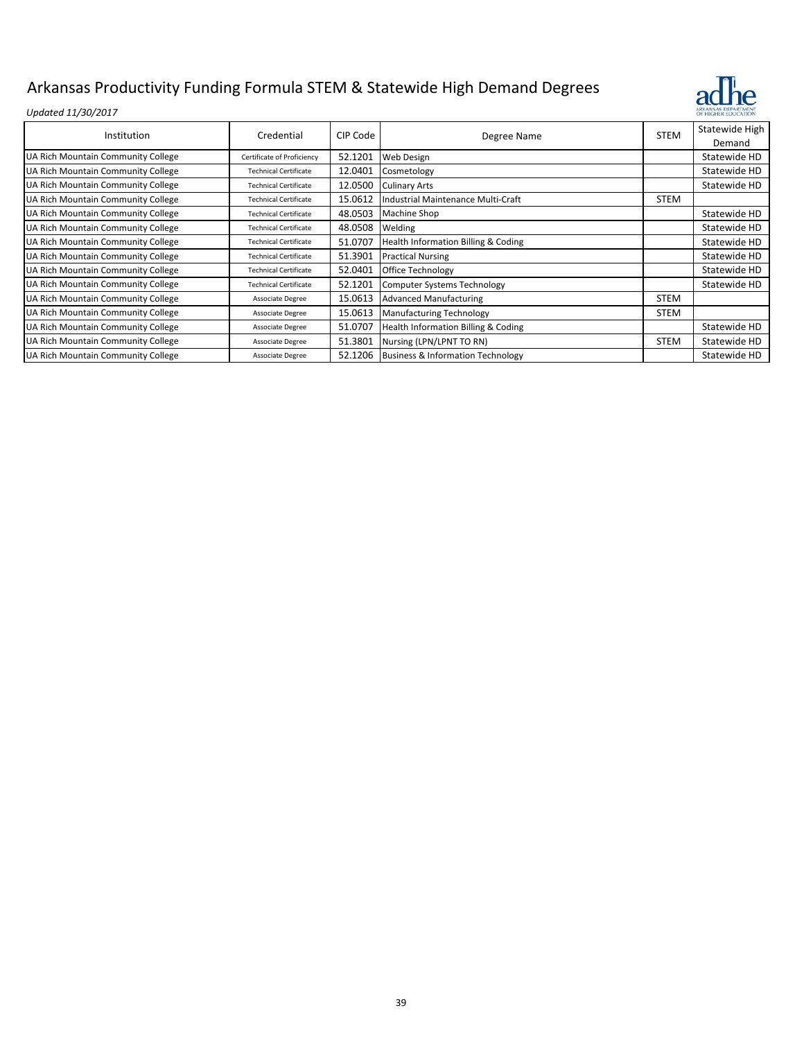# Arkansas Productivity Funding Formula STEM & Statewide High Demand Degrees

*Updated 11/30/2017*

| Institution | Credential | CIP Code | Degree Name | STEM | Statewide High Demand |
|---|---|---|---|---|---|
| UA Rich Mountain Community College | Certificate of Proficiency | 52.1201 | Web Design | | Statewide HD |
| UA Rich Mountain Community College | Technical Certificate | 12.0401 | Cosmetology | | Statewide HD |
| UA Rich Mountain Community College | Technical Certificate | 12.0500 | Culinary Arts | | Statewide HD |
| UA Rich Mountain Community College | Technical Certificate | 15.0612 | Industrial Maintenance Multi-Craft | STEM | |
| UA Rich Mountain Community College | Technical Certificate | 48.0503 | Machine Shop | | Statewide HD |
| UA Rich Mountain Community College | Technical Certificate | 48.0508 | Welding | | Statewide HD |
| UA Rich Mountain Community College | Technical Certificate | 51.0707 | Health Information Billing & Coding | | Statewide HD |
| UA Rich Mountain Community College | Technical Certificate | 51.3901 | Practical Nursing | | Statewide HD |
| UA Rich Mountain Community College | Technical Certificate | 52.0401 | Office Technology | | Statewide HD |
| UA Rich Mountain Community College | Technical Certificate | 52.1201 | Computer Systems Technology | | Statewide HD |
| UA Rich Mountain Community College | Associate Degree | 15.0613 | Advanced Manufacturing | STEM | |
| UA Rich Mountain Community College | Associate Degree | 15.0613 | Manufacturing Technology | STEM | |
| UA Rich Mountain Community College | Associate Degree | 51.0707 | Health Information Billing & Coding | | Statewide HD |
| UA Rich Mountain Community College | Associate Degree | 51.3801 | Nursing (LPN/LPNT TO RN) | STEM | Statewide HD |
| UA Rich Mountain Community College | Associate Degree | 52.1206 | Business & Information Technology | | Statewide HD |